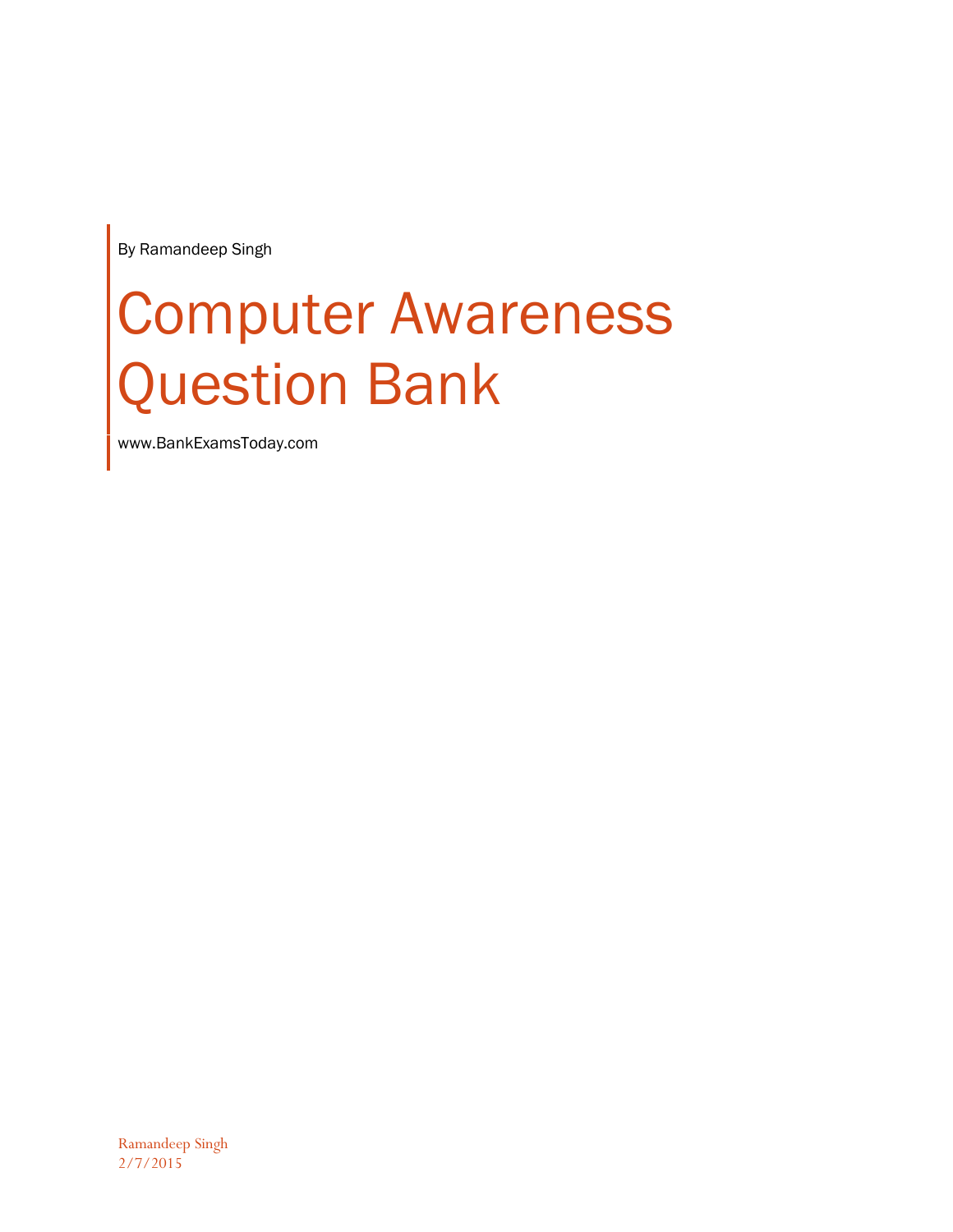By Ramandeep Singh

# Computer Awareness Question Bank

www.BankExamsToday.com

Ramandeep Singh
2/7/2015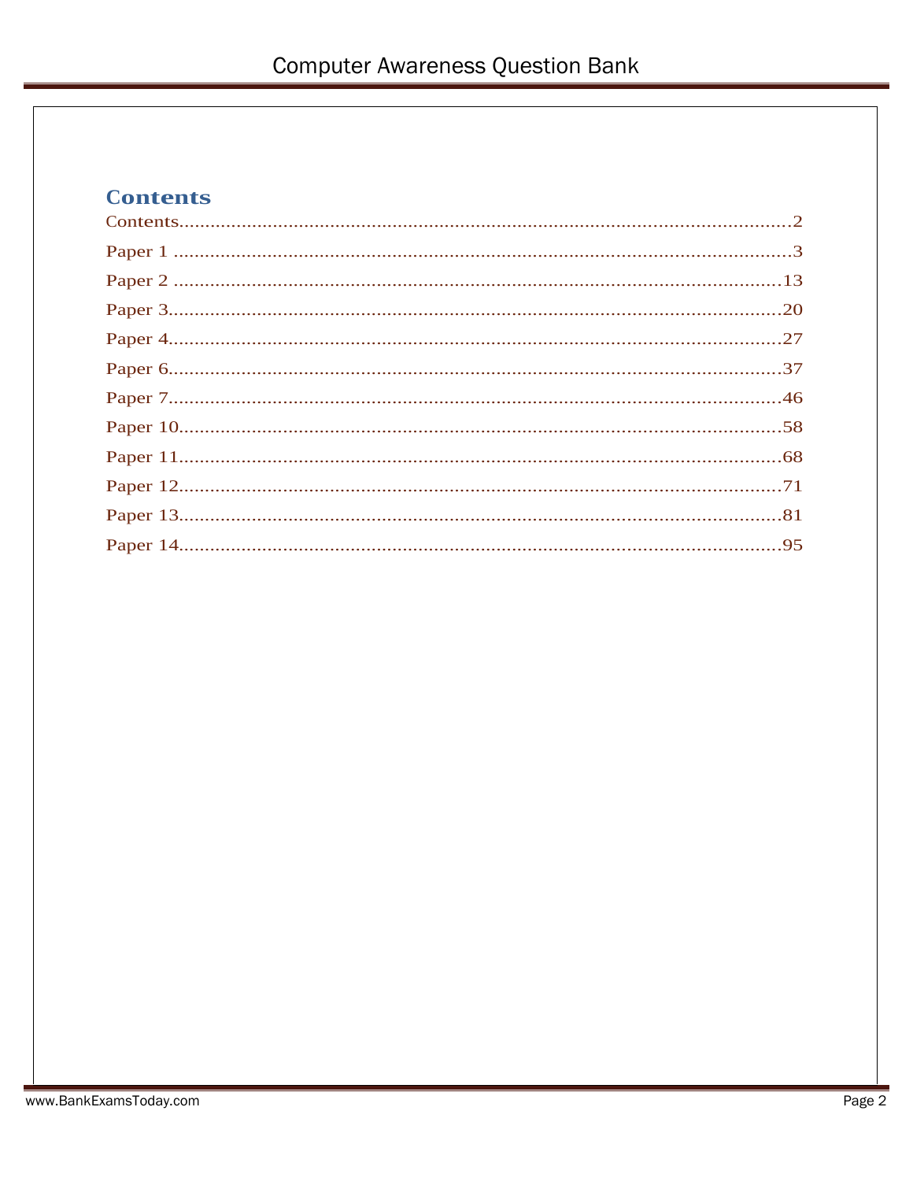# Contents

Contents........................................................................................................2

Paper 1 ........................................................................................................3

Paper 2 ......................................................................................................13

Paper 3.......................................................................................................20

Paper 4.......................................................................................................27

Paper 6.......................................................................................................37

Paper 7.......................................................................................................46

Paper 10.....................................................................................................58

Paper 11.....................................................................................................68

Paper 12.....................................................................................................71

Paper 13.....................................................................................................81

Paper 14.....................................................................................................95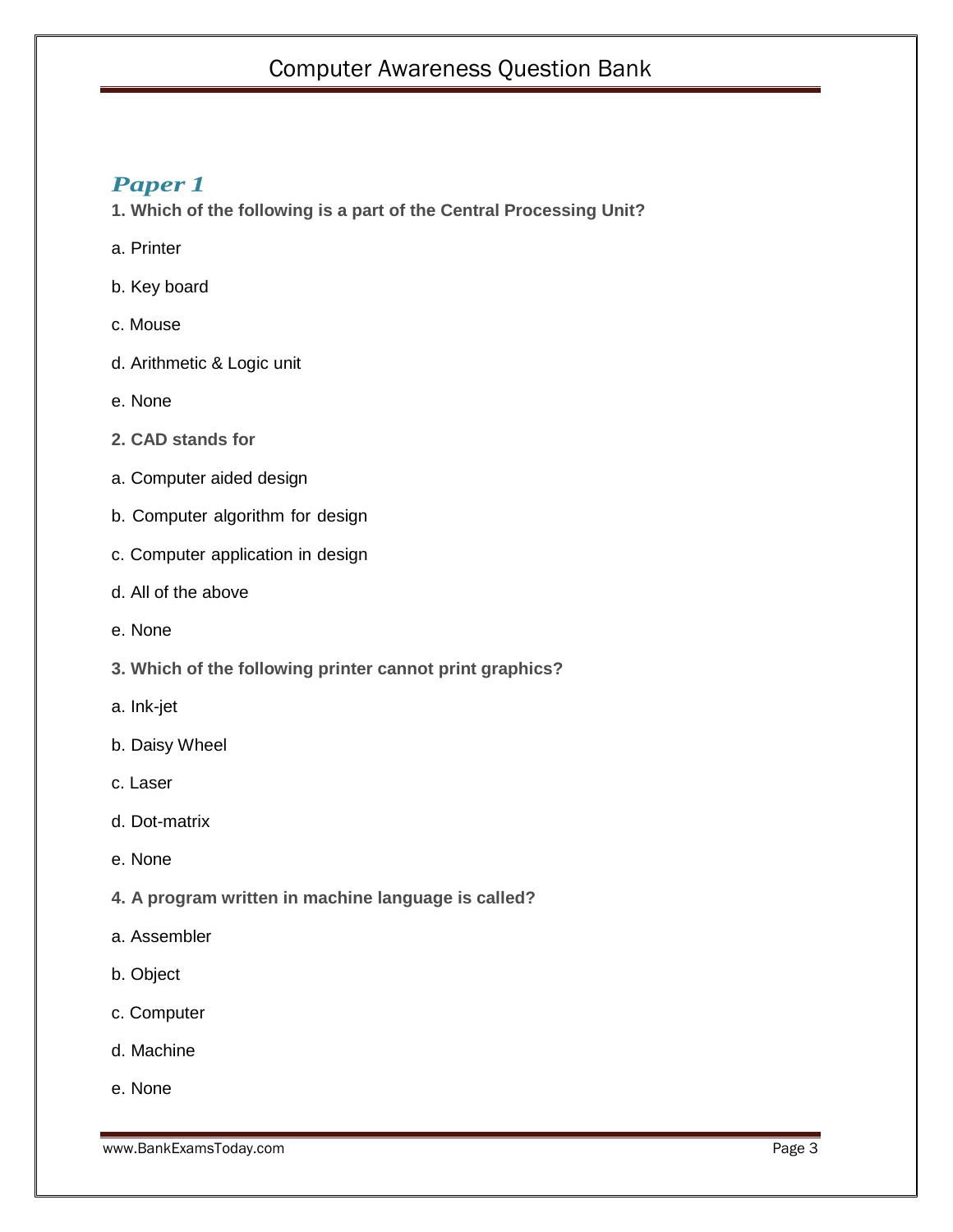## *Paper 1*

**1. Which of the following is a part of the Central Processing Unit?**

a. Printer

b. Key board

c. Mouse

d. Arithmetic & Logic unit

e. None

**2. CAD stands for**

a. Computer aided design

b. Computer algorithm for design

c. Computer application in design

d. All of the above

e. None

**3. Which of the following printer cannot print graphics?**

a. Ink-jet

b. Daisy Wheel

c. Laser

d. Dot-matrix

e. None

**4. A program written in machine language is called?**

a. Assembler

b. Object

c. Computer

d. Machine

e. None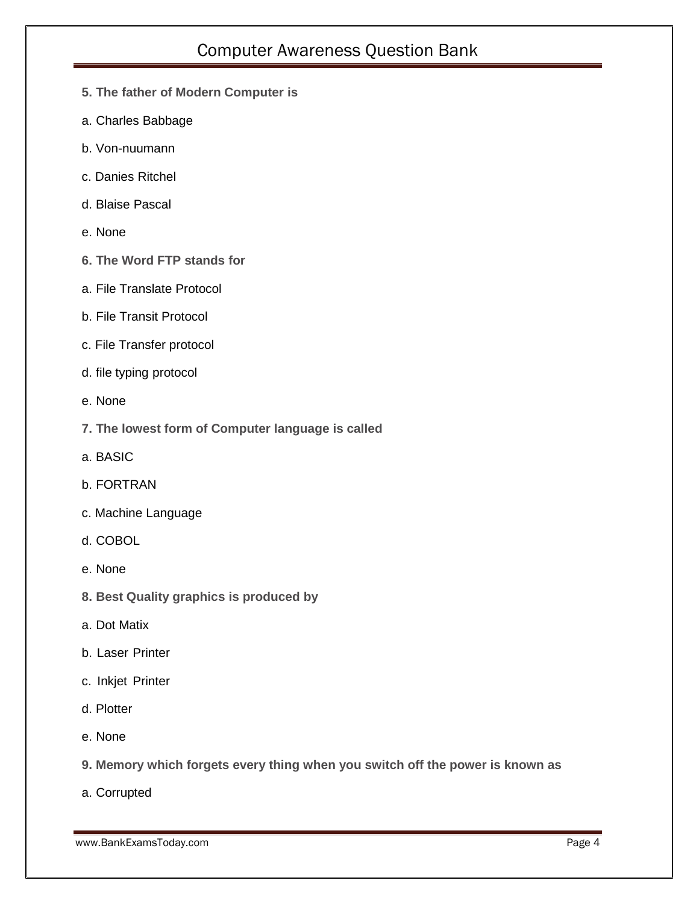**5. The father of Modern Computer is**

a. Charles Babbage

b. Von-nuumann

c. Danies Ritchel

d. Blaise Pascal

e. None

**6. The Word FTP stands for**

a. File Translate Protocol

b. File Transit Protocol

c. File Transfer protocol

d. file typing protocol

e. None

**7. The lowest form of Computer language is called**

a. BASIC

b. FORTRAN

c. Machine Language

d. COBOL

e. None

**8. Best Quality graphics is produced by**

a. Dot Matix

b. Laser Printer

c. Inkjet Printer

d. Plotter

e. None

**9. Memory which forgets every thing when you switch off the power is known as**

a. Corrupted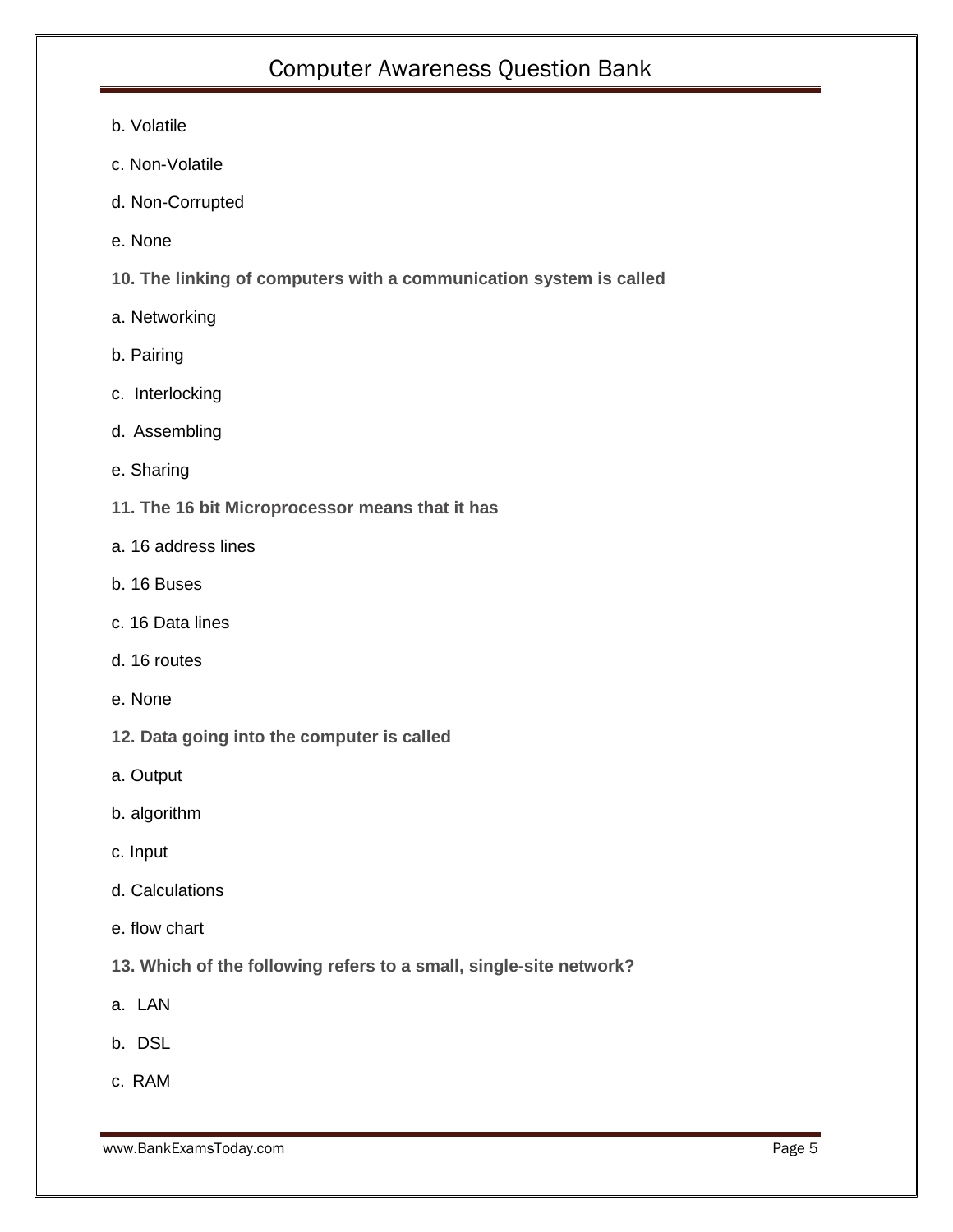b. Volatile

c. Non-Volatile

d. Non-Corrupted

e. None

**10. The linking of computers with a communication system is called**

a. Networking

b. Pairing

c. Interlocking

d. Assembling

e. Sharing

**11. The 16 bit Microprocessor means that it has**

a. 16 address lines

b. 16 Buses

c. 16 Data lines

d. 16 routes

e. None

**12. Data going into the computer is called**

a. Output

b. algorithm

c. Input

d. Calculations

e. flow chart

**13. Which of the following refers to a small, single-site network?**

a. LAN

b. DSL

c. RAM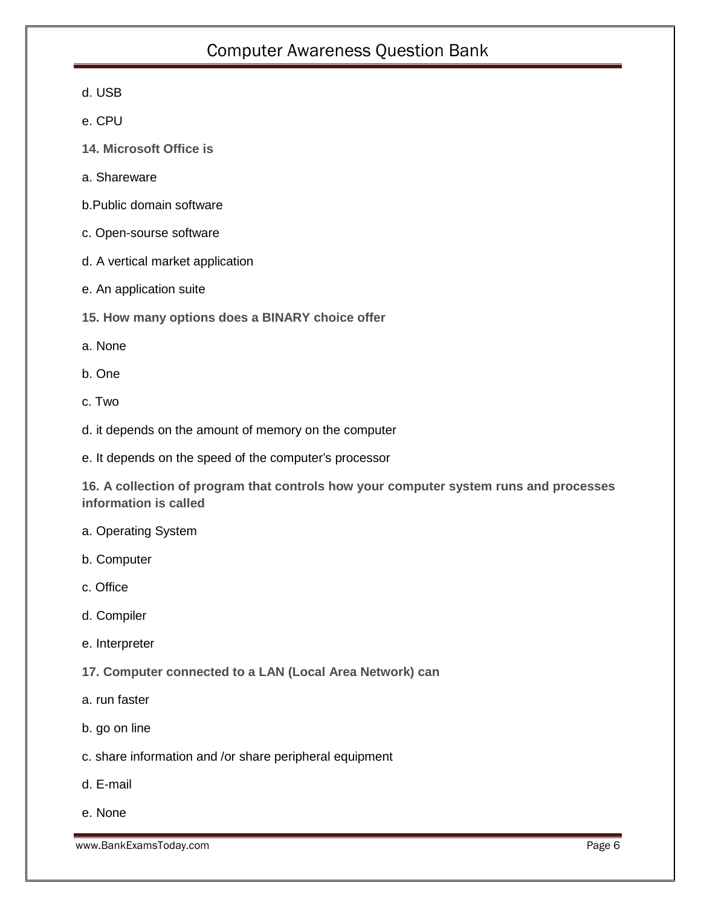d. USB

e. CPU

**14. Microsoft Office is**

a. Shareware

b.Public domain software

c. Open-sourse software

d. A vertical market application

e. An application suite

**15. How many options does a BINARY choice offer**

a. None

b. One

c. Two

d. it depends on the amount of memory on the computer

e. It depends on the speed of the computer's processor

**16. A collection of program that controls how your computer system runs and processes information is called**

a. Operating System

b. Computer

c. Office

d. Compiler

e. Interpreter

**17. Computer connected to a LAN (Local Area Network) can**

a. run faster

b. go on line

c. share information and /or share peripheral equipment

d. E-mail

e. None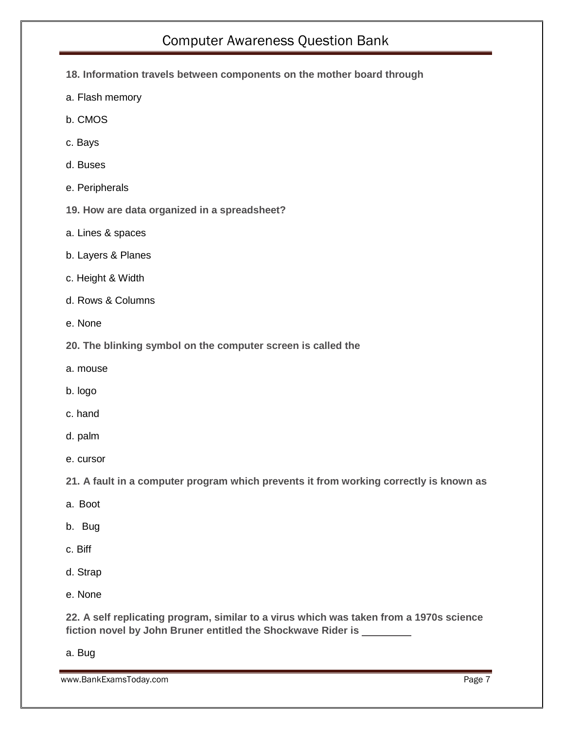**18. Information travels between components on the mother board through**

a. Flash memory

b. CMOS

c. Bays

d. Buses

e. Peripherals

**19. How are data organized in a spreadsheet?**

a. Lines & spaces

b. Layers & Planes

c. Height & Width

d. Rows & Columns

e. None

**20. The blinking symbol on the computer screen is called the**

a. mouse

b. logo

c. hand

d. palm

e. cursor

**21. A fault in a computer program which prevents it from working correctly is known as**

a. Boot

b. Bug

c. Biff

d. Strap

e. None

**22. A self replicating program, similar to a virus which was taken from a 1970s science fiction novel by John Bruner entitled the Shockwave Rider is \_\_\_\_\_\_\_\_\_**

a. Bug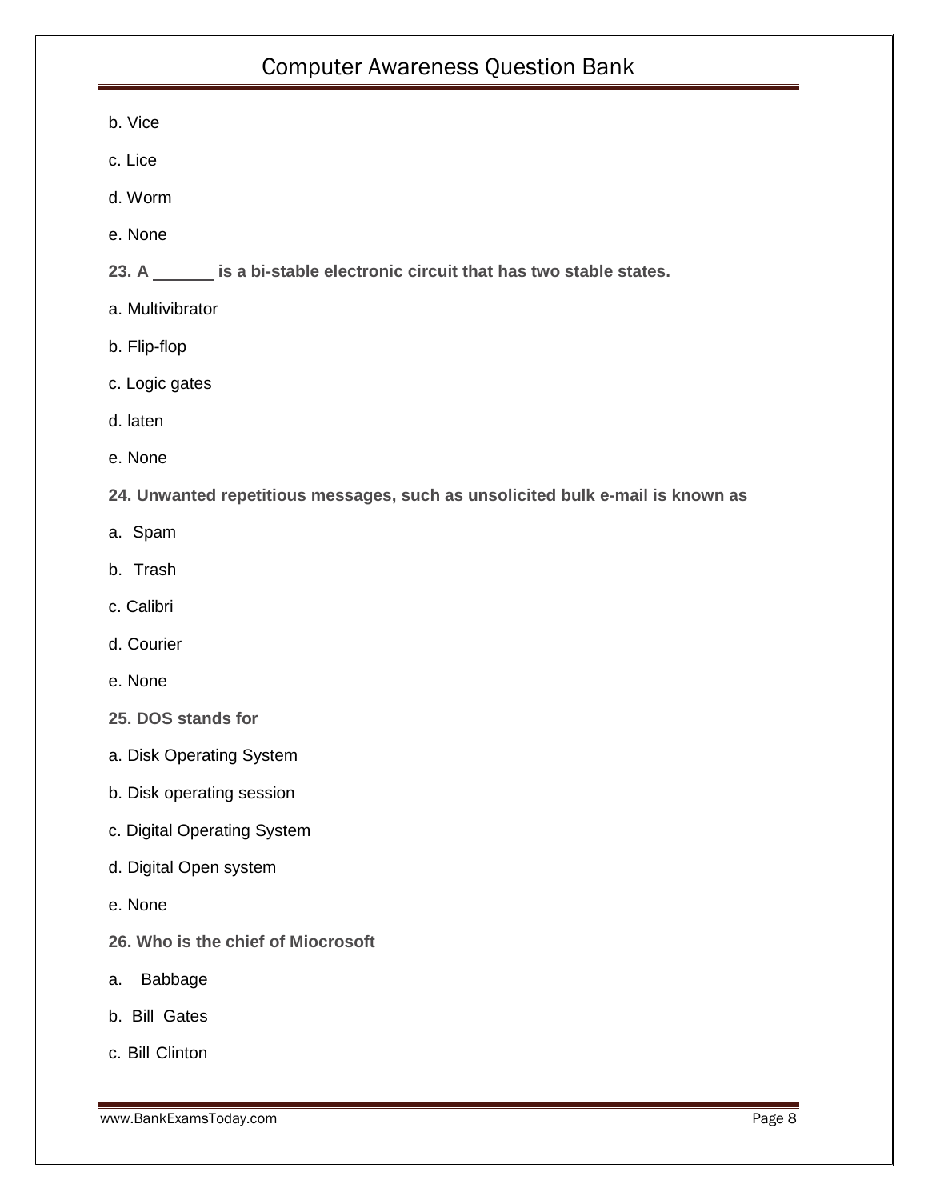b. Vice

c. Lice

d. Worm

e. None

**23. A ______ is a bi-stable electronic circuit that has two stable states.**

a. Multivibrator

b. Flip-flop

c. Logic gates

d. laten

e. None

**24. Unwanted repetitious messages, such as unsolicited bulk e-mail is known as**

a. Spam

b. Trash

c. Calibri

d. Courier

e. None

**25. DOS stands for**

a. Disk Operating System

b. Disk operating session

c. Digital Operating System

d. Digital Open system

e. None

**26. Who is the chief of Miocrosoft**

a. Babbage

b. Bill Gates

c. Bill Clinton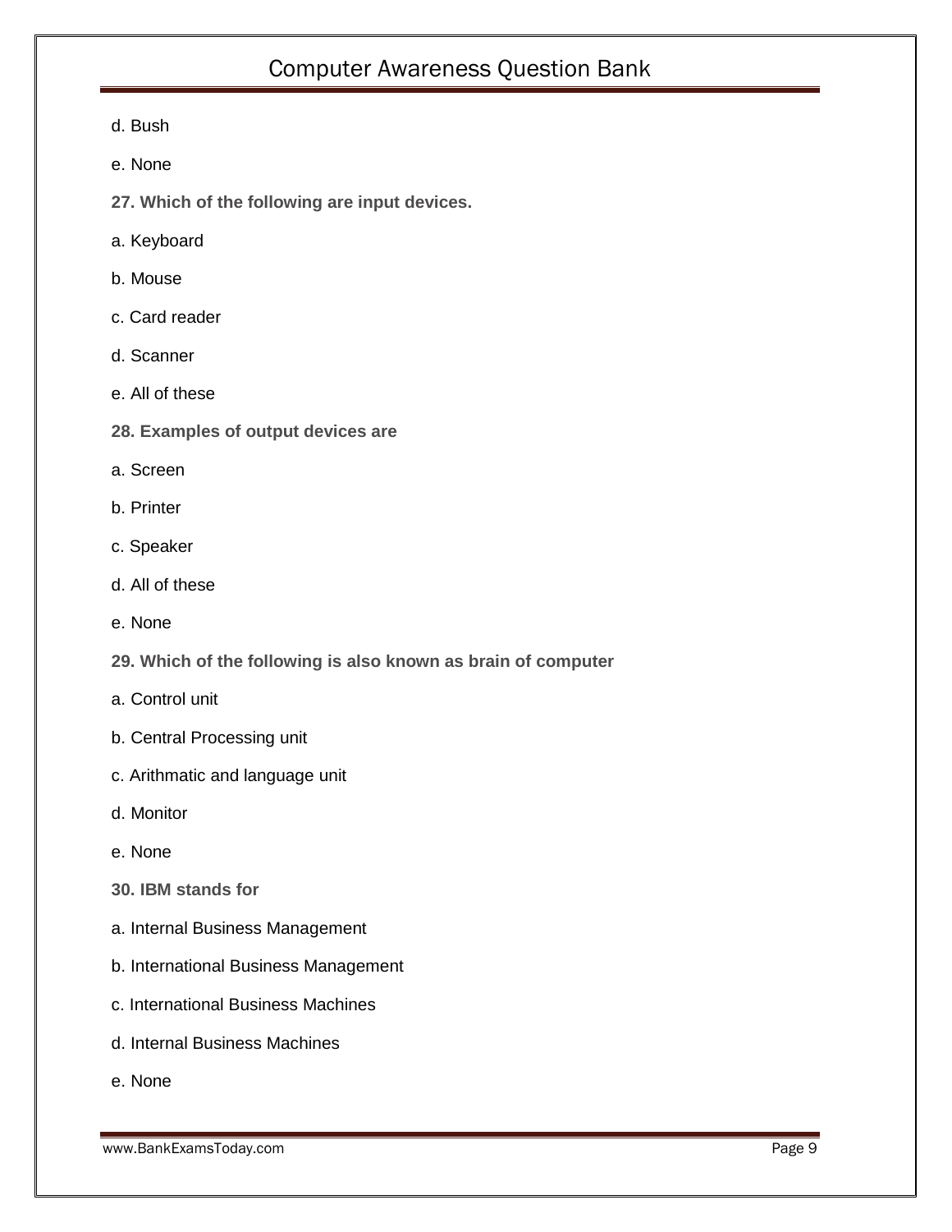d. Bush

e. None

**27. Which of the following are input devices.**

a. Keyboard

b. Mouse

c. Card reader

d. Scanner

e. All of these

**28. Examples of output devices are**

a. Screen

b. Printer

c. Speaker

d. All of these

e. None

**29. Which of the following is also known as brain of computer**

a. Control unit

b. Central Processing unit

c. Arithmatic and language unit

d. Monitor

e. None

**30. IBM stands for**

a. Internal Business Management

b. International Business Management

c. International Business Machines

d. Internal Business Machines

e. None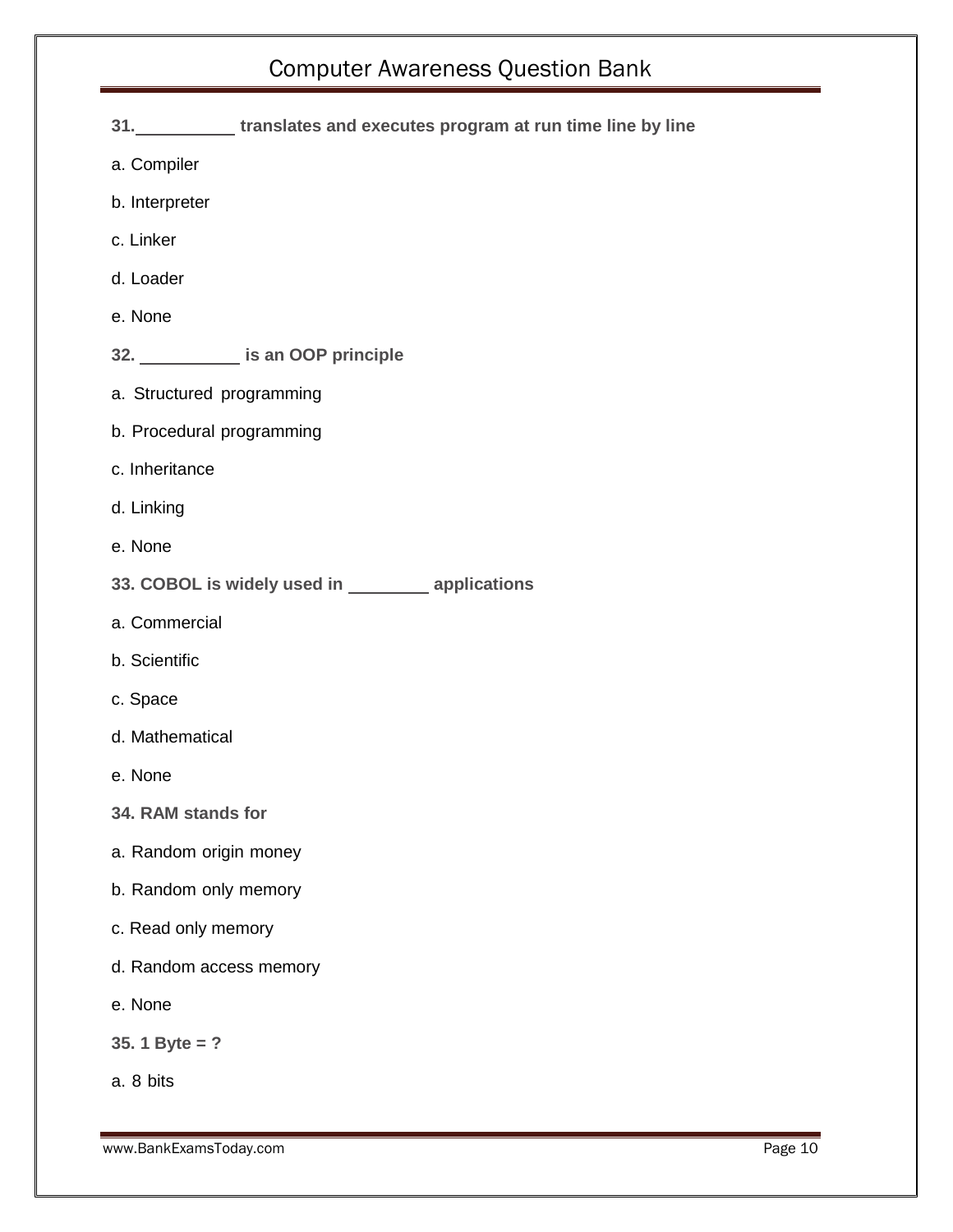**31.__________ translates and executes program at run time line by line**

a. Compiler

b. Interpreter

c. Linker

d. Loader

e. None

**32. __________ is an OOP principle**

a. Structured programming

b. Procedural programming

c. Inheritance

d. Linking

e. None

**33. COBOL is widely used in ________ applications**

a. Commercial

b. Scientific

c. Space

d. Mathematical

e. None

**34. RAM stands for**

a. Random origin money

b. Random only memory

c. Read only memory

d. Random access memory

e. None

**35. 1 Byte = ?**

a. 8 bits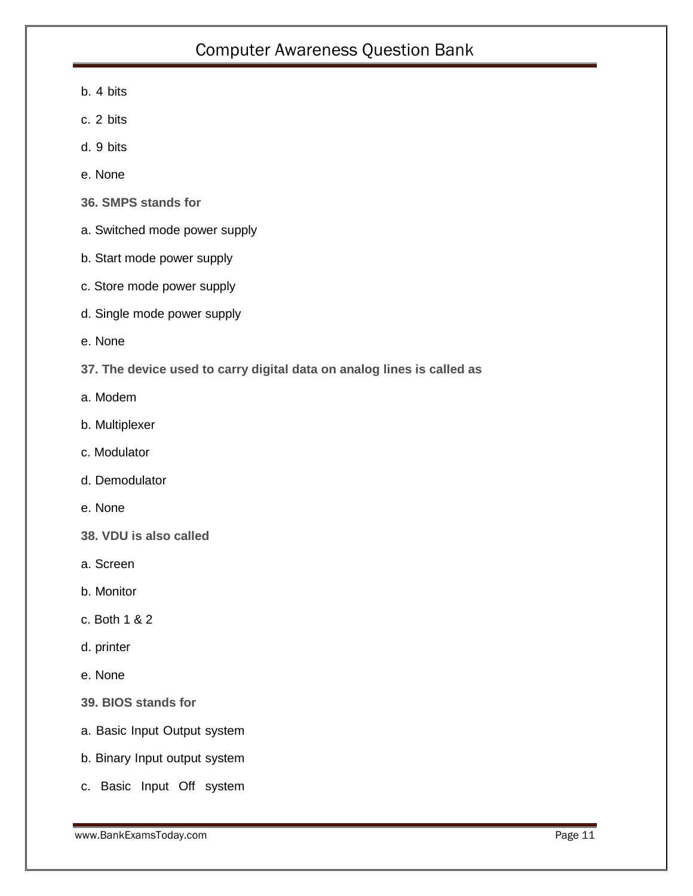b. 4 bits

c. 2 bits

d. 9 bits

e. None

**36. SMPS stands for**

a. Switched mode power supply

b. Start mode power supply

c. Store mode power supply

d. Single mode power supply

e. None

**37. The device used to carry digital data on analog lines is called as**

a. Modem

b. Multiplexer

c. Modulator

d. Demodulator

e. None

**38. VDU is also called**

a. Screen

b. Monitor

c. Both 1 & 2

d. printer

e. None

**39. BIOS stands for**

a. Basic Input Output system

b. Binary Input output system

c. Basic Input Off system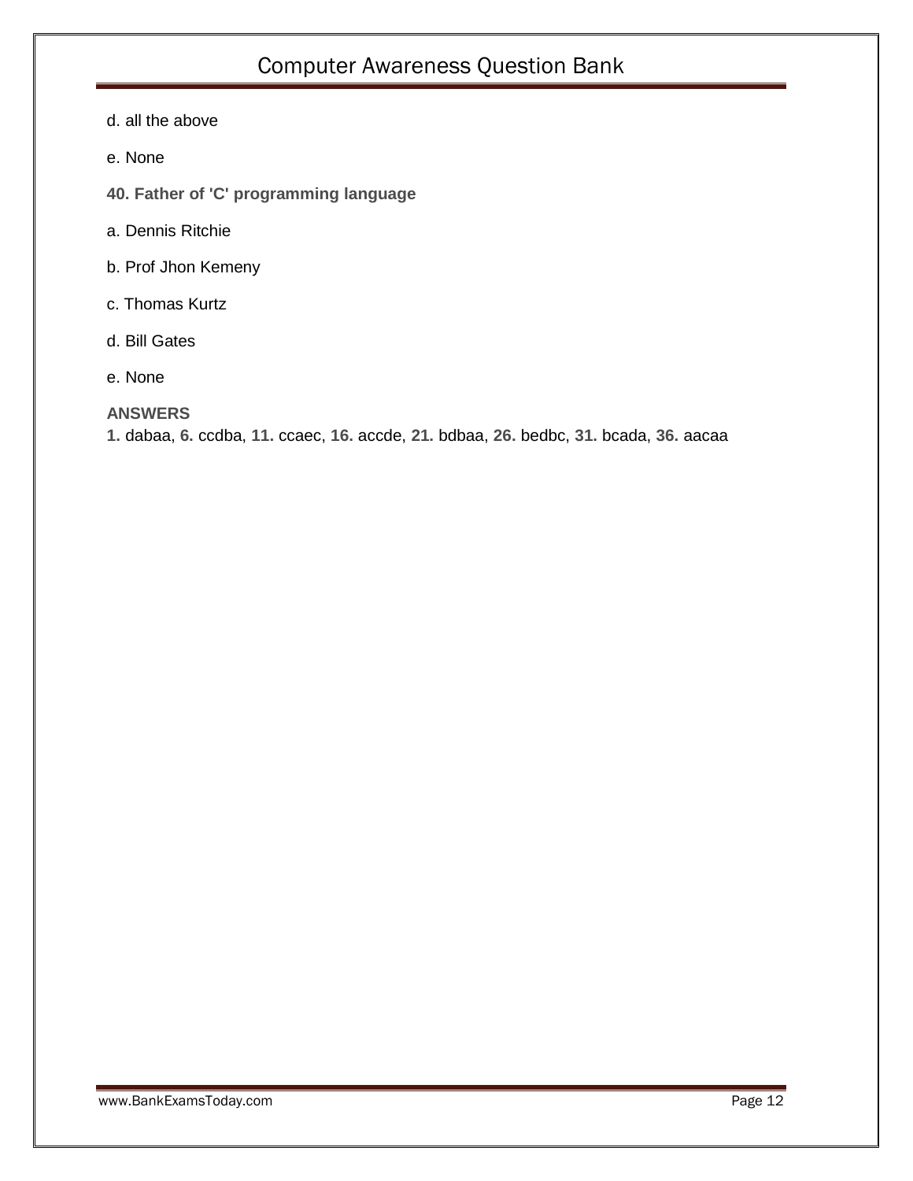d. all the above

e. None

**40. Father of 'C' programming language**

a. Dennis Ritchie

b. Prof Jhon Kemeny

c. Thomas Kurtz

d. Bill Gates

e. None

**ANSWERS**

**1.** dabaa, **6.** ccdba, **11.** ccaec, **16.** accde, **21.** bdbaa, **26.** bedbc, **31.** bcada, **36.** aacaa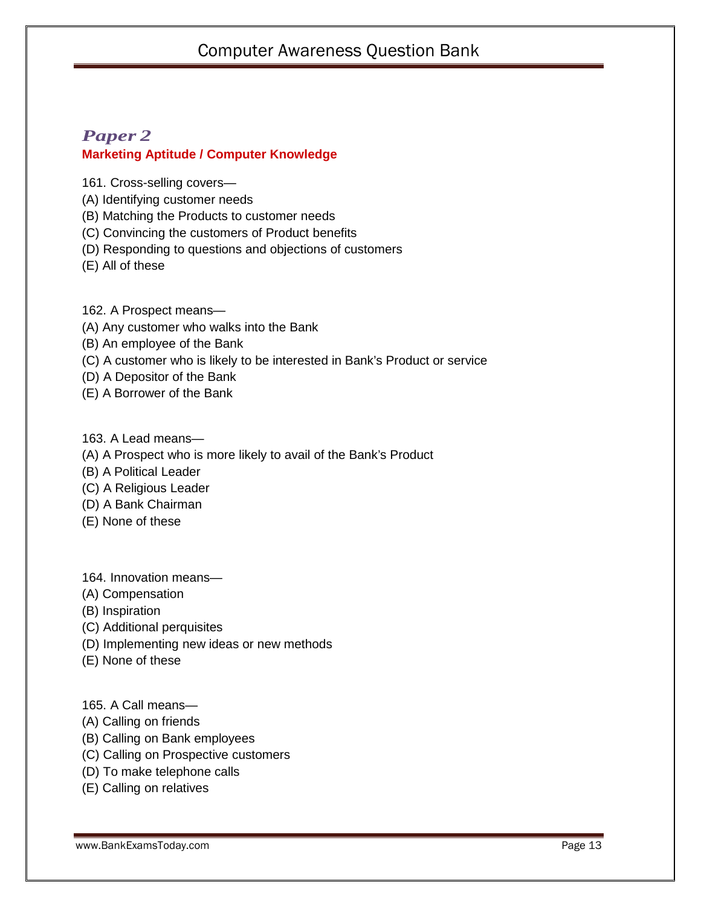## *Paper 2*

**Marketing Aptitude / Computer Knowledge**

161. Cross-selling covers—
(A) Identifying customer needs
(B) Matching the Products to customer needs
(C) Convincing the customers of Product benefits
(D) Responding to questions and objections of customers
(E) All of these

162. A Prospect means—
(A) Any customer who walks into the Bank
(B) An employee of the Bank
(C) A customer who is likely to be interested in Bank's Product or service
(D) A Depositor of the Bank
(E) A Borrower of the Bank

163. A Lead means—
(A) A Prospect who is more likely to avail of the Bank's Product
(B) A Political Leader
(C) A Religious Leader
(D) A Bank Chairman
(E) None of these

164. Innovation means—
(A) Compensation
(B) Inspiration
(C) Additional perquisites
(D) Implementing new ideas or new methods
(E) None of these

165. A Call means—
(A) Calling on friends
(B) Calling on Bank employees
(C) Calling on Prospective customers
(D) To make telephone calls
(E) Calling on relatives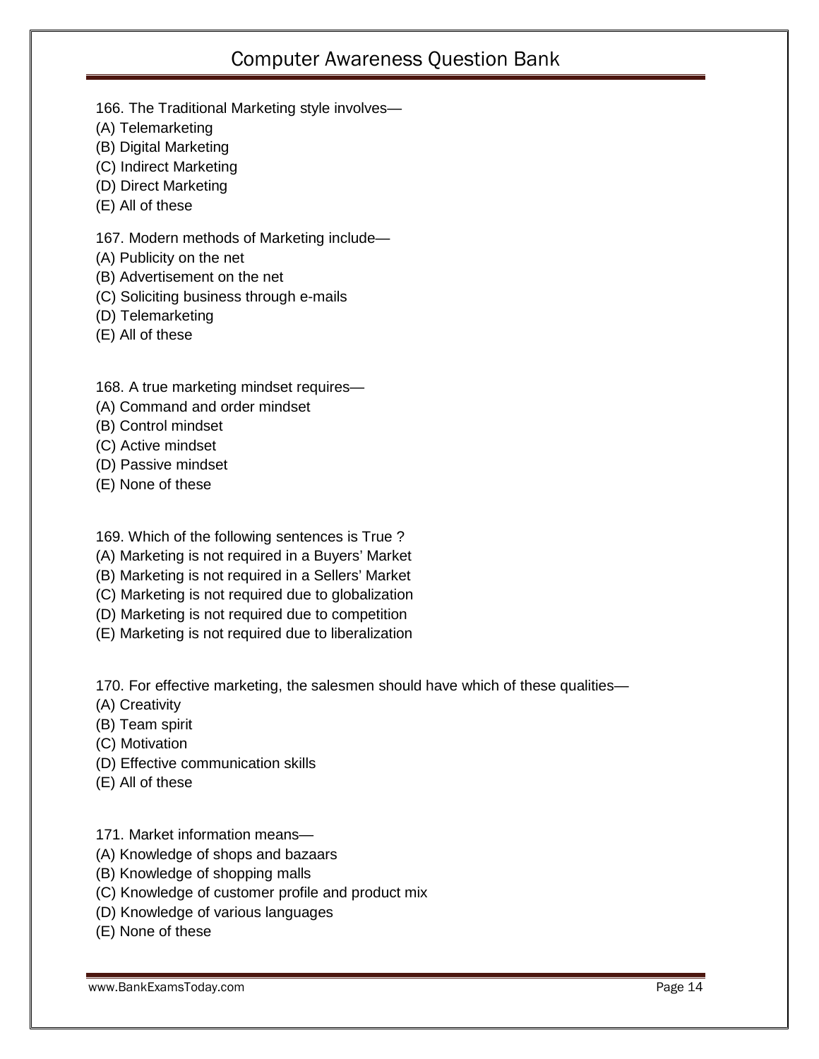166. The Traditional Marketing style involves—
(A) Telemarketing
(B) Digital Marketing
(C) Indirect Marketing
(D) Direct Marketing
(E) All of these

167. Modern methods of Marketing include—
(A) Publicity on the net
(B) Advertisement on the net
(C) Soliciting business through e-mails
(D) Telemarketing
(E) All of these

168. A true marketing mindset requires—
(A) Command and order mindset
(B) Control mindset
(C) Active mindset
(D) Passive mindset
(E) None of these

169. Which of the following sentences is True ?
(A) Marketing is not required in a Buyers' Market
(B) Marketing is not required in a Sellers' Market
(C) Marketing is not required due to globalization
(D) Marketing is not required due to competition
(E) Marketing is not required due to liberalization

170. For effective marketing, the salesmen should have which of these qualities—
(A) Creativity
(B) Team spirit
(C) Motivation
(D) Effective communication skills
(E) All of these

171. Market information means—
(A) Knowledge of shops and bazaars
(B) Knowledge of shopping malls
(C) Knowledge of customer profile and product mix
(D) Knowledge of various languages
(E) None of these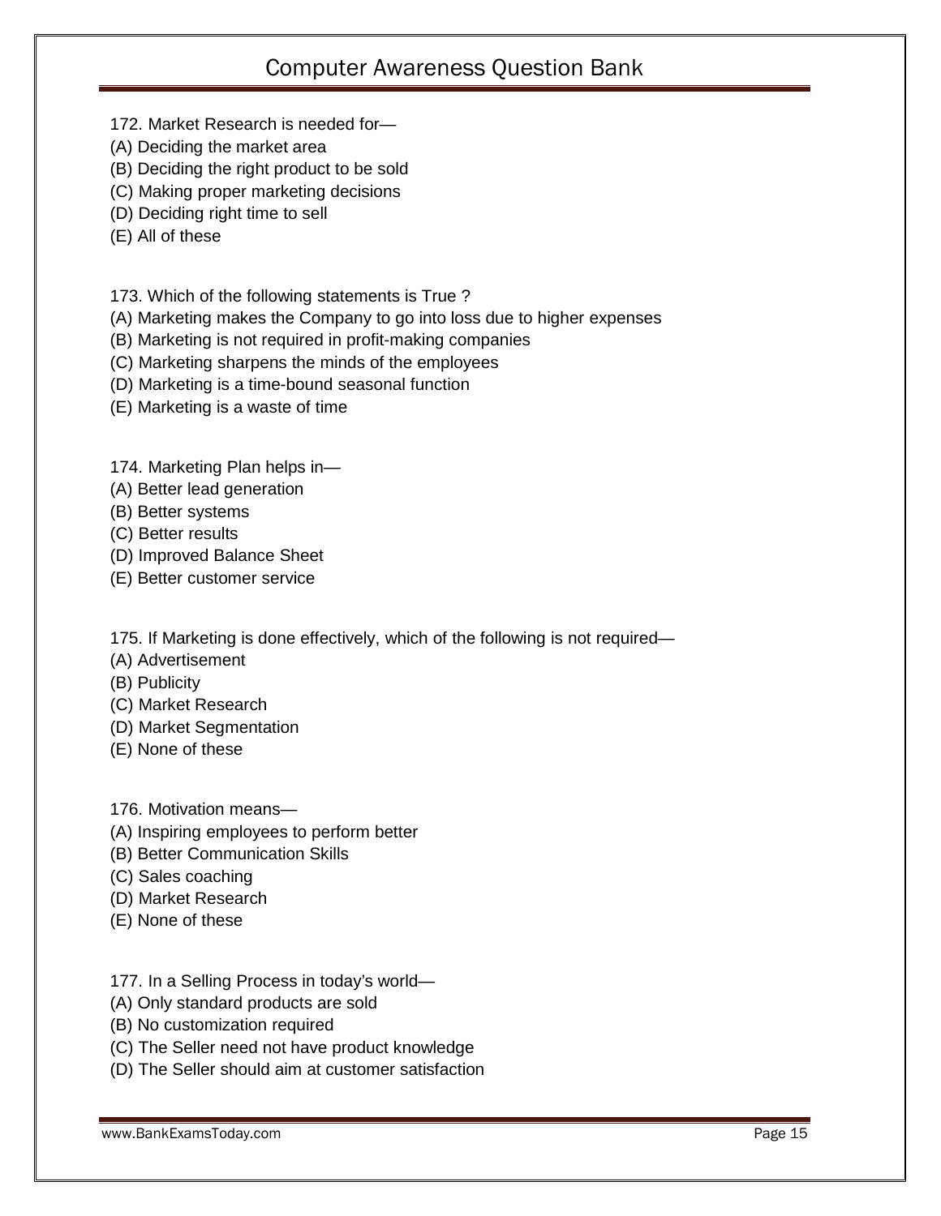172. Market Research is needed for—
(A) Deciding the market area
(B) Deciding the right product to be sold
(C) Making proper marketing decisions
(D) Deciding right time to sell
(E) All of these

173. Which of the following statements is True ?
(A) Marketing makes the Company to go into loss due to higher expenses
(B) Marketing is not required in profit-making companies
(C) Marketing sharpens the minds of the employees
(D) Marketing is a time-bound seasonal function
(E) Marketing is a waste of time

174. Marketing Plan helps in—
(A) Better lead generation
(B) Better systems
(C) Better results
(D) Improved Balance Sheet
(E) Better customer service

175. If Marketing is done effectively, which of the following is not required—
(A) Advertisement
(B) Publicity
(C) Market Research
(D) Market Segmentation
(E) None of these

176. Motivation means—
(A) Inspiring employees to perform better
(B) Better Communication Skills
(C) Sales coaching
(D) Market Research
(E) None of these

177. In a Selling Process in today's world—
(A) Only standard products are sold
(B) No customization required
(C) The Seller need not have product knowledge
(D) The Seller should aim at customer satisfaction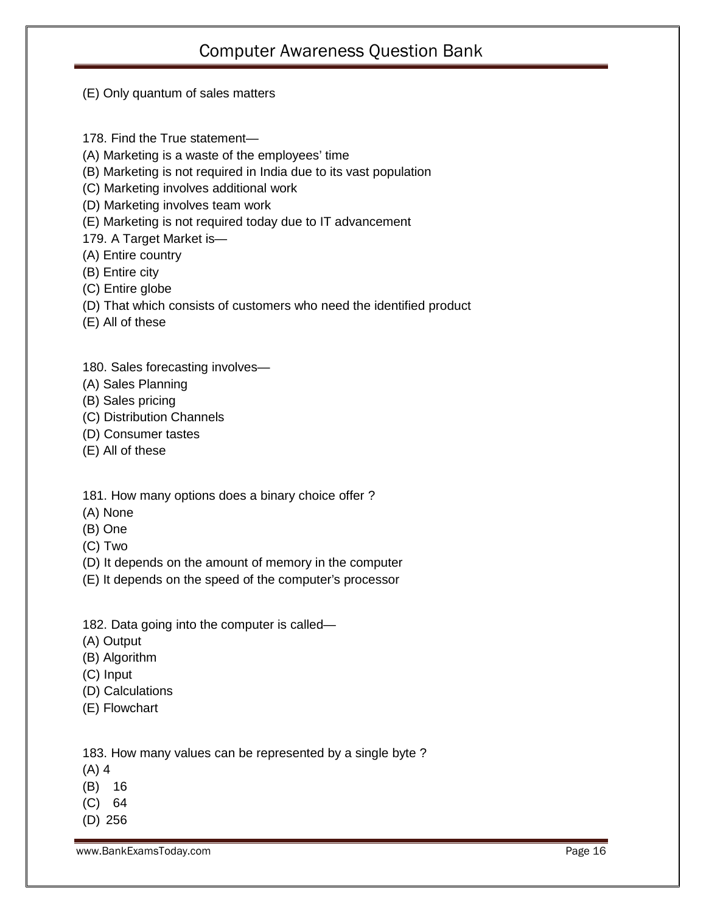(E) Only quantum of sales matters

178. Find the True statement—
(A) Marketing is a waste of the employees' time
(B) Marketing is not required in India due to its vast population
(C) Marketing involves additional work
(D) Marketing involves team work
(E) Marketing is not required today due to IT advancement
179. A Target Market is—
(A) Entire country
(B) Entire city
(C) Entire globe
(D) That which consists of customers who need the identified product
(E) All of these

180. Sales forecasting involves—
(A) Sales Planning
(B) Sales pricing
(C) Distribution Channels
(D) Consumer tastes
(E) All of these

181. How many options does a binary choice offer ?
(A) None
(B) One
(C) Two
(D) It depends on the amount of memory in the computer
(E) It depends on the speed of the computer's processor

182. Data going into the computer is called—
(A) Output
(B) Algorithm
(C) Input
(D) Calculations
(E) Flowchart

183. How many values can be represented by a single byte ?
(A) 4
(B) 16
(C) 64
(D) 256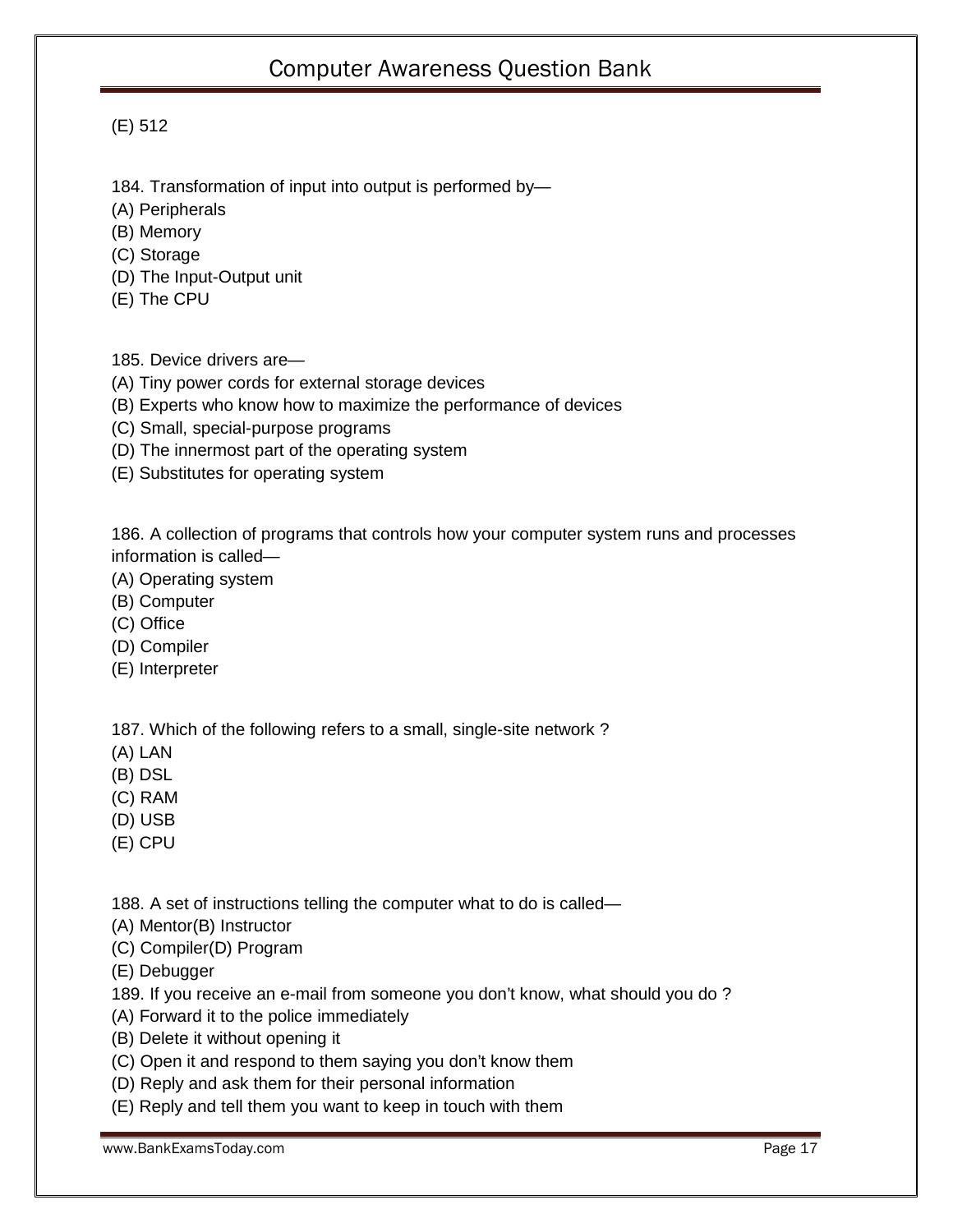(E) 512

184. Transformation of input into output is performed by—
(A) Peripherals
(B) Memory
(C) Storage
(D) The Input-Output unit
(E) The CPU

185. Device drivers are—
(A) Tiny power cords for external storage devices
(B) Experts who know how to maximize the performance of devices
(C) Small, special-purpose programs
(D) The innermost part of the operating system
(E) Substitutes for operating system

186. A collection of programs that controls how your computer system runs and processes information is called—
(A) Operating system
(B) Computer
(C) Office
(D) Compiler
(E) Interpreter

187. Which of the following refers to a small, single-site network ?
(A) LAN
(B) DSL
(C) RAM
(D) USB
(E) CPU

188. A set of instructions telling the computer what to do is called—
(A) Mentor(B) Instructor
(C) Compiler(D) Program
(E) Debugger

189. If you receive an e-mail from someone you don't know, what should you do ?
(A) Forward it to the police immediately
(B) Delete it without opening it
(C) Open it and respond to them saying you don't know them
(D) Reply and ask them for their personal information
(E) Reply and tell them you want to keep in touch with them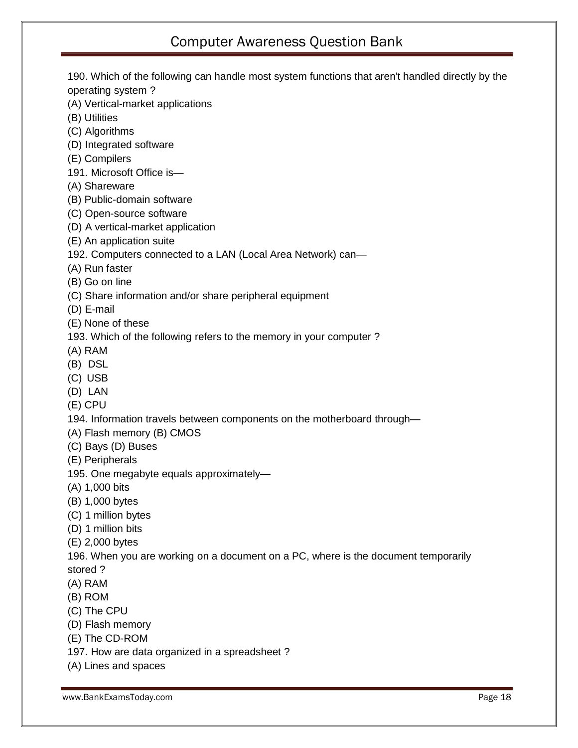190. Which of the following can handle most system functions that aren't handled directly by the operating system ?

(A) Vertical-market applications

(B) Utilities

(C) Algorithms

(D) Integrated software

(E) Compilers

191. Microsoft Office is—

(A) Shareware

(B) Public-domain software

(C) Open-source software

(D) A vertical-market application

(E) An application suite

192. Computers connected to a LAN (Local Area Network) can—

(A) Run faster

(B) Go on line

(C) Share information and/or share peripheral equipment

(D) E-mail

(E) None of these

193. Which of the following refers to the memory in your computer ?

(A) RAM

(B) DSL

(C) USB

(D) LAN

(E) CPU

194. Information travels between components on the motherboard through—

(A) Flash memory (B) CMOS

(C) Bays (D) Buses

(E) Peripherals

195. One megabyte equals approximately—

(A) 1,000 bits

(B) 1,000 bytes

(C) 1 million bytes

(D) 1 million bits

(E) 2,000 bytes

196. When you are working on a document on a PC, where is the document temporarily stored ?

(A) RAM

(B) ROM

(C) The CPU

(D) Flash memory

(E) The CD-ROM

197. How are data organized in a spreadsheet ?

(A) Lines and spaces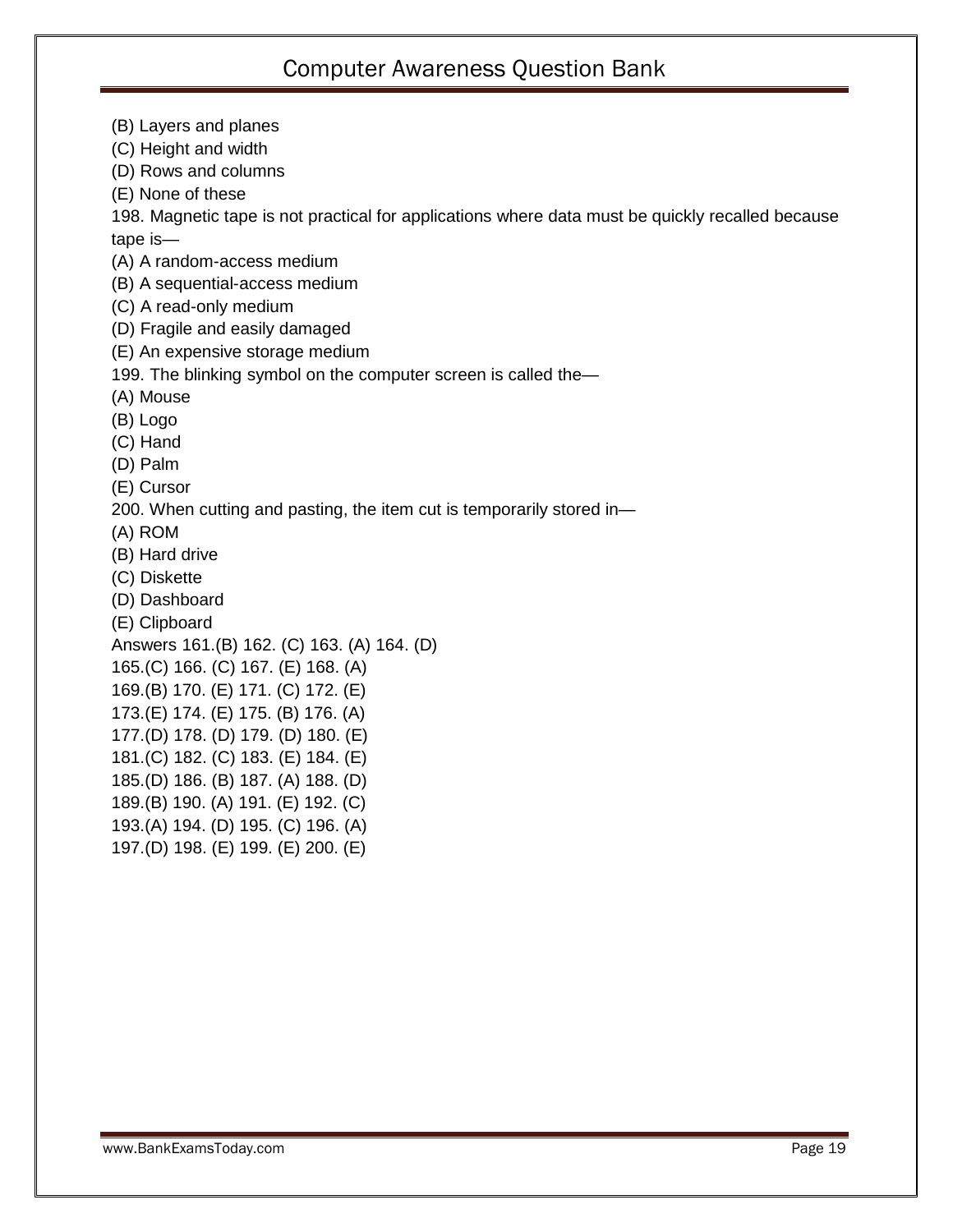(B) Layers and planes
(C) Height and width
(D) Rows and columns
(E) None of these

198. Magnetic tape is not practical for applications where data must be quickly recalled because tape is—
(A) A random-access medium
(B) A sequential-access medium
(C) A read-only medium
(D) Fragile and easily damaged
(E) An expensive storage medium

199. The blinking symbol on the computer screen is called the—
(A) Mouse
(B) Logo
(C) Hand
(D) Palm
(E) Cursor

200. When cutting and pasting, the item cut is temporarily stored in—
(A) ROM
(B) Hard drive
(C) Diskette
(D) Dashboard
(E) Clipboard

Answers 161.(B) 162. (C) 163. (A) 164. (D)
165.(C) 166. (C) 167. (E) 168. (A)
169.(B) 170. (E) 171. (C) 172. (E)
173.(E) 174. (E) 175. (B) 176. (A)
177.(D) 178. (D) 179. (D) 180. (E)
181.(C) 182. (C) 183. (E) 184. (E)
185.(D) 186. (B) 187. (A) 188. (D)
189.(B) 190. (A) 191. (E) 192. (C)
193.(A) 194. (D) 195. (C) 196. (A)
197.(D) 198. (E) 199. (E) 200. (E)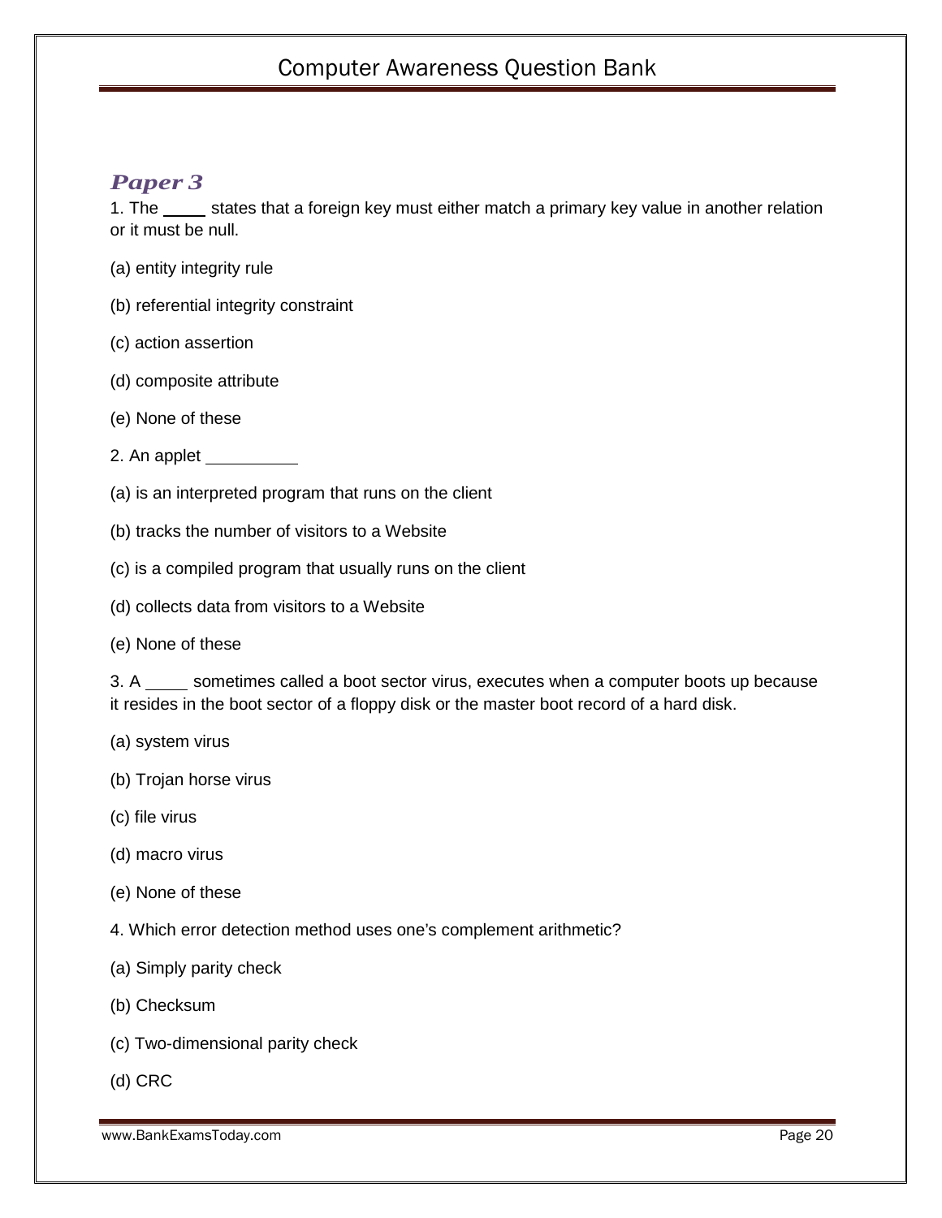## *Paper 3*

1. The ____ states that a foreign key must either match a primary key value in another relation or it must be null.

(a) entity integrity rule

(b) referential integrity constraint

(c) action assertion

(d) composite attribute

(e) None of these

2. An applet __________

(a) is an interpreted program that runs on the client

(b) tracks the number of visitors to a Website

(c) is a compiled program that usually runs on the client

(d) collects data from visitors to a Website

(e) None of these

3. A ____ sometimes called a boot sector virus, executes when a computer boots up because it resides in the boot sector of a floppy disk or the master boot record of a hard disk.

(a) system virus

(b) Trojan horse virus

(c) file virus

(d) macro virus

(e) None of these

4. Which error detection method uses one's complement arithmetic?

(a) Simply parity check

(b) Checksum

(c) Two-dimensional parity check

(d) CRC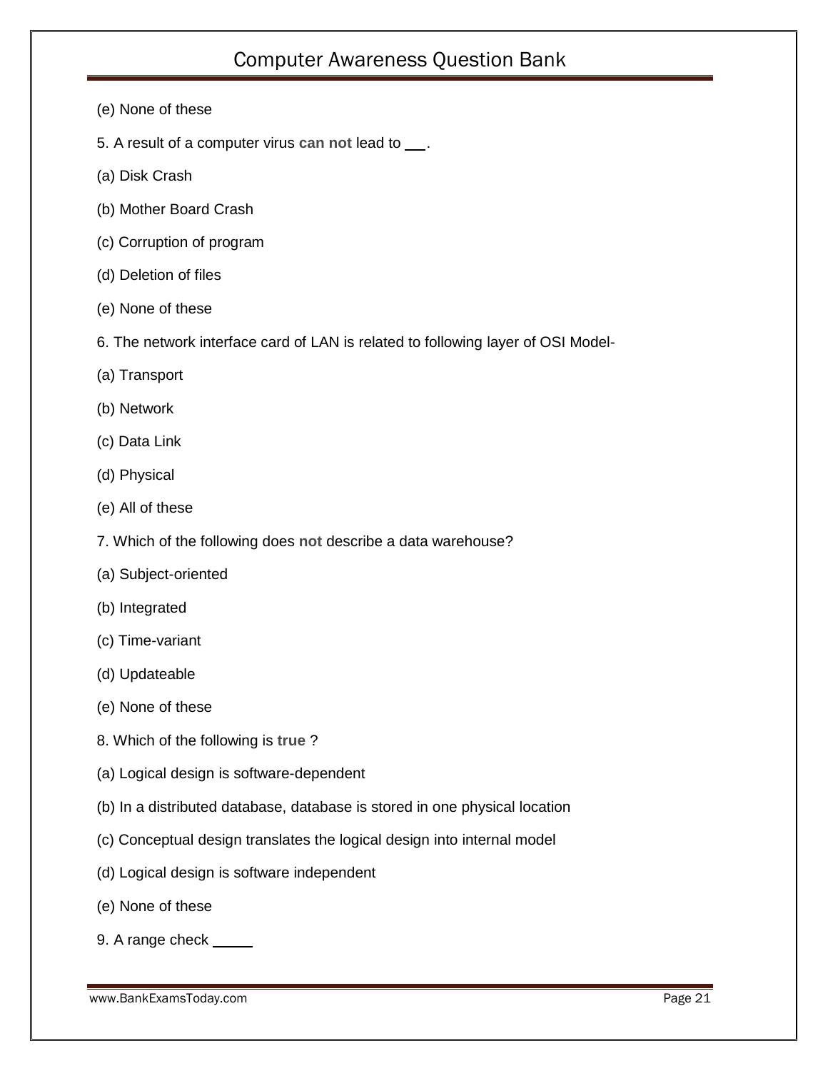(e) None of these

5. A result of a computer virus **can not** lead to ___.

(a) Disk Crash

(b) Mother Board Crash

(c) Corruption of program

(d) Deletion of files

(e) None of these

6. The network interface card of LAN is related to following layer of OSI Model-

(a) Transport

(b) Network

(c) Data Link

(d) Physical

(e) All of these

7. Which of the following does **not** describe a data warehouse?

(a) Subject-oriented

(b) Integrated

(c) Time-variant

(d) Updateable

(e) None of these

8. Which of the following is **true** ?

(a) Logical design is software-dependent

(b) In a distributed database, database is stored in one physical location

(c) Conceptual design translates the logical design into internal model

(d) Logical design is software independent

(e) None of these

9. A range check _____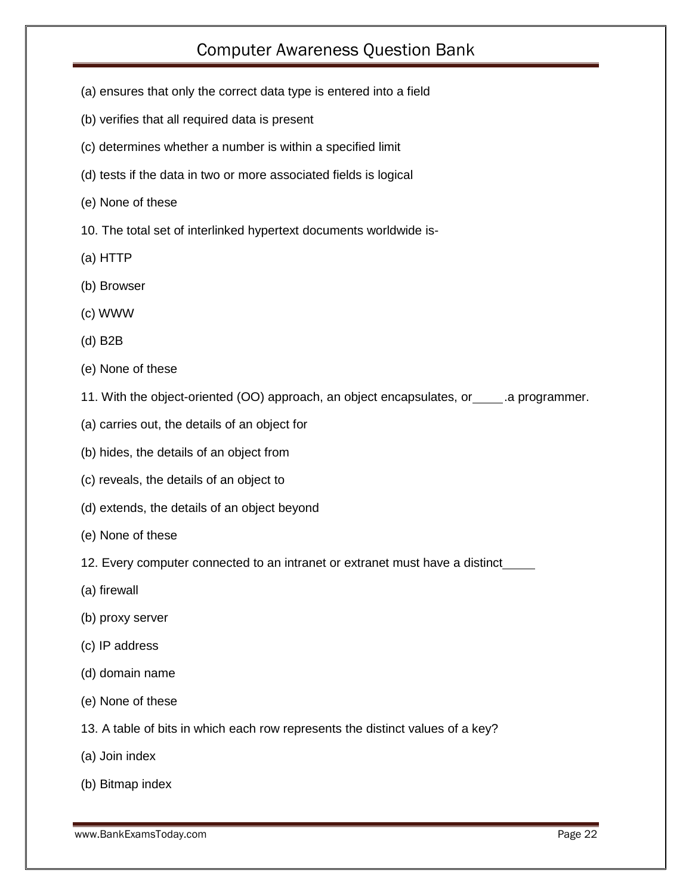(a) ensures that only the correct data type is entered into a field

(b) verifies that all required data is present

(c) determines whether a number is within a specified limit

(d) tests if the data in two or more associated fields is logical

(e) None of these

10. The total set of interlinked hypertext documents worldwide is-

(a) HTTP

(b) Browser

(c) WWW

(d) B2B

(e) None of these

11. With the object-oriented (OO) approach, an object encapsulates, or____.a programmer.

(a) carries out, the details of an object for

(b) hides, the details of an object from

(c) reveals, the details of an object to

(d) extends, the details of an object beyond

(e) None of these

12. Every computer connected to an intranet or extranet must have a distinct____

(a) firewall

(b) proxy server

(c) IP address

(d) domain name

(e) None of these

13. A table of bits in which each row represents the distinct values of a key?

(a) Join index

(b) Bitmap index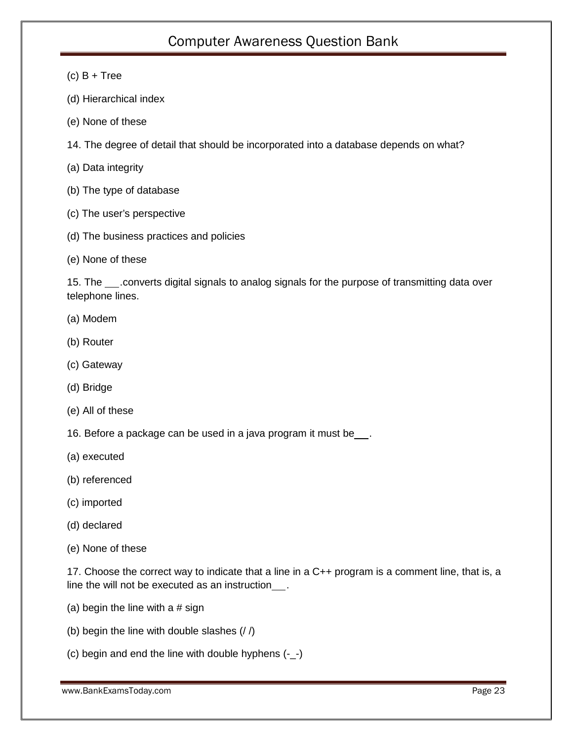(c) B + Tree

(d) Hierarchical index

(e) None of these

14. The degree of detail that should be incorporated into a database depends on what?

(a) Data integrity

(b) The type of database

(c) The user's perspective

(d) The business practices and policies

(e) None of these

15. The ___.converts digital signals to analog signals for the purpose of transmitting data over telephone lines.

(a) Modem

(b) Router

(c) Gateway

(d) Bridge

(e) All of these

16. Before a package can be used in a java program it must be___.

(a) executed

(b) referenced

(c) imported

(d) declared

(e) None of these

17. Choose the correct way to indicate that a line in a C++ program is a comment line, that is, a line the will not be executed as an instruction___.

(a) begin the line with a # sign

(b) begin the line with double slashes (/ /)

(c) begin and end the line with double hyphens (-_-)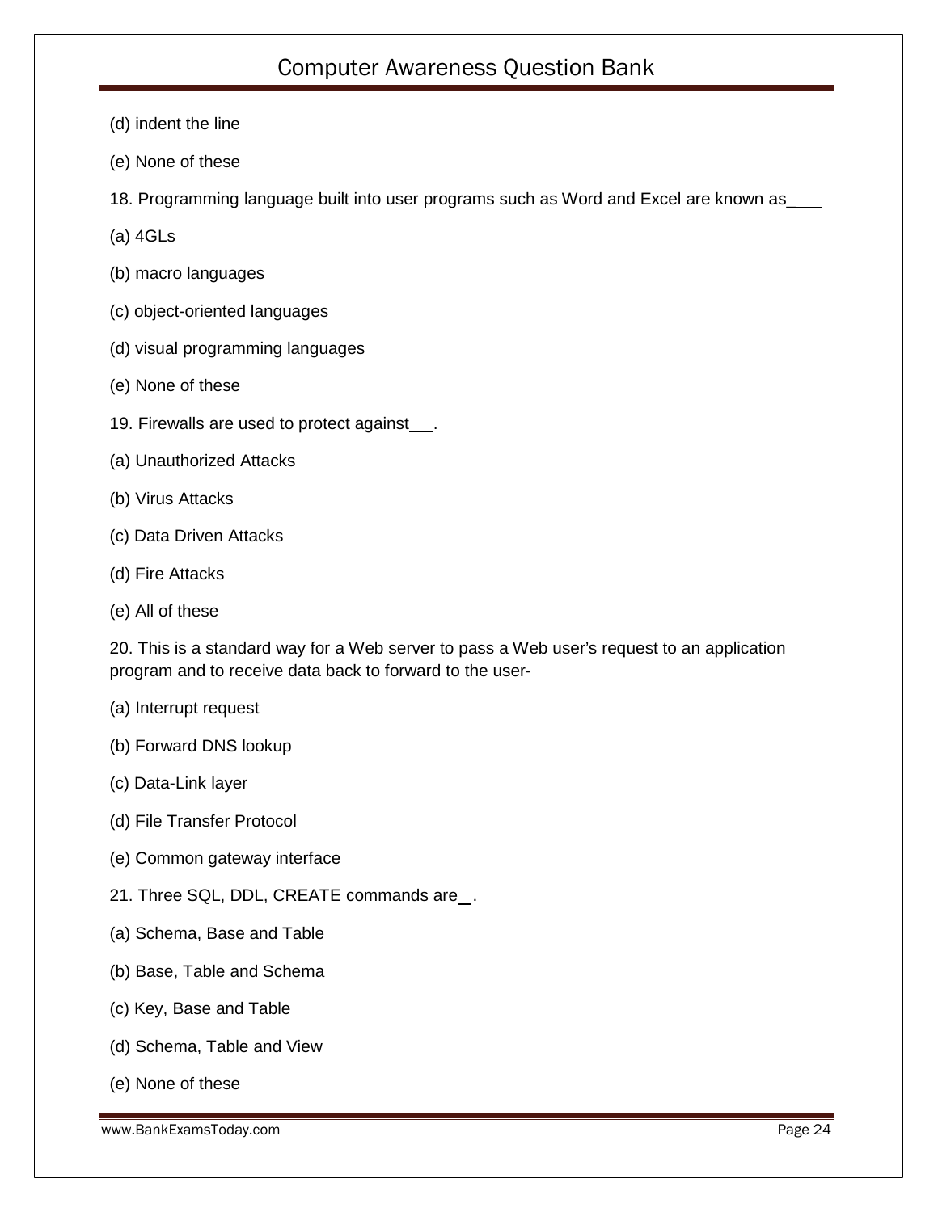(d) indent the line

(e) None of these

18. Programming language built into user programs such as Word and Excel are known as____

(a) 4GLs

(b) macro languages

(c) object-oriented languages

(d) visual programming languages

(e) None of these

19. Firewalls are used to protect against___.

(a) Unauthorized Attacks

(b) Virus Attacks

(c) Data Driven Attacks

(d) Fire Attacks

(e) All of these

20. This is a standard way for a Web server to pass a Web user's request to an application program and to receive data back to forward to the user-

(a) Interrupt request

(b) Forward DNS lookup

(c) Data-Link layer

(d) File Transfer Protocol

(e) Common gateway interface

21. Three SQL, DDL, CREATE commands are_.

(a) Schema, Base and Table

(b) Base, Table and Schema

(c) Key, Base and Table

(d) Schema, Table and View

(e) None of these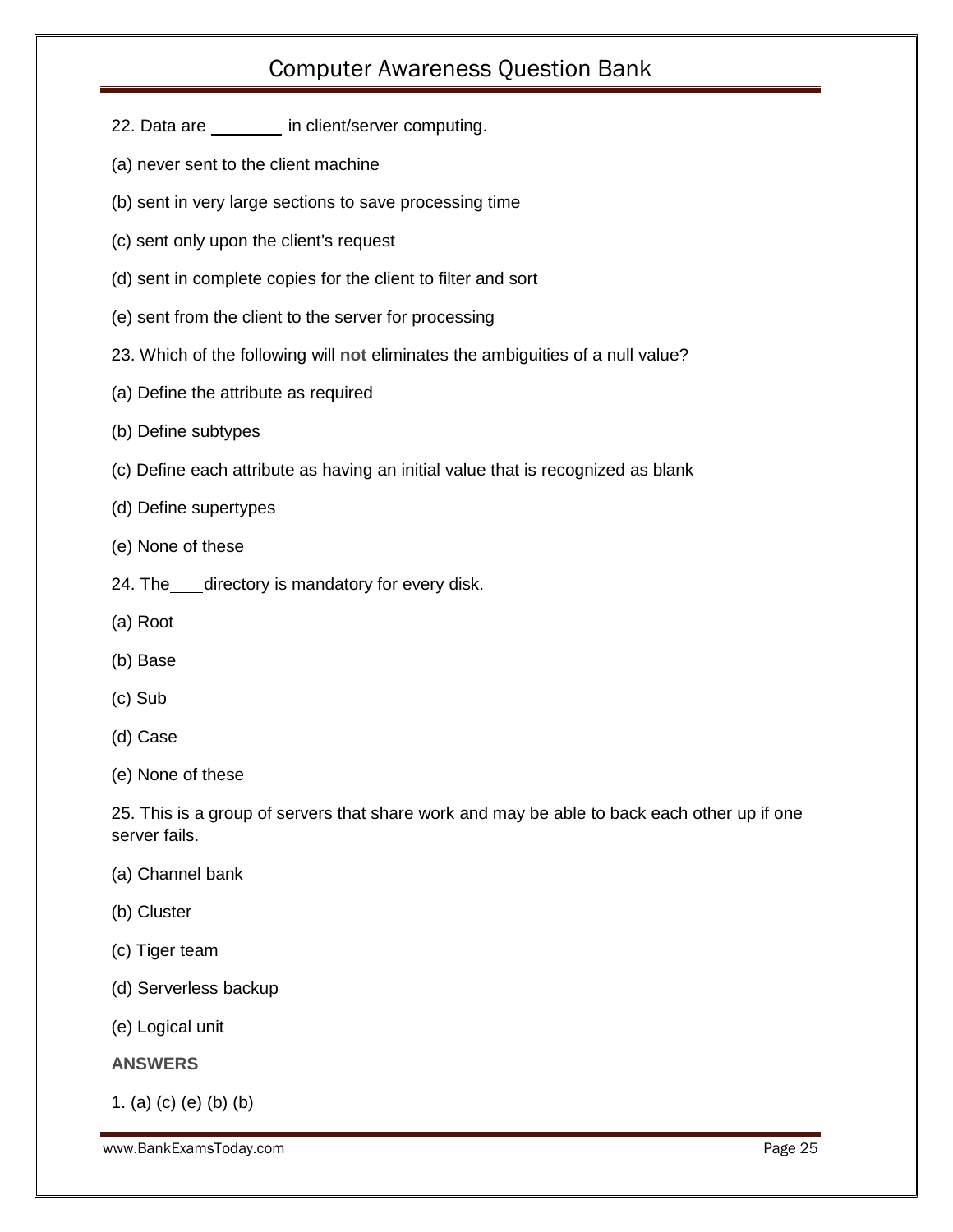22. Data are ________ in client/server computing.

(a) never sent to the client machine

(b) sent in very large sections to save processing time

(c) sent only upon the client's request

(d) sent in complete copies for the client to filter and sort

(e) sent from the client to the server for processing

23. Which of the following will **not** eliminates the ambiguities of a null value?

(a) Define the attribute as required

(b) Define subtypes

(c) Define each attribute as having an initial value that is recognized as blank

(d) Define supertypes

(e) None of these

24. The___directory is mandatory for every disk.

(a) Root

(b) Base

(c) Sub

(d) Case

(e) None of these

25. This is a group of servers that share work and may be able to back each other up if one server fails.

(a) Channel bank

(b) Cluster

(c) Tiger team

(d) Serverless backup

(e) Logical unit

**ANSWERS**

1. (a) (c) (e) (b) (b)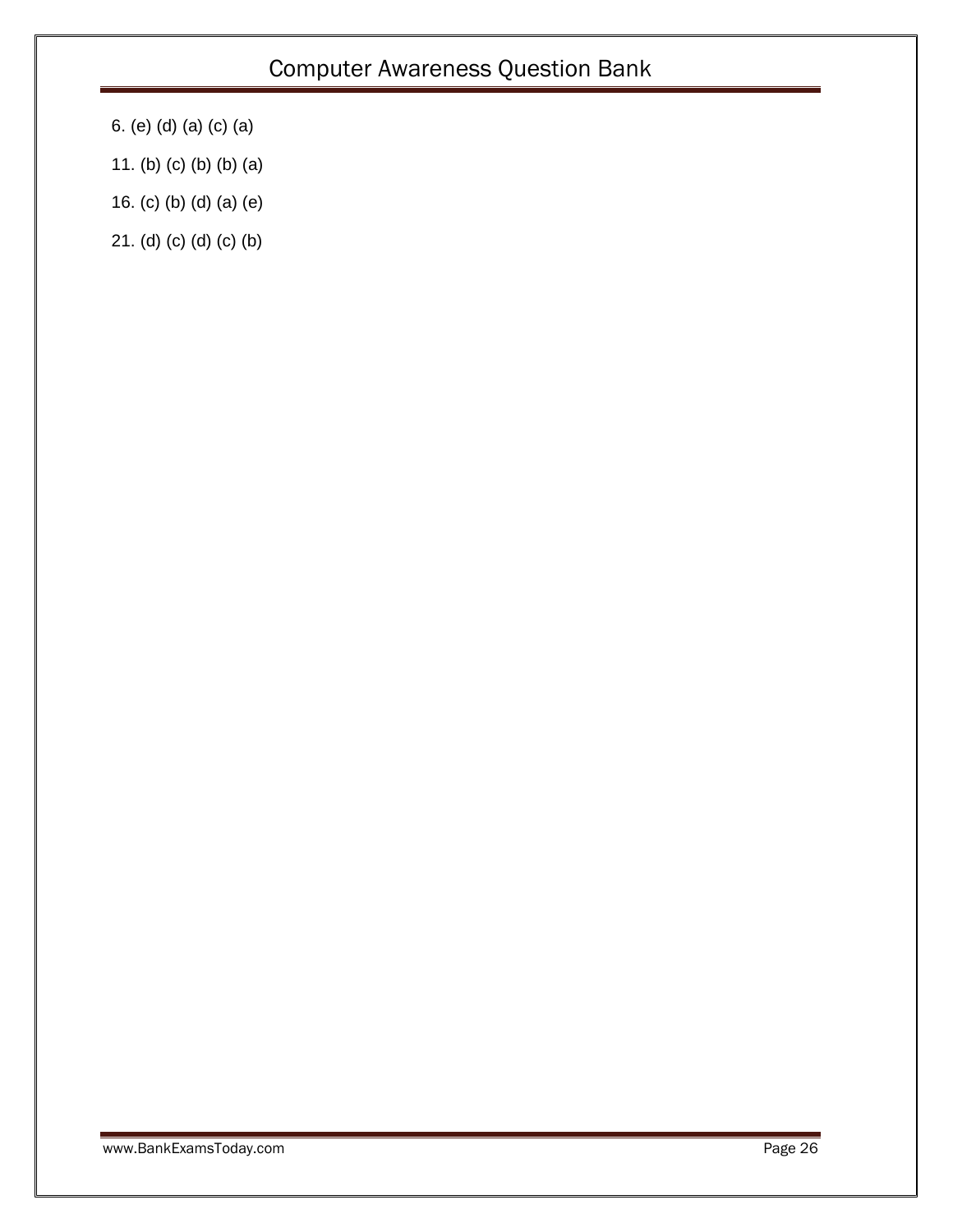6. (e) (d) (a) (c) (a)

11. (b) (c) (b) (b) (a)

16. (c) (b) (d) (a) (e)

21. (d) (c) (d) (c) (b)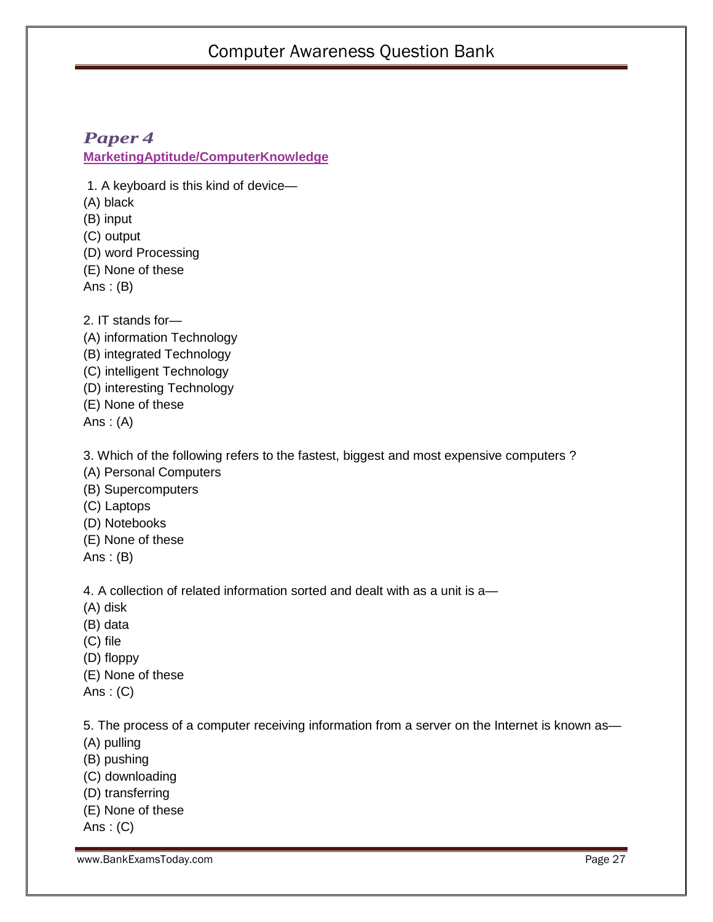## *Paper 4*

**MarketingAptitude/ComputerKnowledge**

1. A keyboard is this kind of device—
(A) black
(B) input
(C) output
(D) word Processing
(E) None of these
Ans : (B)

2. IT stands for—
(A) information Technology
(B) integrated Technology
(C) intelligent Technology
(D) interesting Technology
(E) None of these
Ans : (A)

3. Which of the following refers to the fastest, biggest and most expensive computers ?
(A) Personal Computers
(B) Supercomputers
(C) Laptops
(D) Notebooks
(E) None of these
Ans : (B)

4. A collection of related information sorted and dealt with as a unit is a—
(A) disk
(B) data
(C) file
(D) floppy
(E) None of these
Ans : (C)

5. The process of a computer receiving information from a server on the Internet is known as—
(A) pulling
(B) pushing
(C) downloading
(D) transferring
(E) None of these
Ans : (C)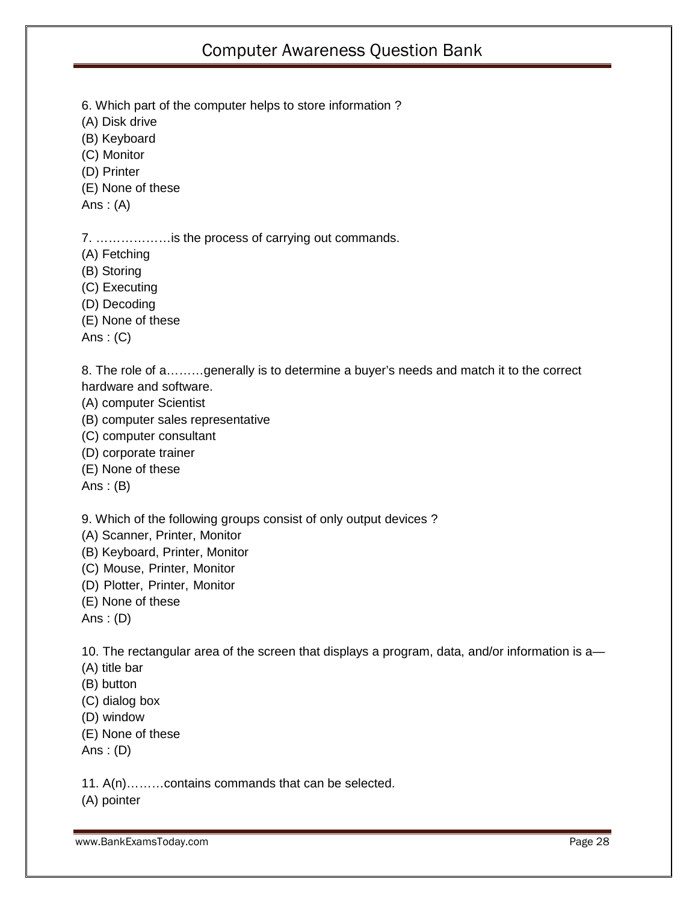6. Which part of the computer helps to store information ?
(A) Disk drive
(B) Keyboard
(C) Monitor
(D) Printer
(E) None of these
Ans : (A)

7. ………………is the process of carrying out commands.
(A) Fetching
(B) Storing
(C) Executing
(D) Decoding
(E) None of these
Ans : (C)

8. The role of a………generally is to determine a buyer's needs and match it to the correct hardware and software.
(A) computer Scientist
(B) computer sales representative
(C) computer consultant
(D) corporate trainer
(E) None of these
Ans : (B)

9. Which of the following groups consist of only output devices ?
(A) Scanner, Printer, Monitor
(B) Keyboard, Printer, Monitor
(C) Mouse, Printer, Monitor
(D) Plotter, Printer, Monitor
(E) None of these
Ans : (D)

10. The rectangular area of the screen that displays a program, data, and/or information is a—
(A) title bar
(B) button
(C) dialog box
(D) window
(E) None of these
Ans : (D)

11. A(n)………contains commands that can be selected.
(A) pointer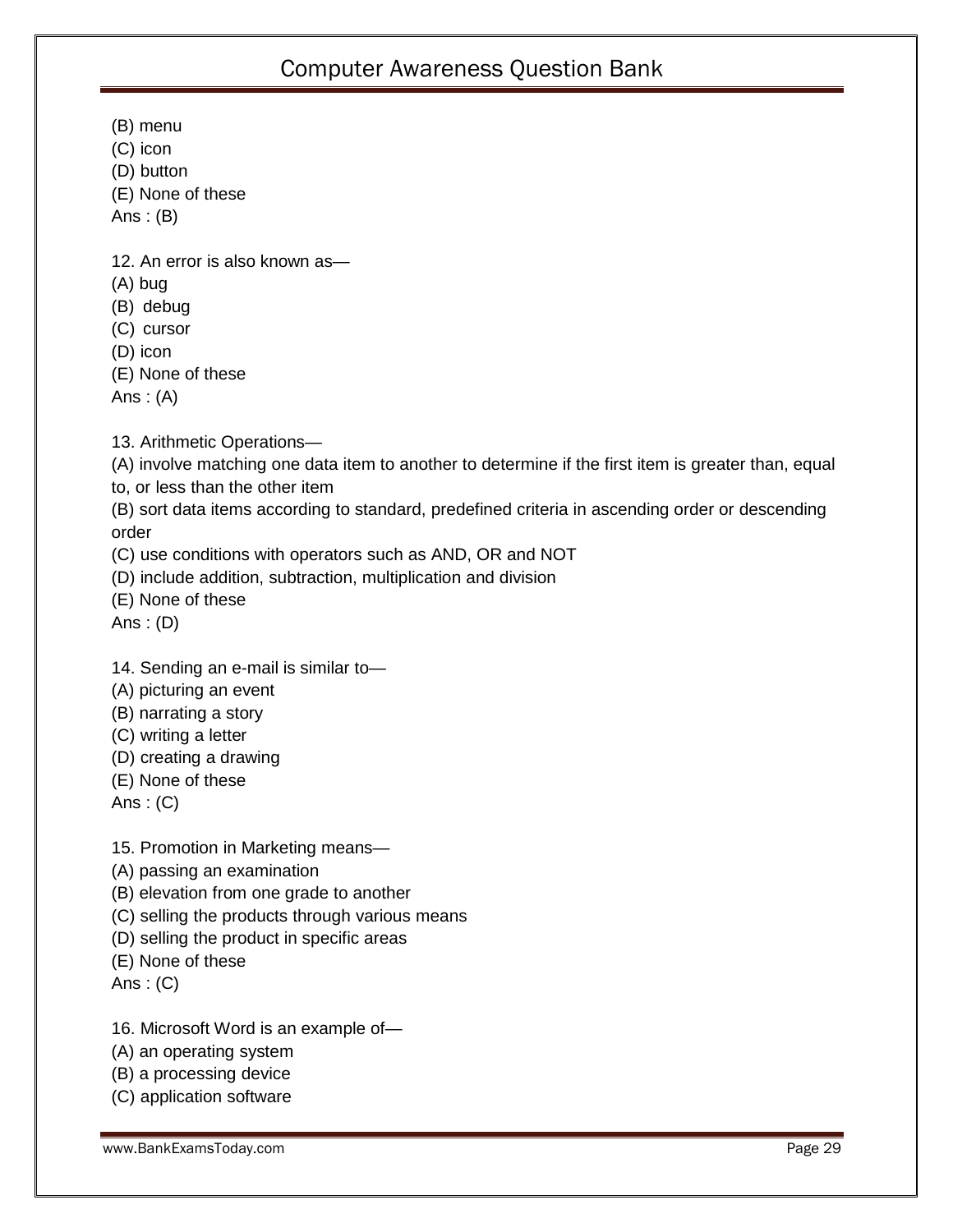(B) menu
(C) icon
(D) button
(E) None of these
Ans : (B)

12. An error is also known as—
(A) bug
(B) debug
(C) cursor
(D) icon
(E) None of these
Ans : (A)

13. Arithmetic Operations—
(A) involve matching one data item to another to determine if the first item is greater than, equal to, or less than the other item
(B) sort data items according to standard, predefined criteria in ascending order or descending order
(C) use conditions with operators such as AND, OR and NOT
(D) include addition, subtraction, multiplication and division
(E) None of these
Ans : (D)

14. Sending an e-mail is similar to—
(A) picturing an event
(B) narrating a story
(C) writing a letter
(D) creating a drawing
(E) None of these
Ans : (C)

15. Promotion in Marketing means—
(A) passing an examination
(B) elevation from one grade to another
(C) selling the products through various means
(D) selling the product in specific areas
(E) None of these
Ans : (C)

16. Microsoft Word is an example of—
(A) an operating system
(B) a processing device
(C) application software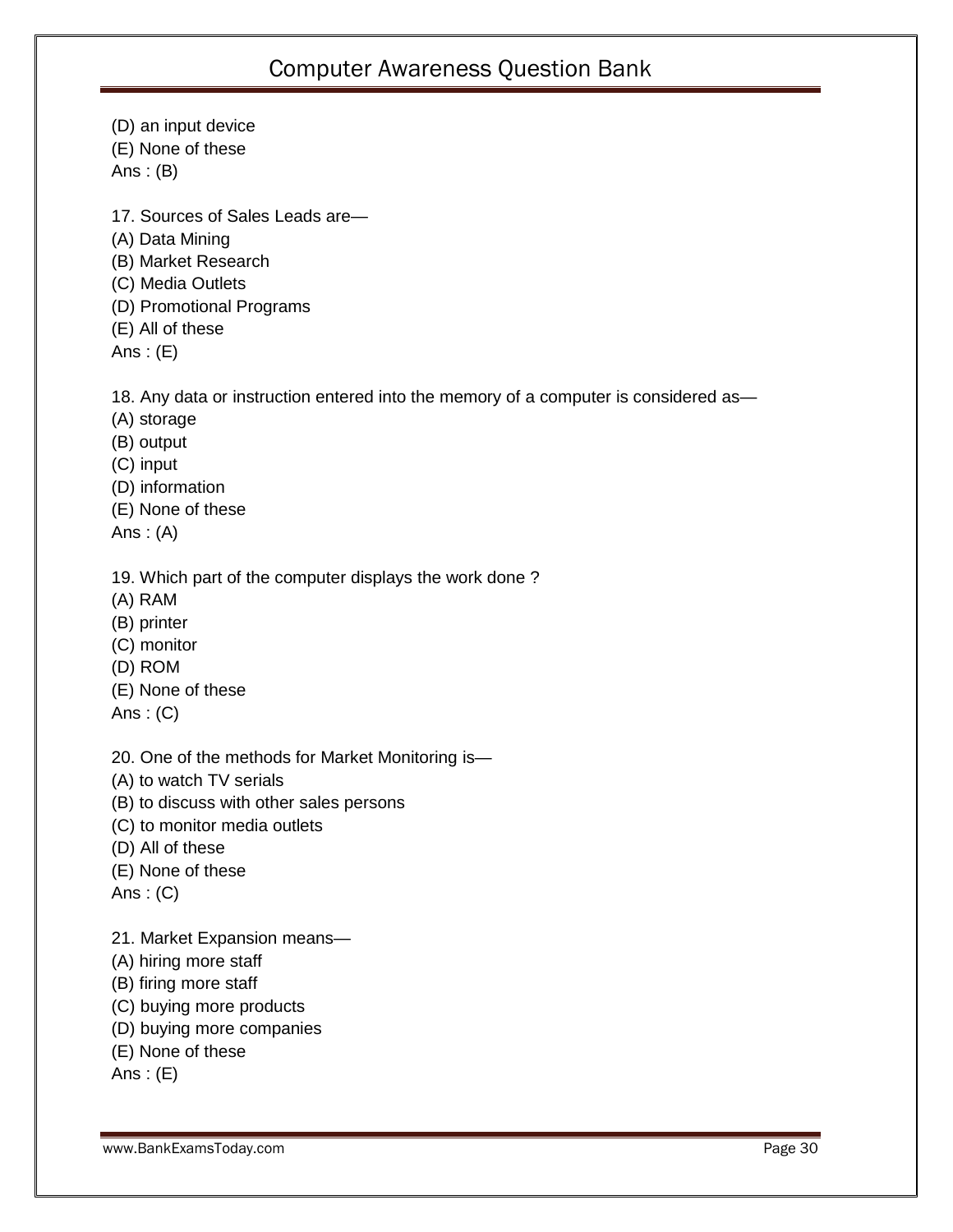(D) an input device
(E) None of these
Ans : (B)

17. Sources of Sales Leads are—
(A) Data Mining
(B) Market Research
(C) Media Outlets
(D) Promotional Programs
(E) All of these
Ans : (E)

18. Any data or instruction entered into the memory of a computer is considered as—
(A) storage
(B) output
(C) input
(D) information
(E) None of these
Ans : (A)

19. Which part of the computer displays the work done ?
(A) RAM
(B) printer
(C) monitor
(D) ROM
(E) None of these
Ans : (C)

20. One of the methods for Market Monitoring is—
(A) to watch TV serials
(B) to discuss with other sales persons
(C) to monitor media outlets
(D) All of these
(E) None of these
Ans : (C)

21. Market Expansion means—
(A) hiring more staff
(B) firing more staff
(C) buying more products
(D) buying more companies
(E) None of these
Ans : (E)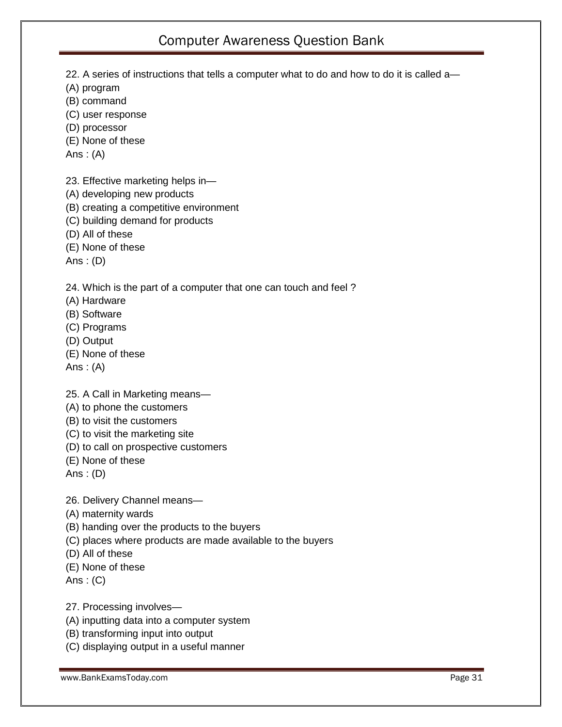22. A series of instructions that tells a computer what to do and how to do it is called a—
(A) program
(B) command
(C) user response
(D) processor
(E) None of these
Ans : (A)

23. Effective marketing helps in—
(A) developing new products
(B) creating a competitive environment
(C) building demand for products
(D) All of these
(E) None of these
Ans : (D)

24. Which is the part of a computer that one can touch and feel ?
(A) Hardware
(B) Software
(C) Programs
(D) Output
(E) None of these
Ans : (A)

25. A Call in Marketing means—
(A) to phone the customers
(B) to visit the customers
(C) to visit the marketing site
(D) to call on prospective customers
(E) None of these
Ans : (D)

26. Delivery Channel means—
(A) maternity wards
(B) handing over the products to the buyers
(C) places where products are made available to the buyers
(D) All of these
(E) None of these
Ans : (C)

27. Processing involves—
(A) inputting data into a computer system
(B) transforming input into output
(C) displaying output in a useful manner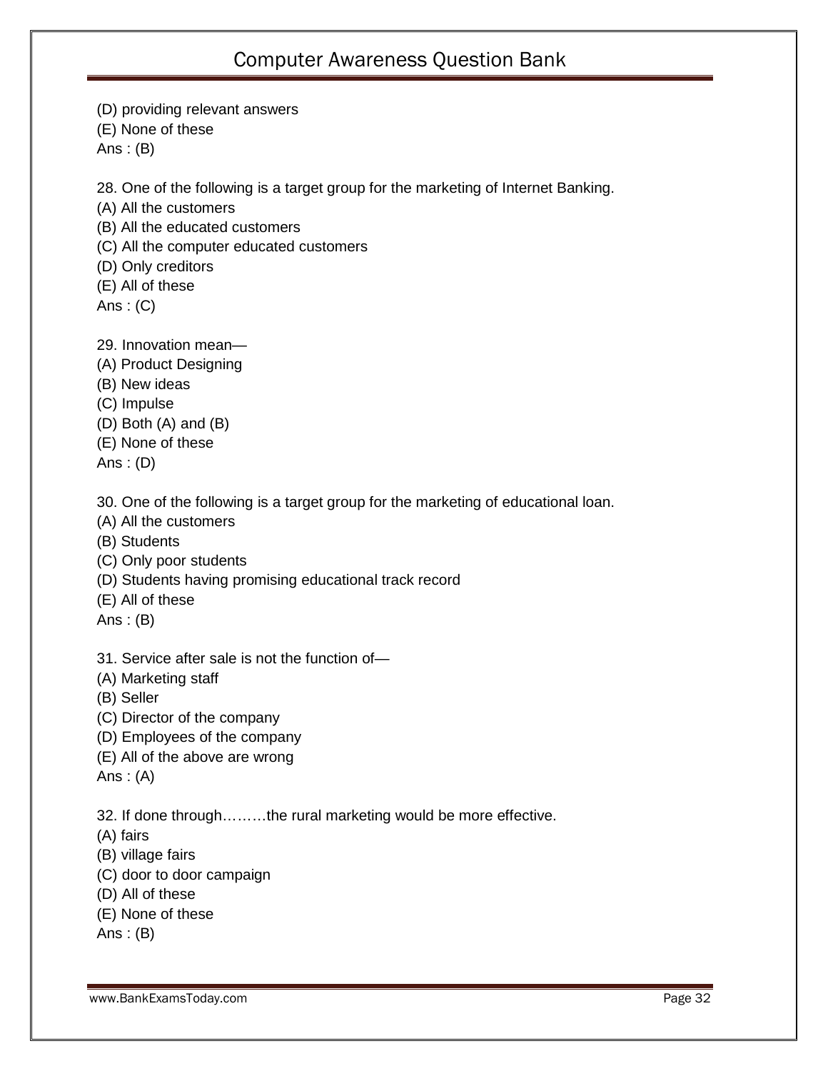(D) providing relevant answers
(E) None of these
Ans : (B)

28. One of the following is a target group for the marketing of Internet Banking.
(A) All the customers
(B) All the educated customers
(C) All the computer educated customers
(D) Only creditors
(E) All of these
Ans : (C)

29. Innovation mean—
(A) Product Designing
(B) New ideas
(C) Impulse
(D) Both (A) and (B)
(E) None of these
Ans : (D)

30. One of the following is a target group for the marketing of educational loan.
(A) All the customers
(B) Students
(C) Only poor students
(D) Students having promising educational track record
(E) All of these
Ans : (B)

31. Service after sale is not the function of—
(A) Marketing staff
(B) Seller
(C) Director of the company
(D) Employees of the company
(E) All of the above are wrong
Ans : (A)

32. If done through………the rural marketing would be more effective.
(A) fairs
(B) village fairs
(C) door to door campaign
(D) All of these
(E) None of these
Ans : (B)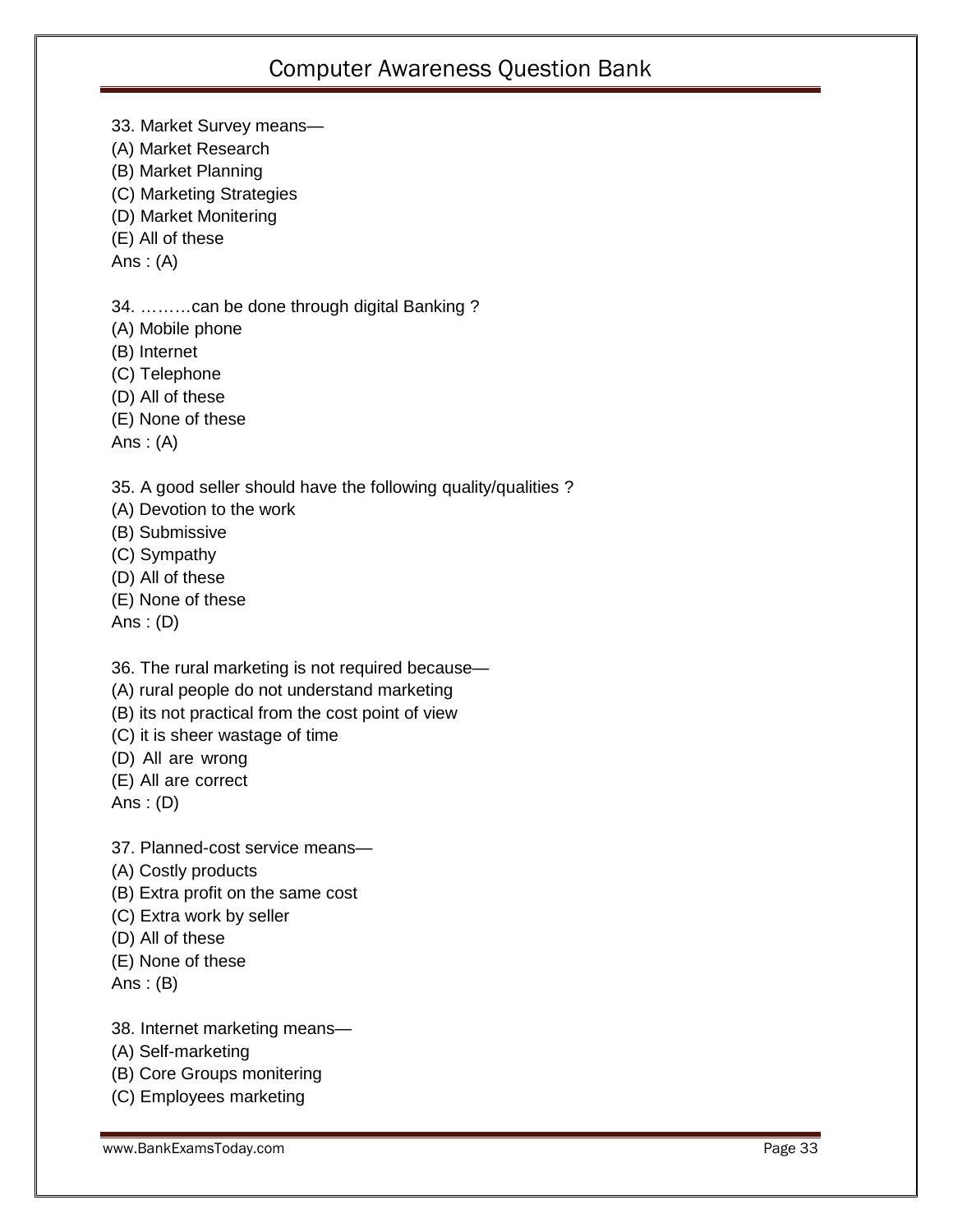33. Market Survey means—
(A) Market Research
(B) Market Planning
(C) Marketing Strategies
(D) Market Monitering
(E) All of these
Ans : (A)

34. ………can be done through digital Banking ?
(A) Mobile phone
(B) Internet
(C) Telephone
(D) All of these
(E) None of these
Ans : (A)

35. A good seller should have the following quality/qualities ?
(A) Devotion to the work
(B) Submissive
(C) Sympathy
(D) All of these
(E) None of these
Ans : (D)

36. The rural marketing is not required because—
(A) rural people do not understand marketing
(B) its not practical from the cost point of view
(C) it is sheer wastage of time
(D) All are wrong
(E) All are correct
Ans : (D)

37. Planned-cost service means—
(A) Costly products
(B) Extra profit on the same cost
(C) Extra work by seller
(D) All of these
(E) None of these
Ans : (B)

38. Internet marketing means—
(A) Self-marketing
(B) Core Groups monitering
(C) Employees marketing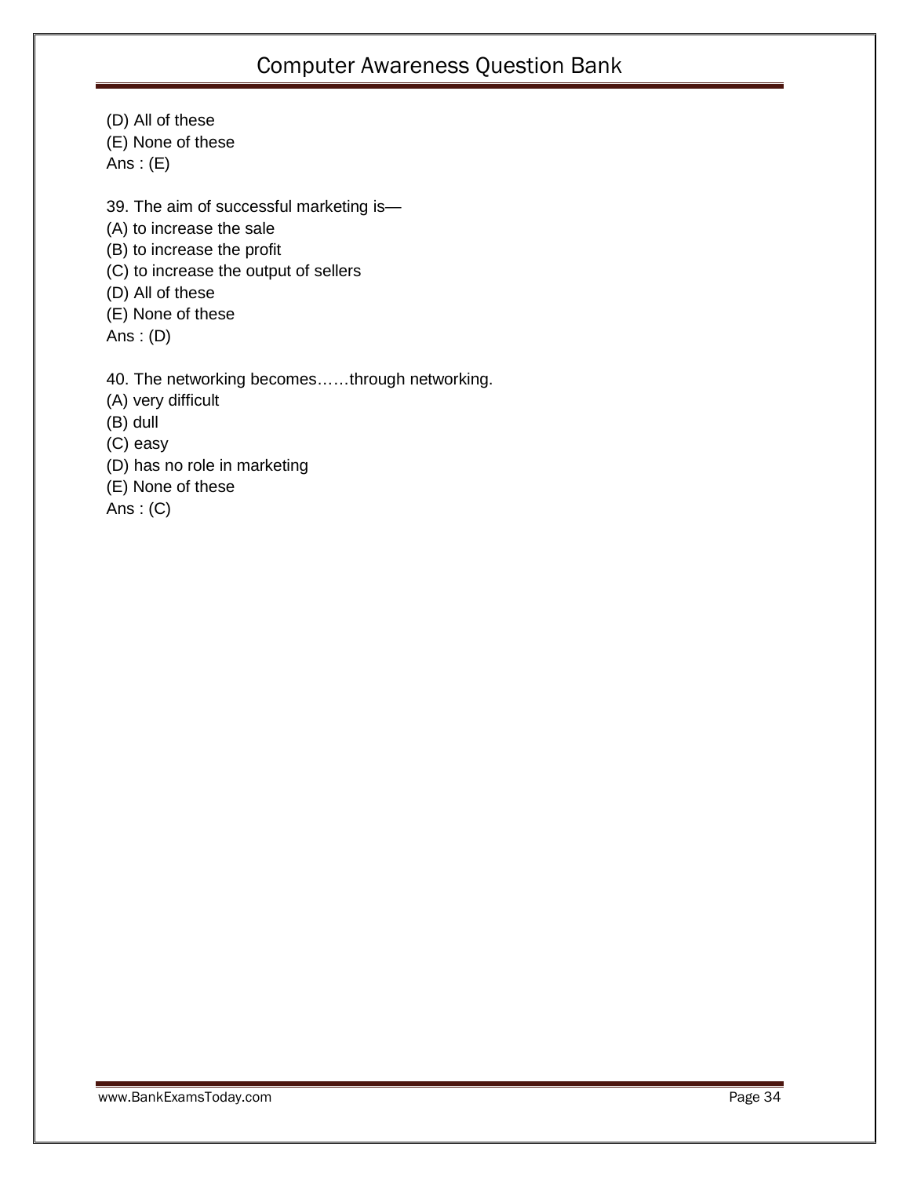(D) All of these
(E) None of these
Ans : (E)

39. The aim of successful marketing is—
(A) to increase the sale
(B) to increase the profit
(C) to increase the output of sellers
(D) All of these
(E) None of these
Ans : (D)

40. The networking becomes……through networking.
(A) very difficult
(B) dull
(C) easy
(D) has no role in marketing
(E) None of these
Ans : (C)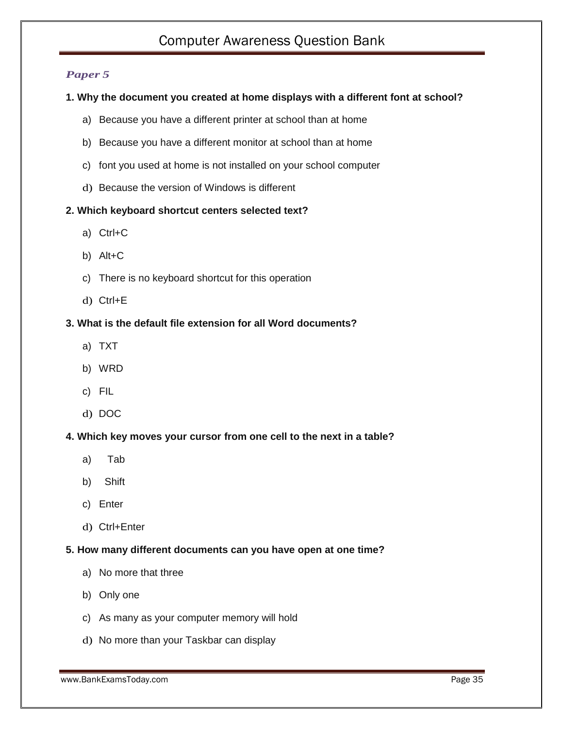***Paper 5***

**1. Why the document you created at home displays with a different font at school?**

a) Because you have a different printer at school than at home

b) Because you have a different monitor at school than at home

c) font you used at home is not installed on your school computer

d) Because the version of Windows is different

**2. Which keyboard shortcut centers selected text?**

a) Ctrl+C

b) Alt+C

c) There is no keyboard shortcut for this operation

d) Ctrl+E

**3. What is the default file extension for all Word documents?**

a) TXT

b) WRD

c) FIL

d) DOC

**4. Which key moves your cursor from one cell to the next in a table?**

a) Tab

b) Shift

c) Enter

d) Ctrl+Enter

**5. How many different documents can you have open at one time?**

a) No more that three

b) Only one

c) As many as your computer memory will hold

d) No more than your Taskbar can display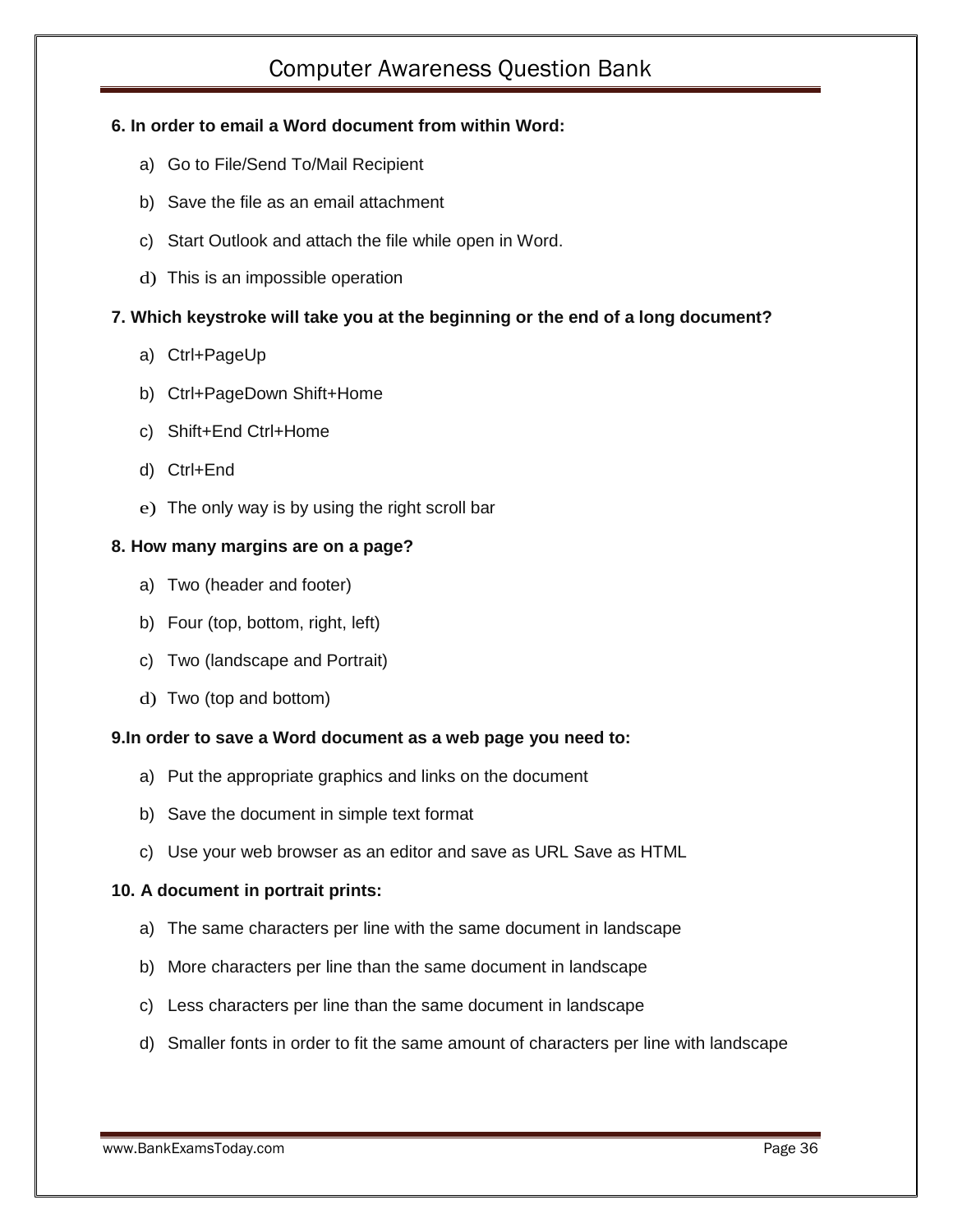**6. In order to email a Word document from within Word:**

a) Go to File/Send To/Mail Recipient

b) Save the file as an email attachment

c) Start Outlook and attach the file while open in Word.

d) This is an impossible operation

**7. Which keystroke will take you at the beginning or the end of a long document?**

a) Ctrl+PageUp

b) Ctrl+PageDown Shift+Home

c) Shift+End Ctrl+Home

d) Ctrl+End

e) The only way is by using the right scroll bar

**8. How many margins are on a page?**

a) Two (header and footer)

b) Four (top, bottom, right, left)

c) Two (landscape and Portrait)

d) Two (top and bottom)

**9.In order to save a Word document as a web page you need to:**

a) Put the appropriate graphics and links on the document

b) Save the document in simple text format

c) Use your web browser as an editor and save as URL Save as HTML

**10. A document in portrait prints:**

a) The same characters per line with the same document in landscape

b) More characters per line than the same document in landscape

c) Less characters per line than the same document in landscape

d) Smaller fonts in order to fit the same amount of characters per line with landscape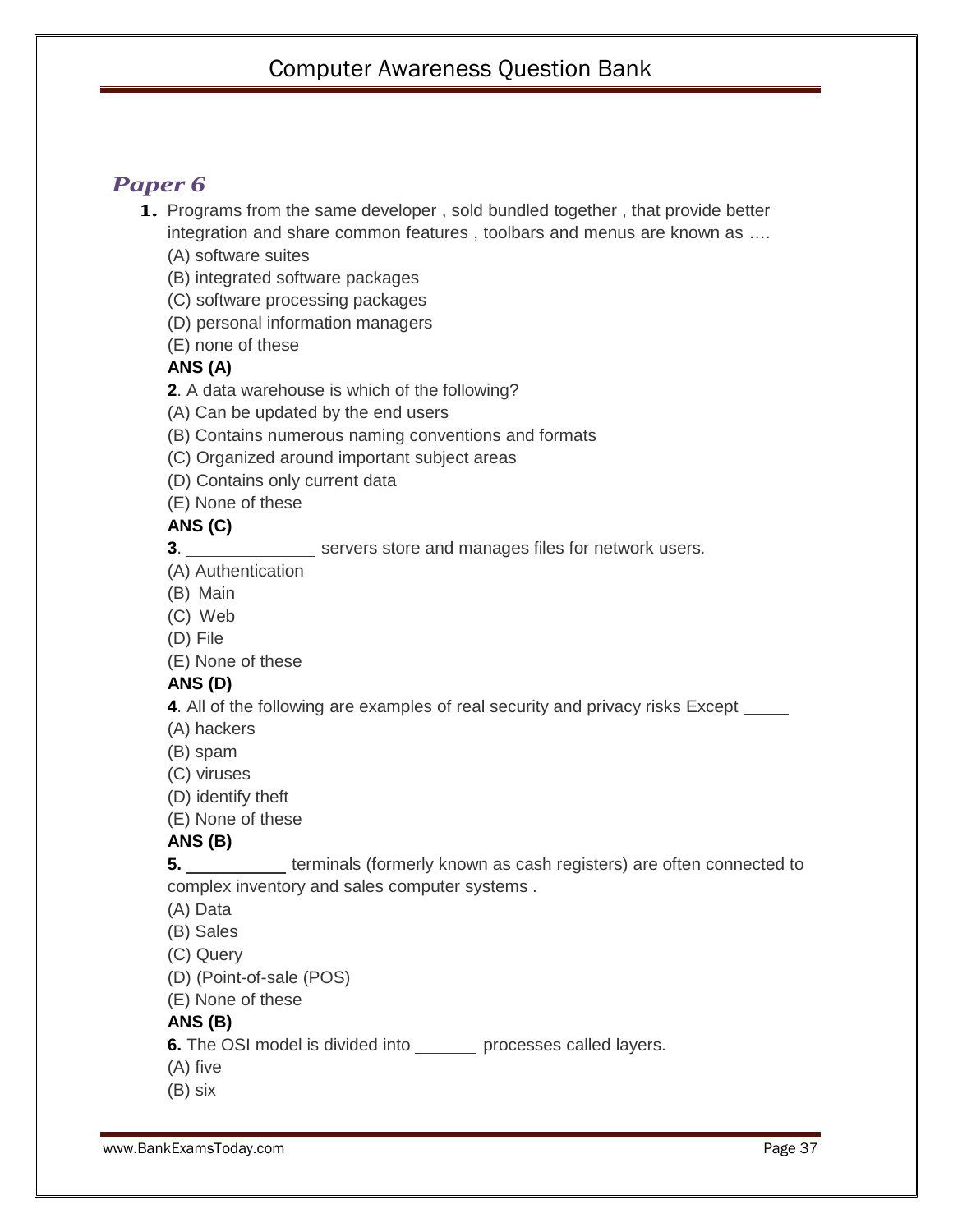## *Paper 6*

**1.** Programs from the same developer , sold bundled together , that provide better integration and share common features , toolbars and menus are known as ….

(A) software suites
(B) integrated software packages
(C) software processing packages
(D) personal information managers
(E) none of these

**ANS (A)**

**2**. A data warehouse is which of the following?

(A) Can be updated by the end users
(B) Contains numerous naming conventions and formats
(C) Organized around important subject areas
(D) Contains only current data
(E) None of these

**ANS (C)**

**3**. ______________ servers store and manages files for network users.

(A) Authentication
(B) Main
(C) Web
(D) File
(E) None of these

**ANS (D)**

**4**. All of the following are examples of real security and privacy risks Except _____

(A) hackers
(B) spam
(C) viruses
(D) identify theft
(E) None of these

**ANS (B)**

**5.** ___________ terminals (formerly known as cash registers) are often connected to complex inventory and sales computer systems .

(A) Data
(B) Sales
(C) Query
(D) (Point-of-sale (POS)
(E) None of these

**ANS (B)**

**6.** The OSI model is divided into _______ processes called layers.

(A) five
(B) six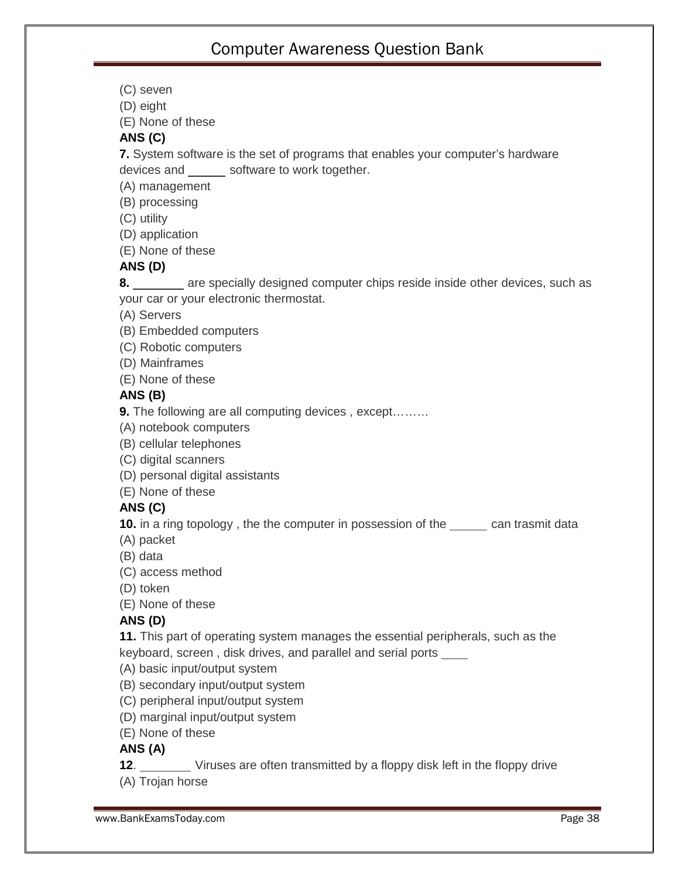(C) seven
(D) eight
(E) None of these
**ANS (C)**

**7.** System software is the set of programs that enables your computer's hardware devices and _____ software to work together.
(A) management
(B) processing
(C) utility
(D) application
(E) None of these
**ANS (D)**

**8.** _______ are specially designed computer chips reside inside other devices, such as your car or your electronic thermostat.
(A) Servers
(B) Embedded computers
(C) Robotic computers
(D) Mainframes
(E) None of these
**ANS (B)**

**9.** The following are all computing devices , except………
(A) notebook computers
(B) cellular telephones
(C) digital scanners
(D) personal digital assistants
(E) None of these
**ANS (C)**

**10.** in a ring topology , the the computer in possession of the _____ can trasmit data
(A) packet
(B) data
(C) access method
(D) token
(E) None of these
**ANS (D)**

**11.** This part of operating system manages the essential peripherals, such as the keyboard, screen , disk drives, and parallel and serial ports ____
(A) basic input/output system
(B) secondary input/output system
(C) peripheral input/output system
(D) marginal input/output system
(E) None of these
**ANS (A)**

**12**. _______ Viruses are often transmitted by a floppy disk left in the floppy drive
(A) Trojan horse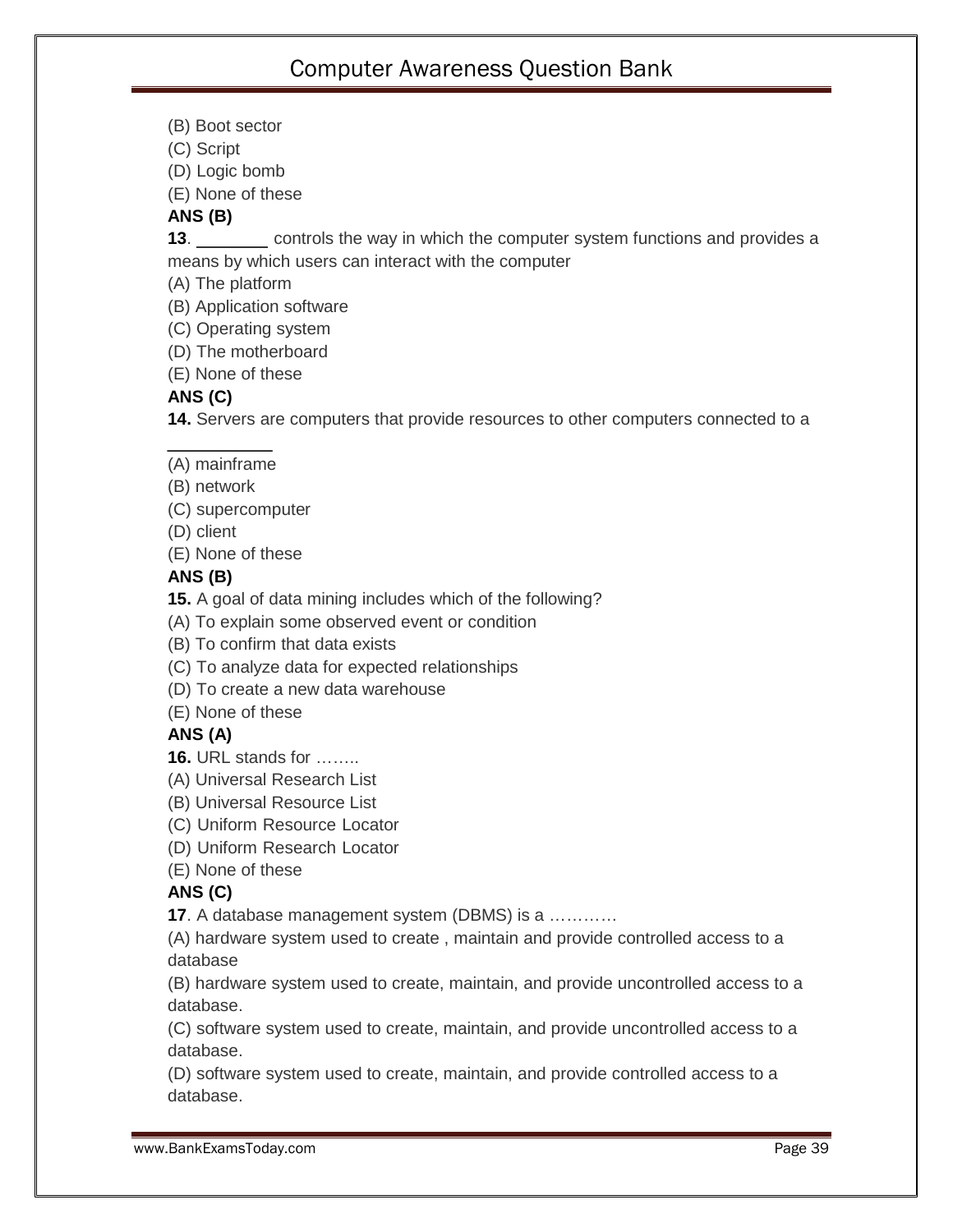(B) Boot sector
(C) Script
(D) Logic bomb
(E) None of these
**ANS (B)**

**13**. ________ controls the way in which the computer system functions and provides a means by which users can interact with the computer
(A) The platform
(B) Application software
(C) Operating system
(D) The motherboard
(E) None of these
**ANS (C)**

**14.** Servers are computers that provide resources to other computers connected to a ___________
(A) mainframe
(B) network
(C) supercomputer
(D) client
(E) None of these
**ANS (B)**

**15.** A goal of data mining includes which of the following?
(A) To explain some observed event or condition
(B) To confirm that data exists
(C) To analyze data for expected relationships
(D) To create a new data warehouse
(E) None of these
**ANS (A)**

**16.** URL stands for ……..
(A) Universal Research List
(B) Universal Resource List
(C) Uniform Resource Locator
(D) Uniform Research Locator
(E) None of these
**ANS (C)**

**17**. A database management system (DBMS) is a …………
(A) hardware system used to create , maintain and provide controlled access to a database
(B) hardware system used to create, maintain, and provide uncontrolled access to a database.
(C) software system used to create, maintain, and provide uncontrolled access to a database.
(D) software system used to create, maintain, and provide controlled access to a database.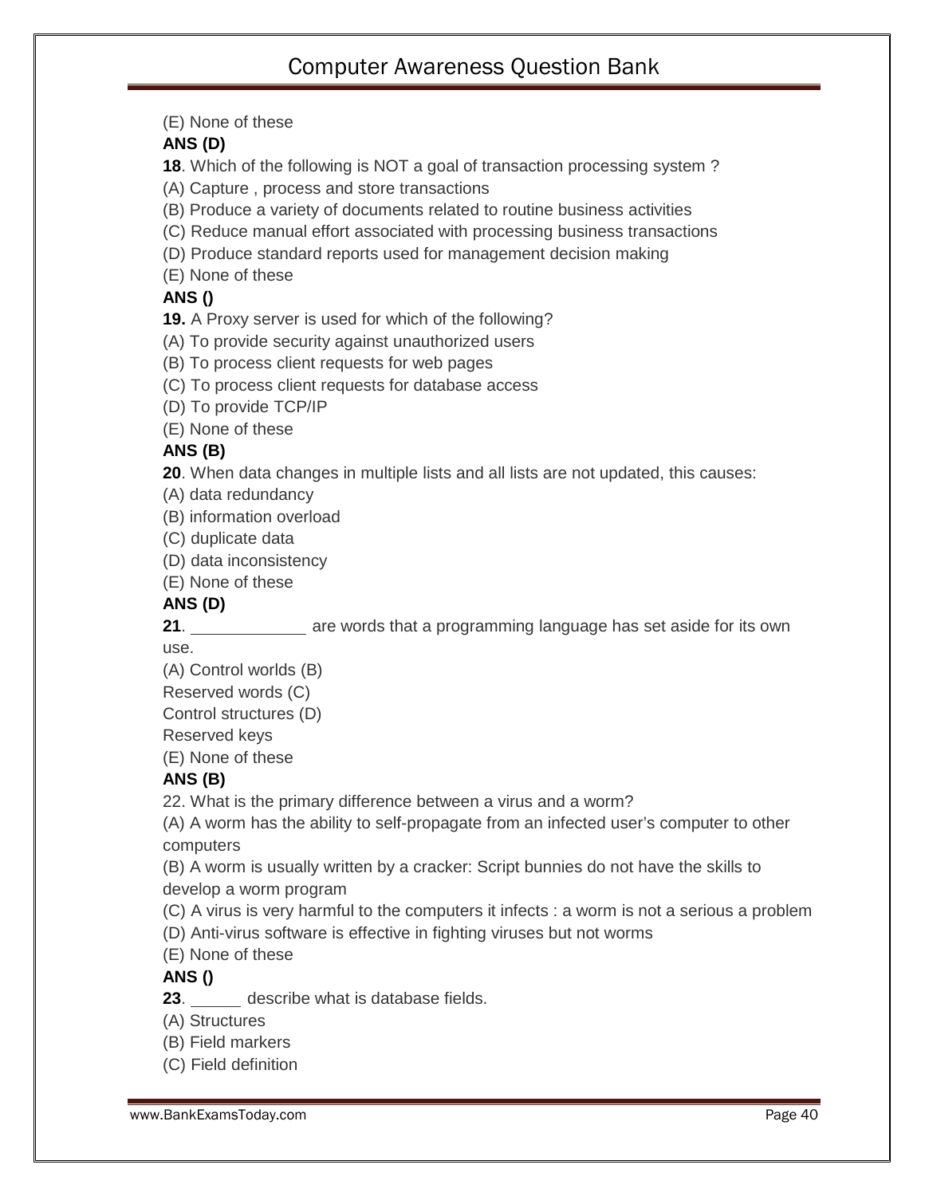(E) None of these

**ANS (D)**

**18**. Which of the following is NOT a goal of transaction processing system ?

(A) Capture , process and store transactions

(B) Produce a variety of documents related to routine business activities

(C) Reduce manual effort associated with processing business transactions

(D) Produce standard reports used for management decision making

(E) None of these

**ANS ()**

**19.** A Proxy server is used for which of the following?

(A) To provide security against unauthorized users

(B) To process client requests for web pages

(C) To process client requests for database access

(D) To provide TCP/IP

(E) None of these

**ANS (B)**

**20**. When data changes in multiple lists and all lists are not updated, this causes:

(A) data redundancy

(B) information overload

(C) duplicate data

(D) data inconsistency

(E) None of these

**ANS (D)**

**21**. ____________ are words that a programming language has set aside for its own use.

(A) Control worlds (B)
Reserved words (C)
Control structures (D)
Reserved keys

(E) None of these

**ANS (B)**

22. What is the primary difference between a virus and a worm?

(A) A worm has the ability to self-propagate from an infected user's computer to other computers

(B) A worm is usually written by a cracker: Script bunnies do not have the skills to develop a worm program

(C) A virus is very harmful to the computers it infects : a worm is not a serious a problem

(D) Anti-virus software is effective in fighting viruses but not worms

(E) None of these

**ANS ()**

**23**. _____ describe what is database fields.

(A) Structures

(B) Field markers

(C) Field definition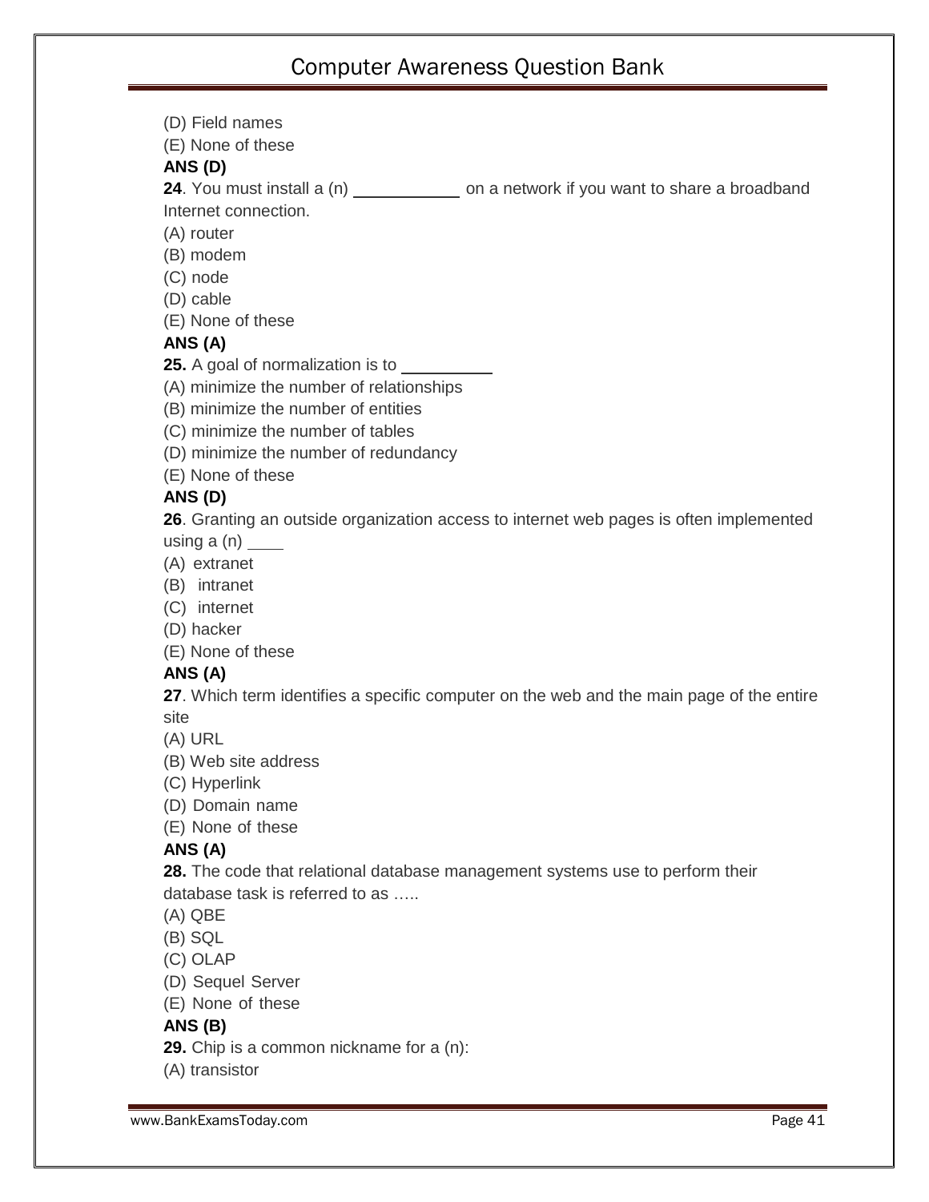(D) Field names

(E) None of these

**ANS (D)**

**24**. You must install a (n) ___________ on a network if you want to share a broadband Internet connection.

(A) router

(B) modem

(C) node

(D) cable

(E) None of these

**ANS (A)**

**25.** A goal of normalization is to __________

(A) minimize the number of relationships

(B) minimize the number of entities

(C) minimize the number of tables

(D) minimize the number of redundancy

(E) None of these

**ANS (D)**

**26**. Granting an outside organization access to internet web pages is often implemented using a (n) ____

(A) extranet

(B) intranet

(C) internet

(D) hacker

(E) None of these

**ANS (A)**

**27**. Which term identifies a specific computer on the web and the main page of the entire site

(A) URL

(B) Web site address

(C) Hyperlink

(D) Domain name

(E) None of these

**ANS (A)**

**28.** The code that relational database management systems use to perform their database task is referred to as …..

(A) QBE

(B) SQL

(C) OLAP

(D) Sequel Server

(E) None of these

**ANS (B)**

**29.** Chip is a common nickname for a (n):

(A) transistor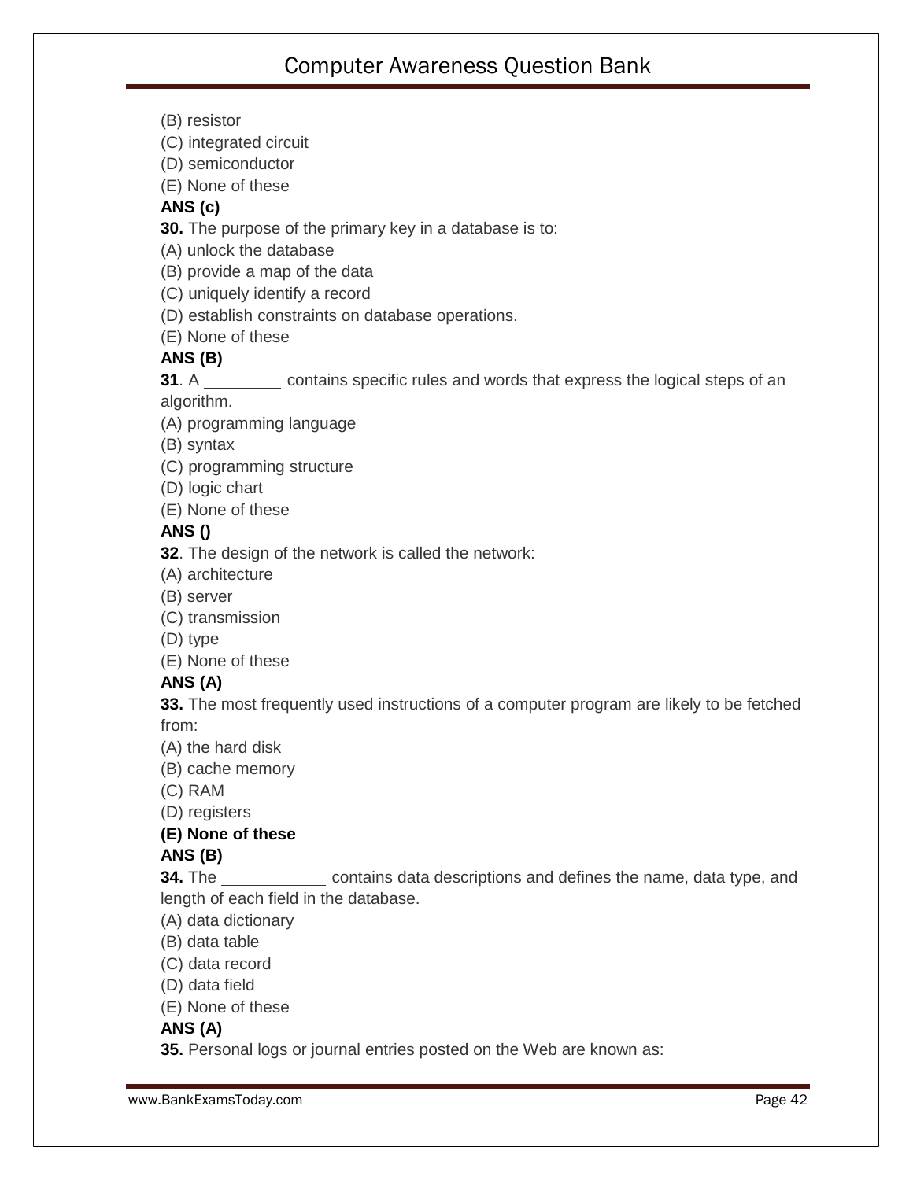(B) resistor
(C) integrated circuit
(D) semiconductor
(E) None of these
**ANS (c)**
**30.** The purpose of the primary key in a database is to:
(A) unlock the database
(B) provide a map of the data
(C) uniquely identify a record
(D) establish constraints on database operations.
(E) None of these
**ANS (B)**
**31**. A ________ contains specific rules and words that express the logical steps of an algorithm.
(A) programming language
(B) syntax
(C) programming structure
(D) logic chart
(E) None of these
**ANS ()**
**32**. The design of the network is called the network:
(A) architecture
(B) server
(C) transmission
(D) type
(E) None of these
**ANS (A)**
**33.** The most frequently used instructions of a computer program are likely to be fetched from:
(A) the hard disk
(B) cache memory
(C) RAM
(D) registers
**(E) None of these**
**ANS (B)**
**34.** The ___________ contains data descriptions and defines the name, data type, and length of each field in the database.
(A) data dictionary
(B) data table
(C) data record
(D) data field
(E) None of these
**ANS (A)**
**35.** Personal logs or journal entries posted on the Web are known as: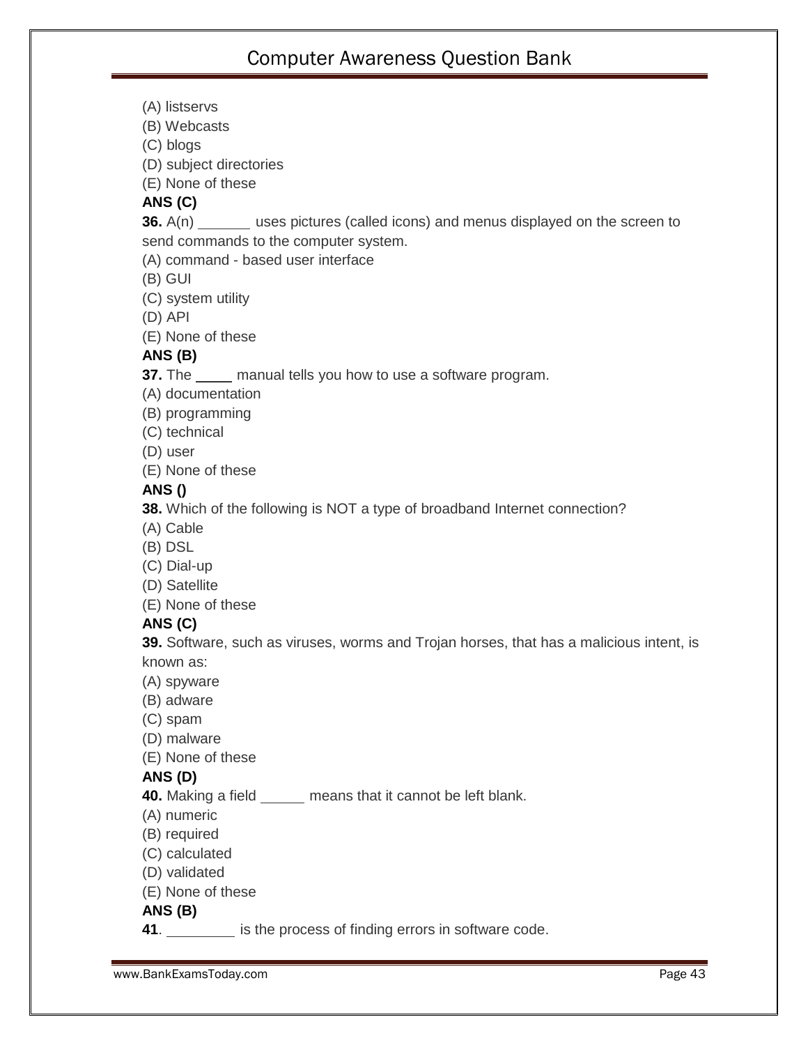(A) listservs
(B) Webcasts
(C) blogs
(D) subject directories
(E) None of these
**ANS (C)**
**36.** A(n) ______ uses pictures (called icons) and menus displayed on the screen to send commands to the computer system.
(A) command - based user interface
(B) GUI
(C) system utility
(D) API
(E) None of these
**ANS (B)**
**37.** The _____ manual tells you how to use a software program.
(A) documentation
(B) programming
(C) technical
(D) user
(E) None of these
**ANS ()**
**38.** Which of the following is NOT a type of broadband Internet connection?
(A) Cable
(B) DSL
(C) Dial-up
(D) Satellite
(E) None of these
**ANS (C)**
**39.** Software, such as viruses, worms and Trojan horses, that has a malicious intent, is known as:
(A) spyware
(B) adware
(C) spam
(D) malware
(E) None of these
**ANS (D)**
**40.** Making a field _____ means that it cannot be left blank.
(A) numeric
(B) required
(C) calculated
(D) validated
(E) None of these
**ANS (B)**
**41**. _________ is the process of finding errors in software code.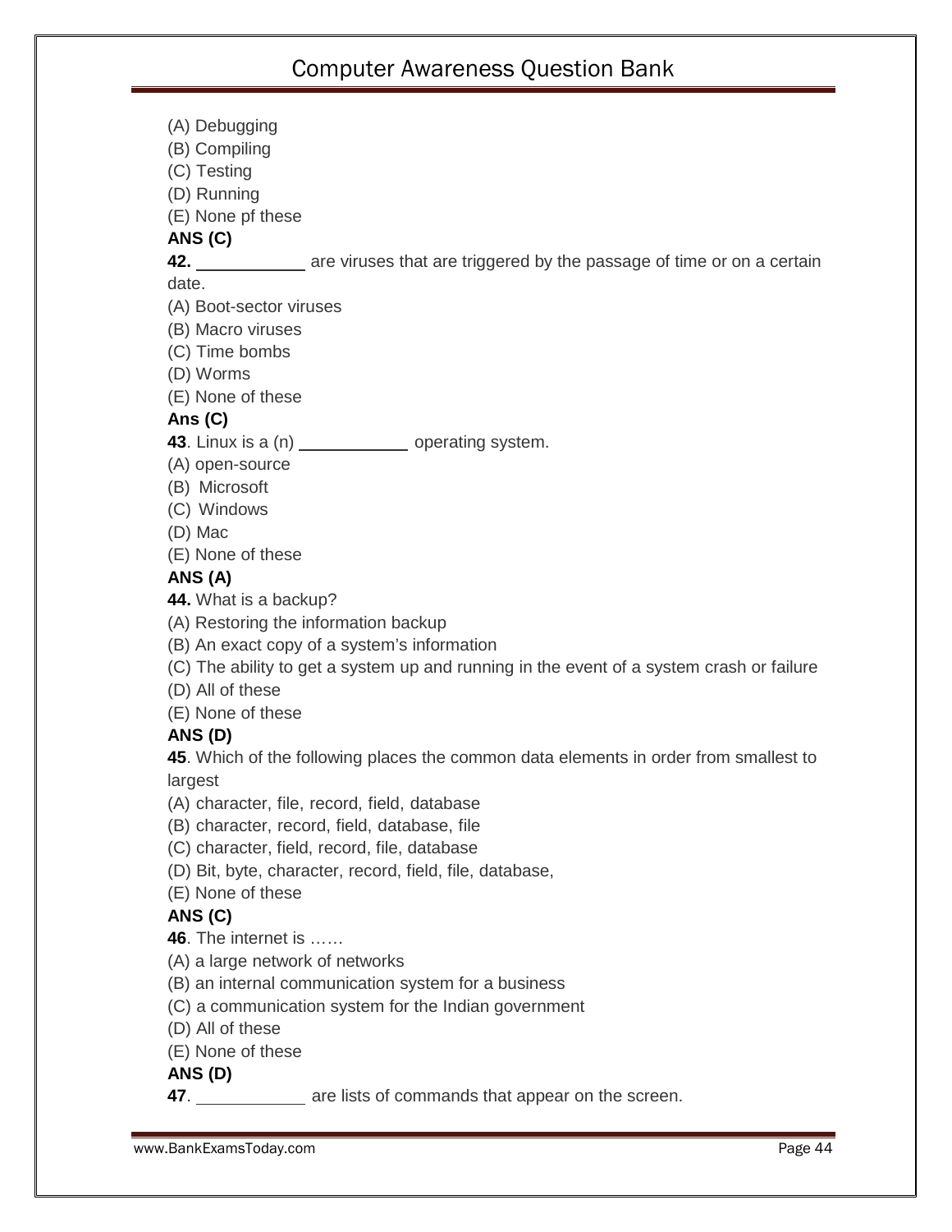(A) Debugging  
(B) Compiling  
(C) Testing  
(D) Running  
(E) None pf these  
**ANS (C)**

**42.** ___________ are viruses that are triggered by the passage of time or on a certain date.  
(A) Boot-sector viruses  
(B) Macro viruses  
(C) Time bombs  
(D) Worms  
(E) None of these  
**Ans (C)**

**43**. Linux is a (n) ___________ operating system.  
(A) open-source  
(B) Microsoft  
(C) Windows  
(D) Mac  
(E) None of these  
**ANS (A)**

**44.** What is a backup?  
(A) Restoring the information backup  
(B) An exact copy of a system's information  
(C) The ability to get a system up and running in the event of a system crash or failure  
(D) All of these  
(E) None of these  
**ANS (D)**

**45**. Which of the following places the common data elements in order from smallest to largest  
(A) character, file, record, field, database  
(B) character, record, field, database, file  
(C) character, field, record, file, database  
(D) Bit, byte, character, record, field, file, database,  
(E) None of these  
**ANS (C)**

**46**. The internet is ……  
(A) a large network of networks  
(B) an internal communication system for a business  
(C) a communication system for the Indian government  
(D) All of these  
(E) None of these  
**ANS (D)**

**47**. ___________ are lists of commands that appear on the screen.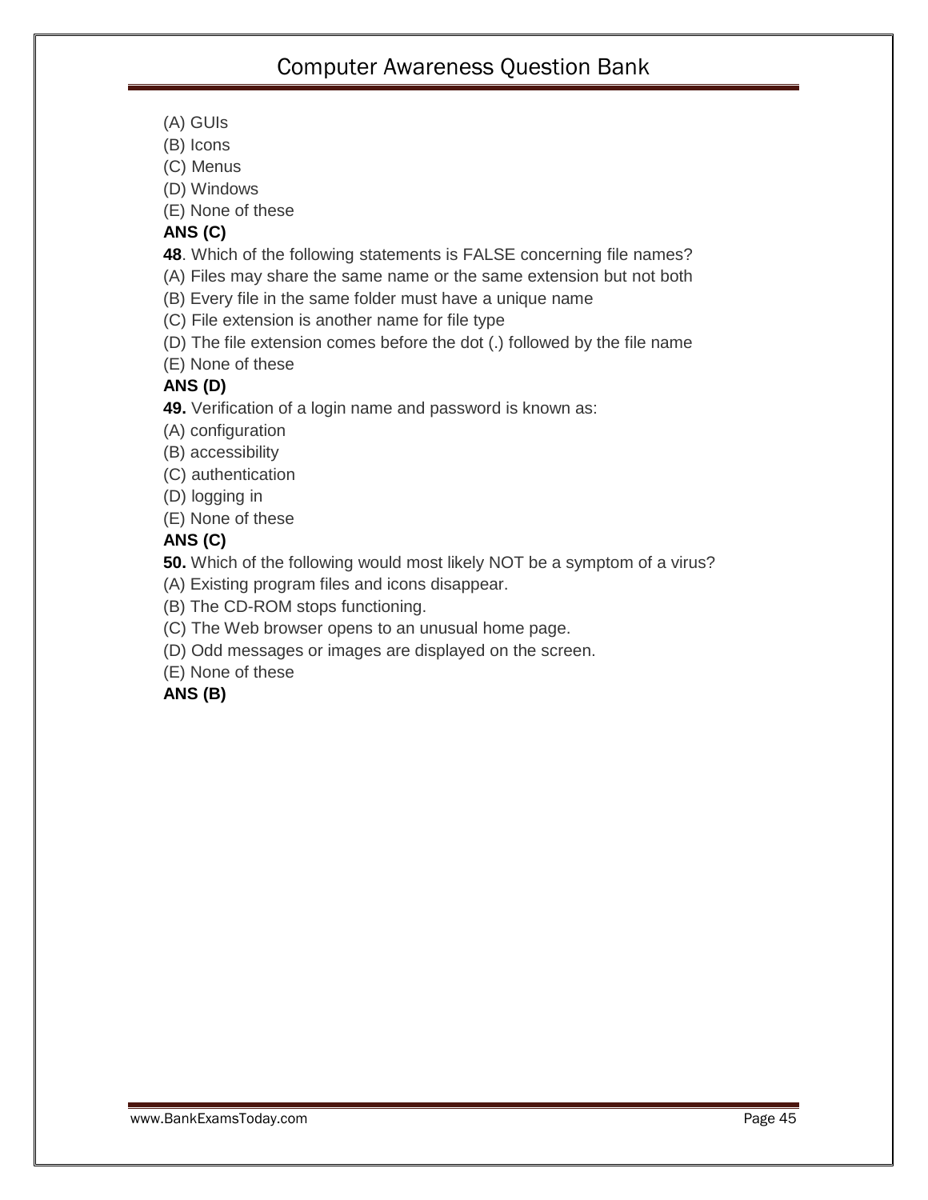(A) GUIs
(B) Icons
(C) Menus
(D) Windows
(E) None of these
**ANS (C)**

**48**. Which of the following statements is FALSE concerning file names?
(A) Files may share the same name or the same extension but not both
(B) Every file in the same folder must have a unique name
(C) File extension is another name for file type
(D) The file extension comes before the dot (.) followed by the file name
(E) None of these
**ANS (D)**

**49.** Verification of a login name and password is known as:
(A) configuration
(B) accessibility
(C) authentication
(D) logging in
(E) None of these
**ANS (C)**

**50.** Which of the following would most likely NOT be a symptom of a virus?
(A) Existing program files and icons disappear.
(B) The CD-ROM stops functioning.
(C) The Web browser opens to an unusual home page.
(D) Odd messages or images are displayed on the screen.
(E) None of these
**ANS (B)**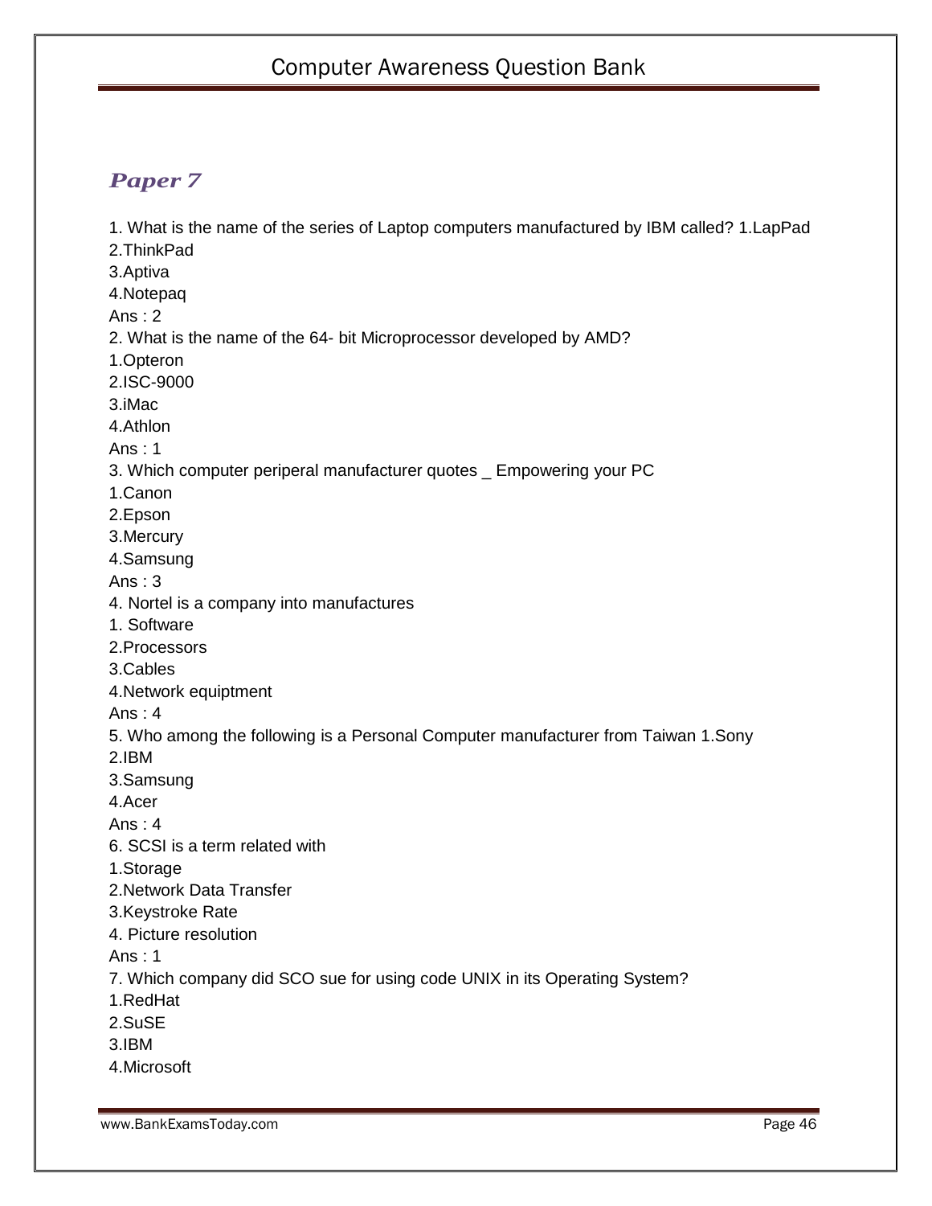## *Paper 7*

1. What is the name of the series of Laptop computers manufactured by IBM called? 1.LapPad
2.ThinkPad
3.Aptiva
4.Notepaq
Ans : 2
2. What is the name of the 64- bit Microprocessor developed by AMD?
1.Opteron
2.ISC-9000
3.iMac
4.Athlon
Ans : 1
3. Which computer periperal manufacturer quotes _ Empowering your PC
1.Canon
2.Epson
3.Mercury
4.Samsung
Ans : 3
4. Nortel is a company into manufactures
1. Software
2.Processors
3.Cables
4.Network equiptment
Ans : 4
5. Who among the following is a Personal Computer manufacturer from Taiwan 1.Sony
2.IBM
3.Samsung
4.Acer
Ans : 4
6. SCSI is a term related with
1.Storage
2.Network Data Transfer
3.Keystroke Rate
4. Picture resolution
Ans : 1
7. Which company did SCO sue for using code UNIX in its Operating System?
1.RedHat
2.SuSE
3.IBM
4.Microsoft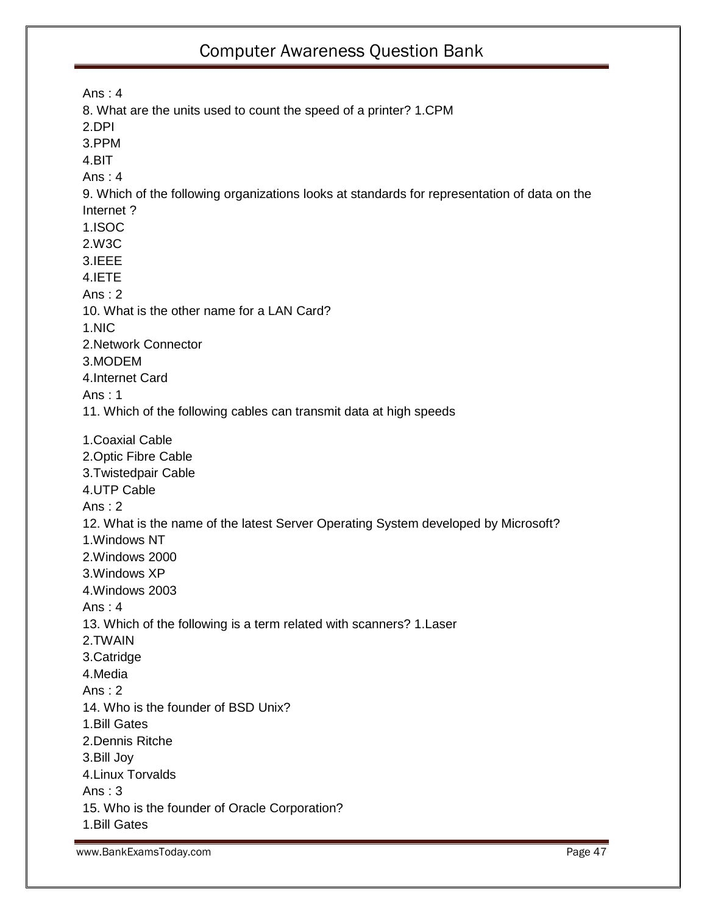Ans : 4

8. What are the units used to count the speed of a printer? 1.CPM

2.DPI

3.PPM

4.BIT

Ans : 4

9. Which of the following organizations looks at standards for representation of data on the Internet ?

1.ISOC

2.W3C

3.IEEE

4.IETE

Ans : 2

10. What is the other name for a LAN Card?

1.NIC

2.Network Connector

3.MODEM

4.Internet Card

Ans : 1

11. Which of the following cables can transmit data at high speeds

1.Coaxial Cable

2.Optic Fibre Cable

3.Twistedpair Cable

4.UTP Cable

Ans : 2

12. What is the name of the latest Server Operating System developed by Microsoft?

1.Windows NT

2.Windows 2000

3.Windows XP

4.Windows 2003

Ans : 4

13. Which of the following is a term related with scanners? 1.Laser

2.TWAIN

3.Catridge

4.Media

Ans : 2

14. Who is the founder of BSD Unix?

1.Bill Gates

2.Dennis Ritche

3.Bill Joy

4.Linux Torvalds

Ans : 3

15. Who is the founder of Oracle Corporation?

1.Bill Gates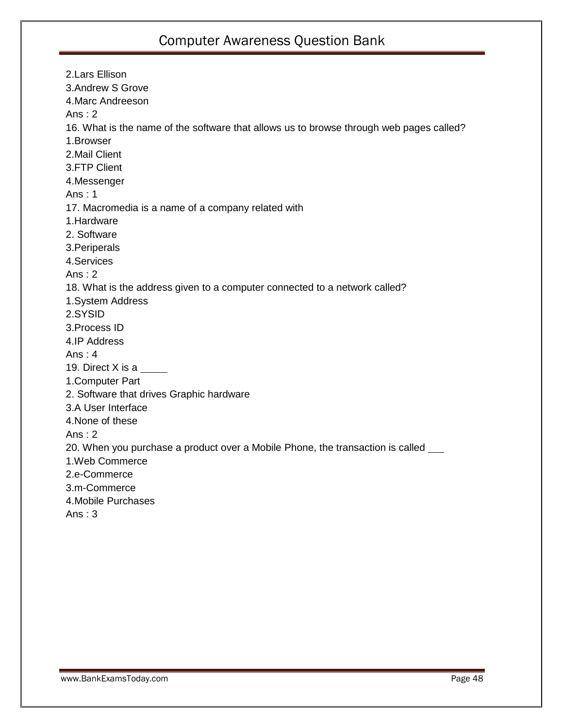2.Lars Ellison
3.Andrew S Grove
4.Marc Andreeson
Ans : 2

16. What is the name of the software that allows us to browse through web pages called?
1.Browser
2.Mail Client
3.FTP Client
4.Messenger
Ans : 1

17. Macromedia is a name of a company related with
1.Hardware
2. Software
3.Periperals
4.Services
Ans : 2

18. What is the address given to a computer connected to a network called?
1.System Address
2.SYSID
3.Process ID
4.IP Address
Ans : 4

19. Direct X is a _____
1.Computer Part
2. Software that drives Graphic hardware
3.A User Interface
4.None of these
Ans : 2

20. When you purchase a product over a Mobile Phone, the transaction is called ___
1.Web Commerce
2.e-Commerce
3.m-Commerce
4.Mobile Purchases
Ans : 3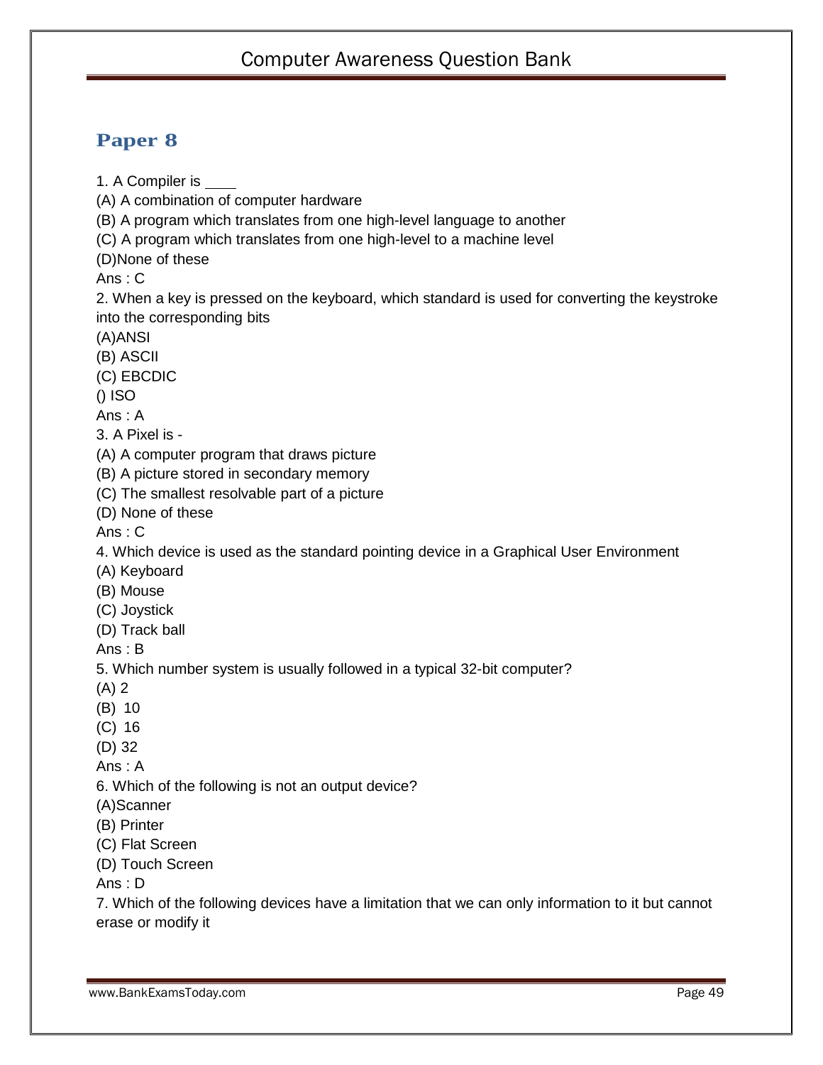## Paper 8

1. A Compiler is ____

(A) A combination of computer hardware

(B) A program which translates from one high-level language to another

(C) A program which translates from one high-level to a machine level

(D)None of these

Ans : C

2. When a key is pressed on the keyboard, which standard is used for converting the keystroke into the corresponding bits

(A)ANSI

(B) ASCII

(C) EBCDIC

() ISO

Ans : A

3. A Pixel is -

(A) A computer program that draws picture

(B) A picture stored in secondary memory

(C) The smallest resolvable part of a picture

(D) None of these

Ans : C

4. Which device is used as the standard pointing device in a Graphical User Environment

(A) Keyboard

(B) Mouse

(C) Joystick

(D) Track ball

Ans : B

5. Which number system is usually followed in a typical 32-bit computer?

(A) 2

(B) 10

(C) 16

(D) 32

Ans : A

6. Which of the following is not an output device?

(A)Scanner

(B) Printer

(C) Flat Screen

(D) Touch Screen

Ans : D

7. Which of the following devices have a limitation that we can only information to it but cannot erase or modify it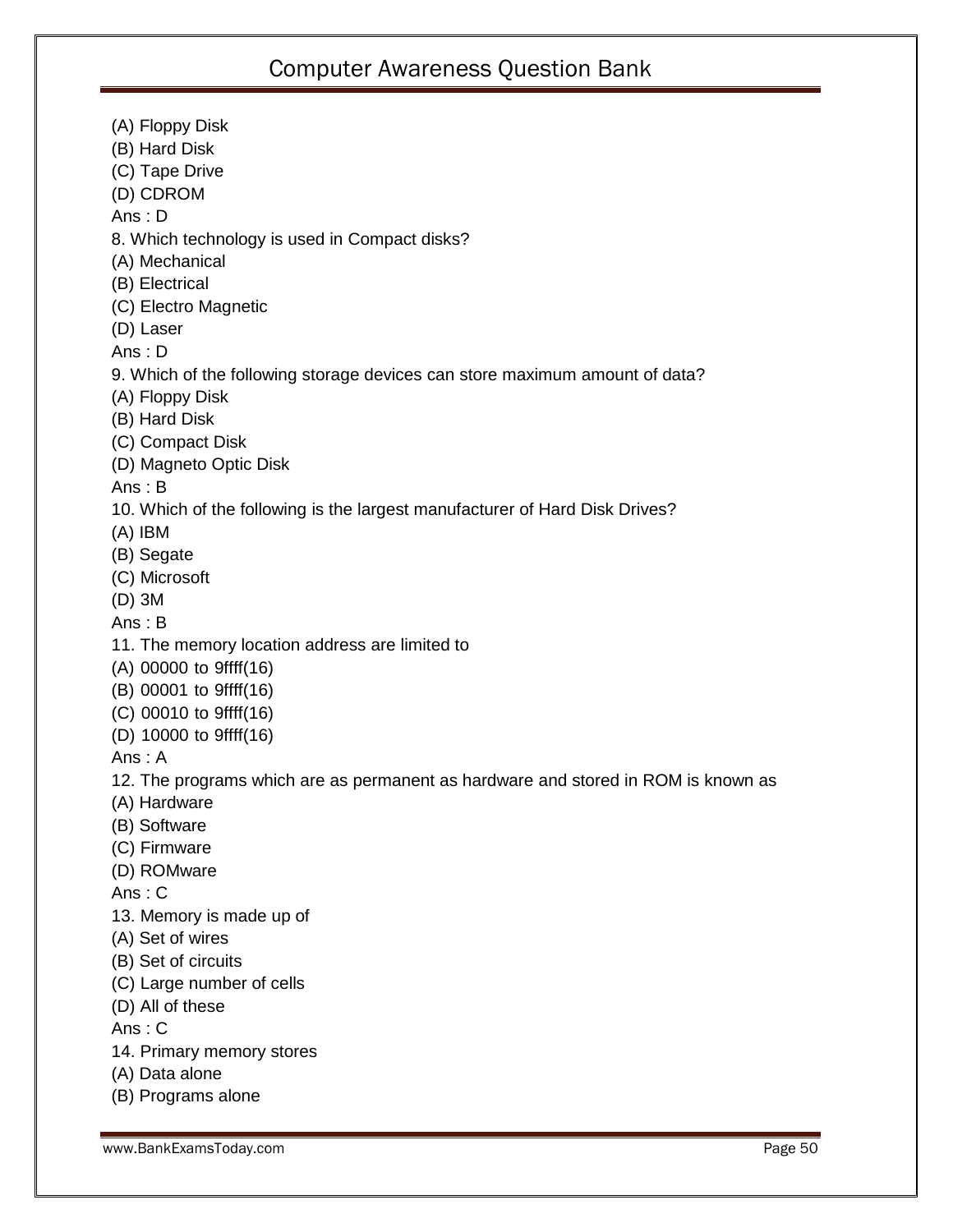(A) Floppy Disk
(B) Hard Disk
(C) Tape Drive
(D) CDROM
Ans : D
8. Which technology is used in Compact disks?
(A) Mechanical
(B) Electrical
(C) Electro Magnetic
(D) Laser
Ans : D
9. Which of the following storage devices can store maximum amount of data?
(A) Floppy Disk
(B) Hard Disk
(C) Compact Disk
(D) Magneto Optic Disk
Ans : B
10. Which of the following is the largest manufacturer of Hard Disk Drives?
(A) IBM
(B) Segate
(C) Microsoft
(D) 3M
Ans : B
11. The memory location address are limited to
(A) 00000 to 9ffff(16)
(B) 00001 to 9ffff(16)
(C) 00010 to 9ffff(16)
(D) 10000 to 9ffff(16)
Ans : A
12. The programs which are as permanent as hardware and stored in ROM is known as
(A) Hardware
(B) Software
(C) Firmware
(D) ROMware
Ans : C
13. Memory is made up of
(A) Set of wires
(B) Set of circuits
(C) Large number of cells
(D) All of these
Ans : C
14. Primary memory stores
(A) Data alone
(B) Programs alone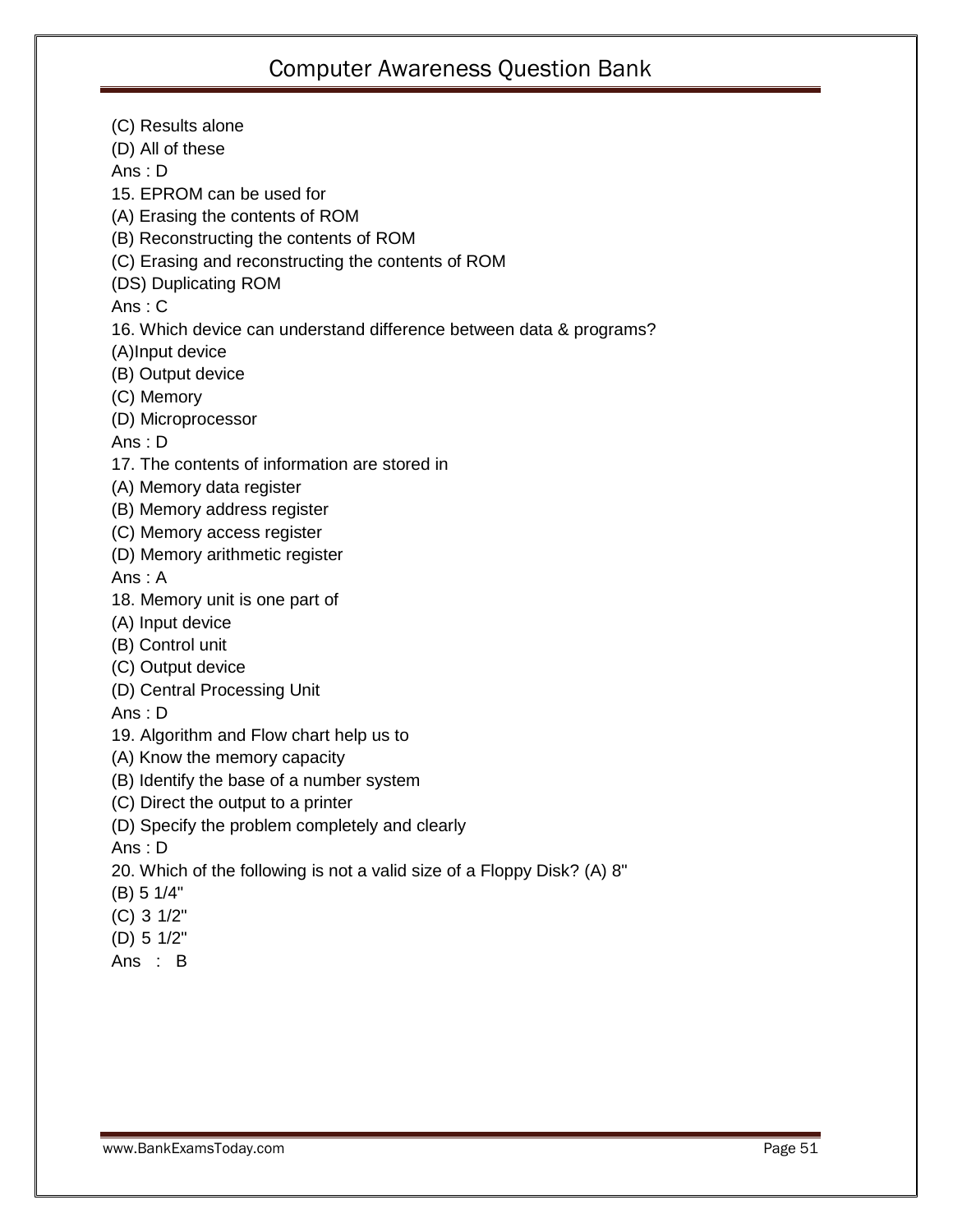(C) Results alone
(D) All of these
Ans : D
15. EPROM can be used for
(A) Erasing the contents of ROM
(B) Reconstructing the contents of ROM
(C) Erasing and reconstructing the contents of ROM
(DS) Duplicating ROM
Ans : C
16. Which device can understand difference between data & programs?
(A)Input device
(B) Output device
(C) Memory
(D) Microprocessor
Ans : D
17. The contents of information are stored in
(A) Memory data register
(B) Memory address register
(C) Memory access register
(D) Memory arithmetic register
Ans : A
18. Memory unit is one part of
(A) Input device
(B) Control unit
(C) Output device
(D) Central Processing Unit
Ans : D
19. Algorithm and Flow chart help us to
(A) Know the memory capacity
(B) Identify the base of a number system
(C) Direct the output to a printer
(D) Specify the problem completely and clearly
Ans : D
20. Which of the following is not a valid size of a Floppy Disk? (A) 8"
(B) 5 1/4"
(C) 3 1/2"
(D) 5 1/2"
Ans : B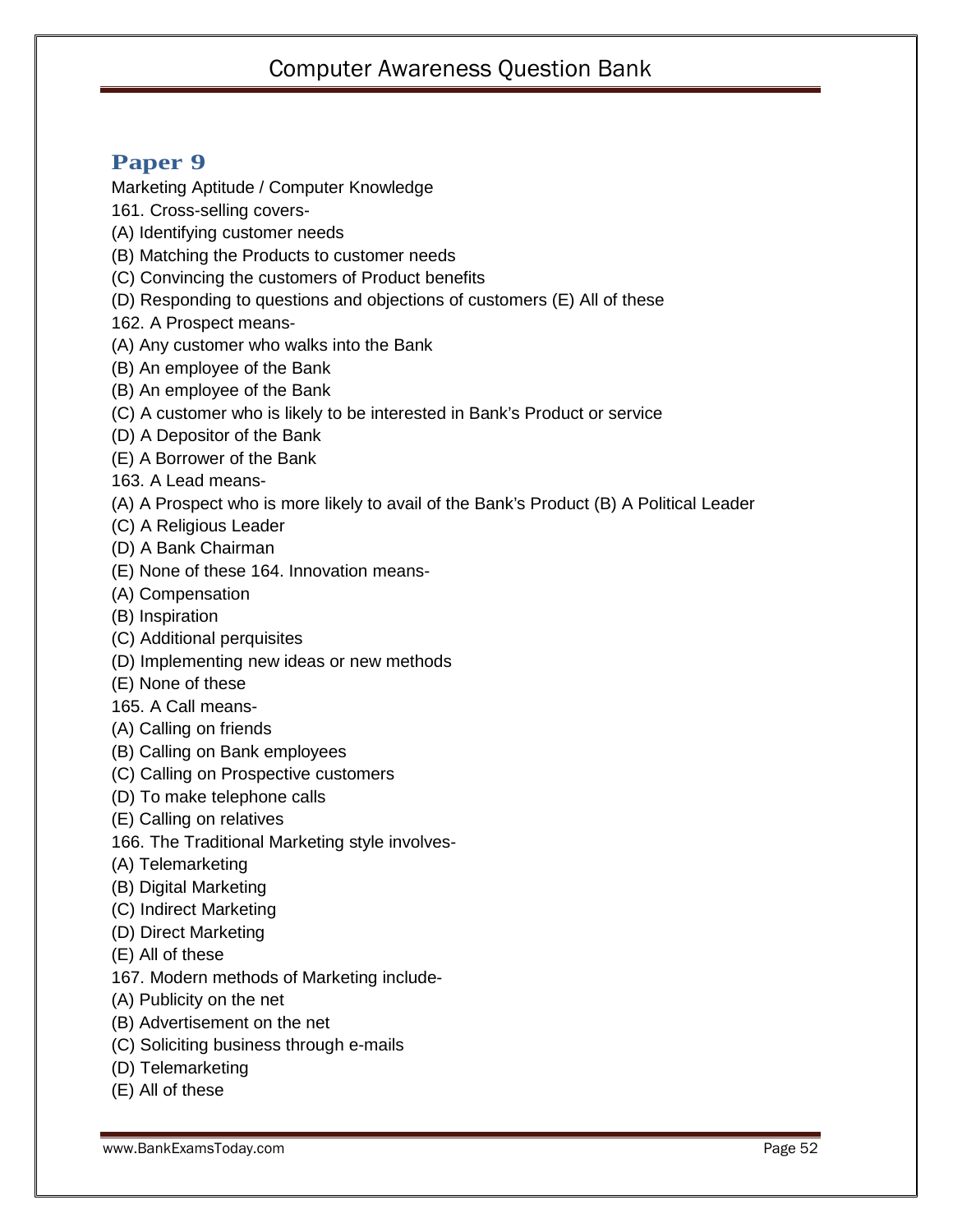## Paper 9

Marketing Aptitude / Computer Knowledge

161. Cross-selling covers-

(A) Identifying customer needs

(B) Matching the Products to customer needs

(C) Convincing the customers of Product benefits

(D) Responding to questions and objections of customers (E) All of these

162. A Prospect means-

(A) Any customer who walks into the Bank

(B) An employee of the Bank

(B) An employee of the Bank

(C) A customer who is likely to be interested in Bank's Product or service

(D) A Depositor of the Bank

(E) A Borrower of the Bank

163. A Lead means-

(A) A Prospect who is more likely to avail of the Bank's Product (B) A Political Leader

(C) A Religious Leader

(D) A Bank Chairman

(E) None of these 164. Innovation means-

(A) Compensation

(B) Inspiration

(C) Additional perquisites

(D) Implementing new ideas or new methods

(E) None of these

165. A Call means-

(A) Calling on friends

(B) Calling on Bank employees

(C) Calling on Prospective customers

(D) To make telephone calls

(E) Calling on relatives

166. The Traditional Marketing style involves-

(A) Telemarketing

(B) Digital Marketing

(C) Indirect Marketing

(D) Direct Marketing

(E) All of these

167. Modern methods of Marketing include-

(A) Publicity on the net

(B) Advertisement on the net

(C) Soliciting business through e-mails

(D) Telemarketing

(E) All of these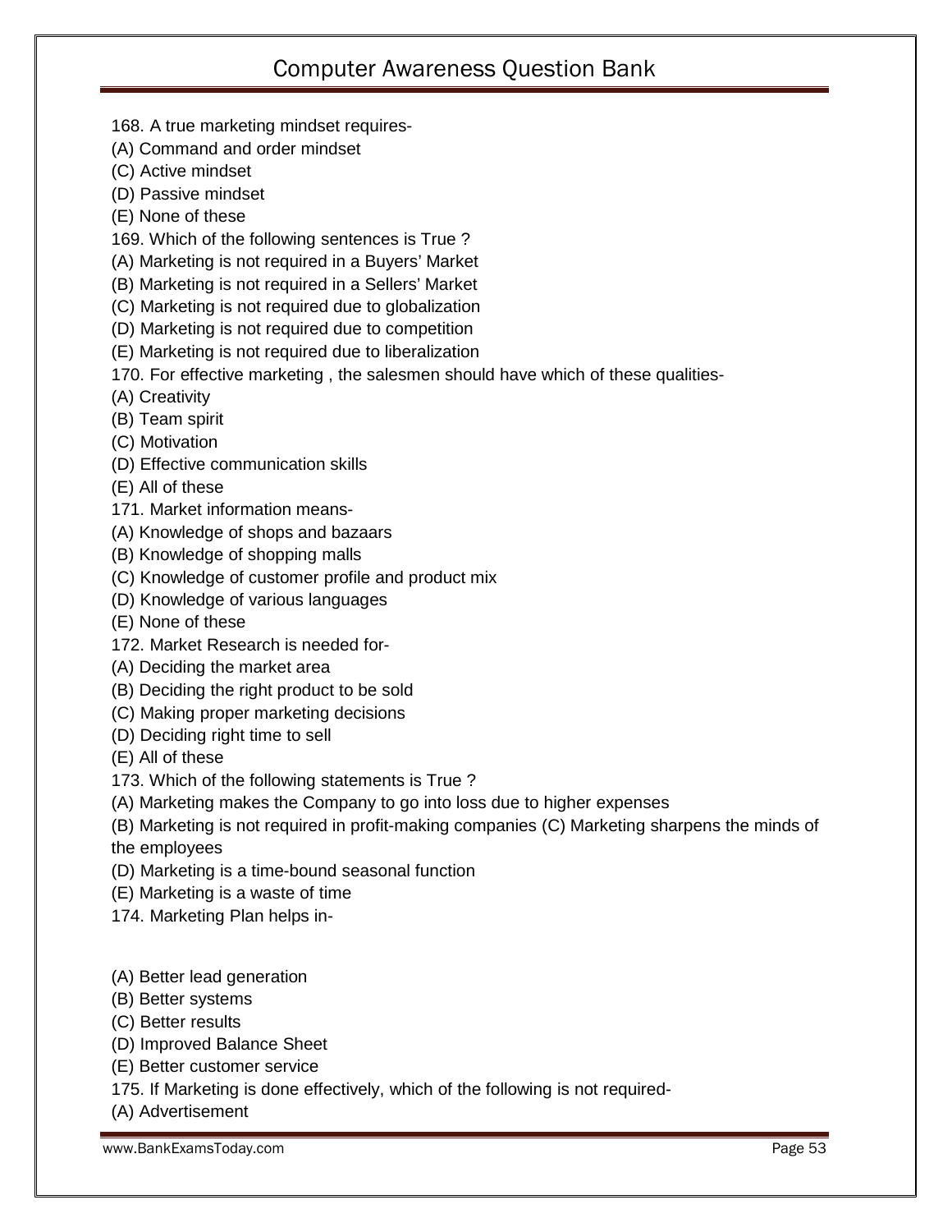168. A true marketing mindset requires-
(A) Command and order mindset
(C) Active mindset
(D) Passive mindset
(E) None of these
169. Which of the following sentences is True ?
(A) Marketing is not required in a Buyers' Market
(B) Marketing is not required in a Sellers' Market
(C) Marketing is not required due to globalization
(D) Marketing is not required due to competition
(E) Marketing is not required due to liberalization
170. For effective marketing , the salesmen should have which of these qualities-
(A) Creativity
(B) Team spirit
(C) Motivation
(D) Effective communication skills
(E) All of these
171. Market information means-
(A) Knowledge of shops and bazaars
(B) Knowledge of shopping malls
(C) Knowledge of customer profile and product mix
(D) Knowledge of various languages
(E) None of these
172. Market Research is needed for-
(A) Deciding the market area
(B) Deciding the right product to be sold
(C) Making proper marketing decisions
(D) Deciding right time to sell
(E) All of these
173. Which of the following statements is True ?
(A) Marketing makes the Company to go into loss due to higher expenses
(B) Marketing is not required in profit-making companies (C) Marketing sharpens the minds of the employees
(D) Marketing is a time-bound seasonal function
(E) Marketing is a waste of time
174. Marketing Plan helps in-

(A) Better lead generation
(B) Better systems
(C) Better results
(D) Improved Balance Sheet
(E) Better customer service
175. If Marketing is done effectively, which of the following is not required-
(A) Advertisement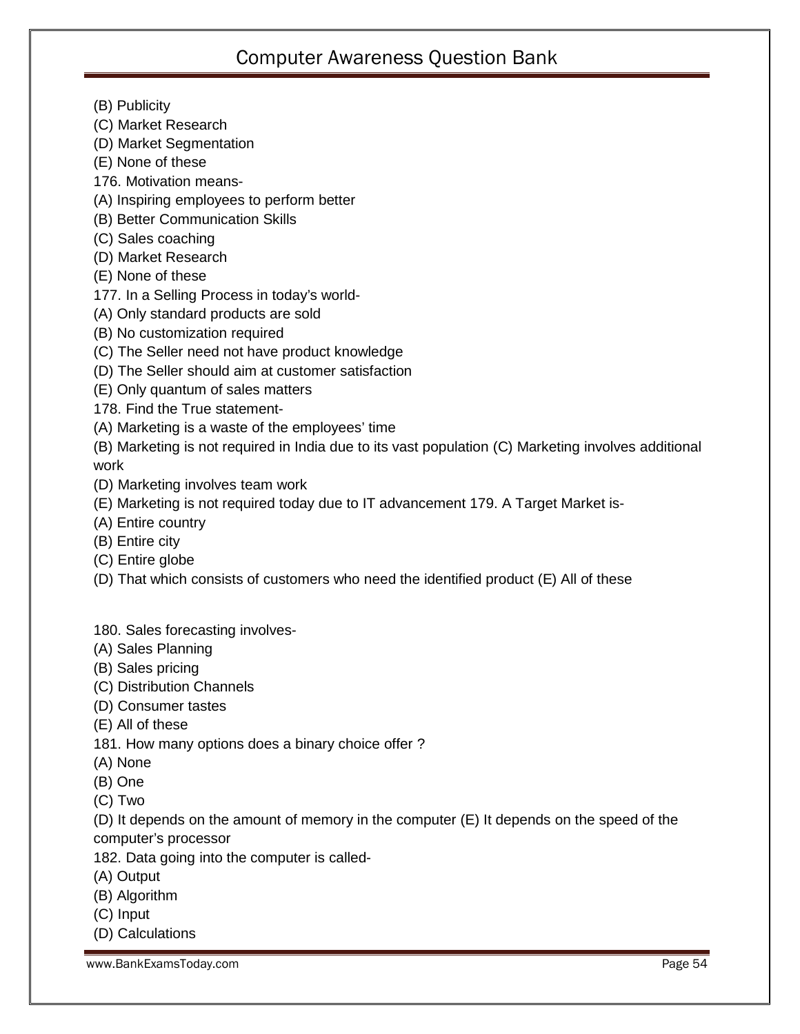(B) Publicity
(C) Market Research
(D) Market Segmentation
(E) None of these
176. Motivation means-
(A) Inspiring employees to perform better
(B) Better Communication Skills
(C) Sales coaching
(D) Market Research
(E) None of these
177. In a Selling Process in today's world-
(A) Only standard products are sold
(B) No customization required
(C) The Seller need not have product knowledge
(D) The Seller should aim at customer satisfaction
(E) Only quantum of sales matters
178. Find the True statement-
(A) Marketing is a waste of the employees' time
(B) Marketing is not required in India due to its vast population (C) Marketing involves additional work
(D) Marketing involves team work
(E) Marketing is not required today due to IT advancement 179. A Target Market is-
(A) Entire country
(B) Entire city
(C) Entire globe
(D) That which consists of customers who need the identified product (E) All of these

180. Sales forecasting involves-
(A) Sales Planning
(B) Sales pricing
(C) Distribution Channels
(D) Consumer tastes
(E) All of these
181. How many options does a binary choice offer ?
(A) None
(B) One
(C) Two
(D) It depends on the amount of memory in the computer (E) It depends on the speed of the computer's processor
182. Data going into the computer is called-
(A) Output
(B) Algorithm
(C) Input
(D) Calculations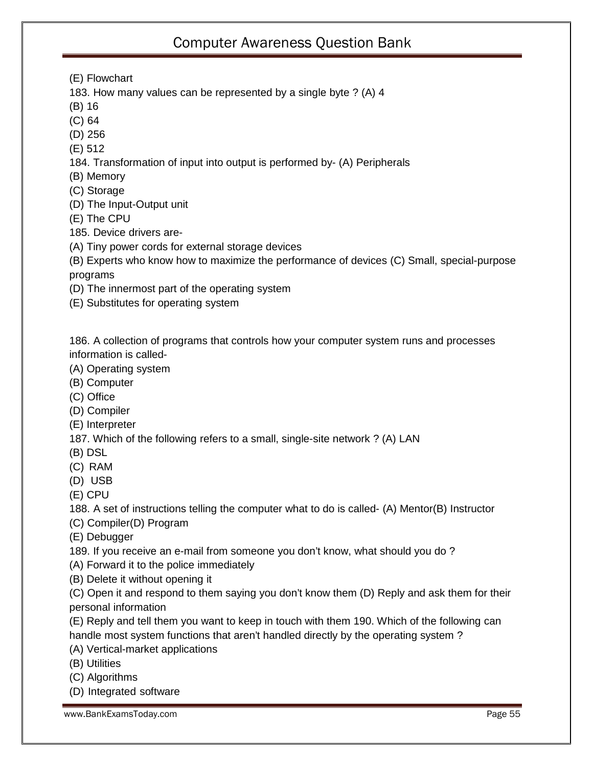(E) Flowchart

183. How many values can be represented by a single byte ? (A) 4

(B) 16

(C) 64

(D) 256

(E) 512

184. Transformation of input into output is performed by- (A) Peripherals

(B) Memory

(C) Storage

(D) The Input-Output unit

(E) The CPU

185. Device drivers are-

(A) Tiny power cords for external storage devices

(B) Experts who know how to maximize the performance of devices (C) Small, special-purpose programs

(D) The innermost part of the operating system

(E) Substitutes for operating system

186. A collection of programs that controls how your computer system runs and processes information is called-

(A) Operating system

(B) Computer

(C) Office

(D) Compiler

(E) Interpreter

187. Which of the following refers to a small, single-site network ? (A) LAN

(B) DSL

(C) RAM

(D) USB

(E) CPU

188. A set of instructions telling the computer what to do is called- (A) Mentor(B) Instructor

(C) Compiler(D) Program

(E) Debugger

189. If you receive an e-mail from someone you don't know, what should you do ?

(A) Forward it to the police immediately

(B) Delete it without opening it

(C) Open it and respond to them saying you don't know them (D) Reply and ask them for their personal information

(E) Reply and tell them you want to keep in touch with them 190. Which of the following can handle most system functions that aren't handled directly by the operating system ?

(A) Vertical-market applications

(B) Utilities

(C) Algorithms

(D) Integrated software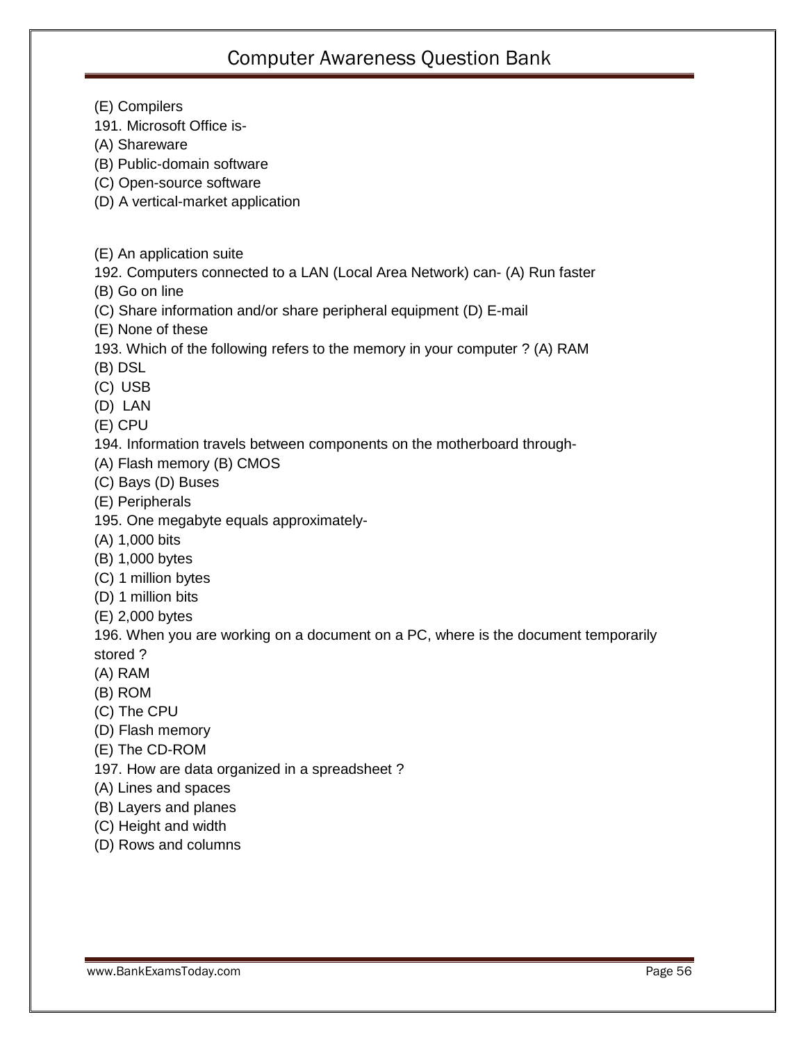(E) Compilers

191. Microsoft Office is-

(A) Shareware

(B) Public-domain software

(C) Open-source software

(D) A vertical-market application

(E) An application suite

192. Computers connected to a LAN (Local Area Network) can- (A) Run faster

(B) Go on line

(C) Share information and/or share peripheral equipment (D) E-mail

(E) None of these

193. Which of the following refers to the memory in your computer ? (A) RAM

(B) DSL

(C) USB

(D) LAN

(E) CPU

194. Information travels between components on the motherboard through-

(A) Flash memory (B) CMOS

(C) Bays (D) Buses

(E) Peripherals

195. One megabyte equals approximately-

(A) 1,000 bits

(B) 1,000 bytes

(C) 1 million bytes

(D) 1 million bits

(E) 2,000 bytes

196. When you are working on a document on a PC, where is the document temporarily stored ?

(A) RAM

(B) ROM

(C) The CPU

(D) Flash memory

(E) The CD-ROM

197. How are data organized in a spreadsheet ?

(A) Lines and spaces

(B) Layers and planes

(C) Height and width

(D) Rows and columns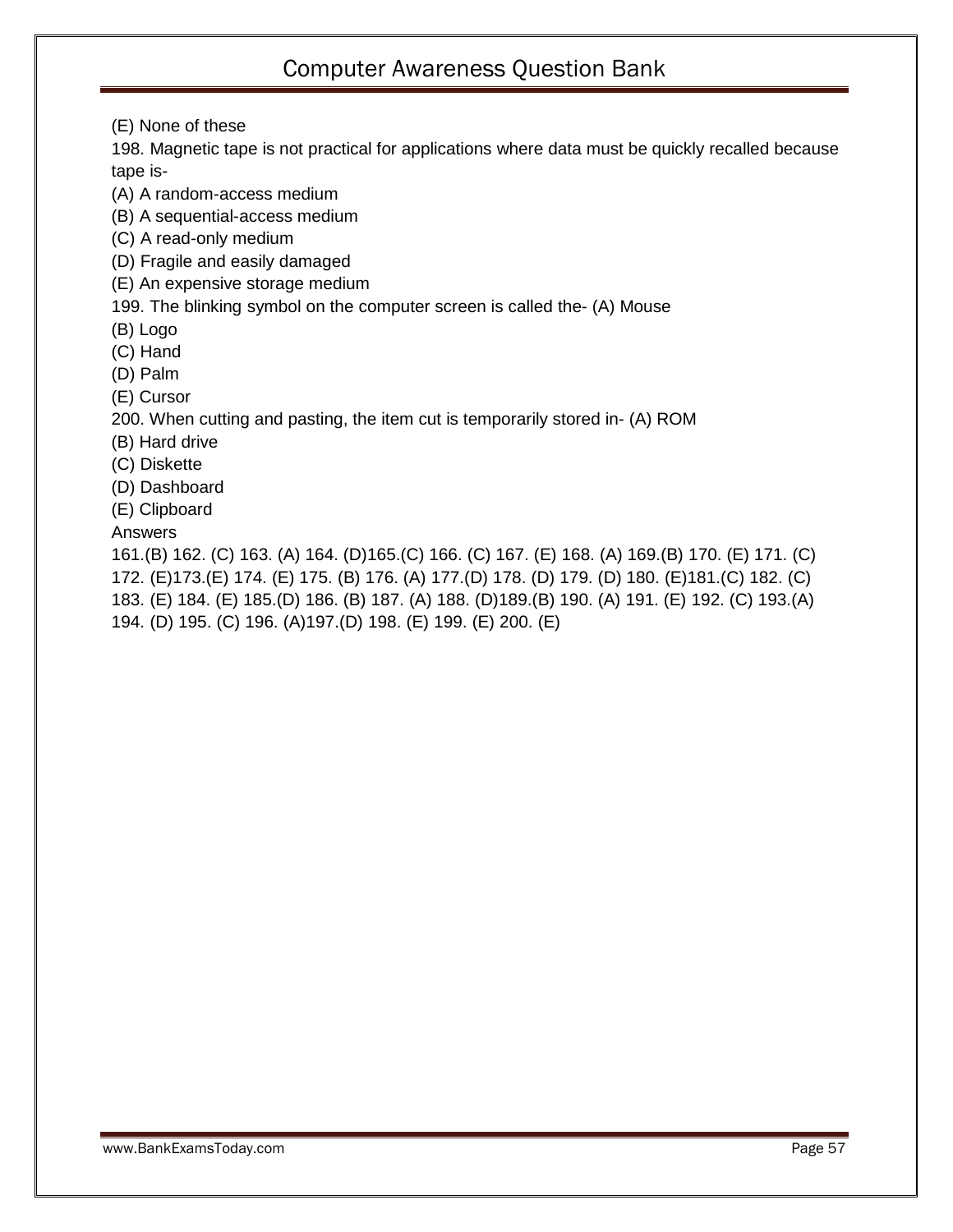(E) None of these

198. Magnetic tape is not practical for applications where data must be quickly recalled because tape is-

(A) A random-access medium

(B) A sequential-access medium

(C) A read-only medium

(D) Fragile and easily damaged

(E) An expensive storage medium

199. The blinking symbol on the computer screen is called the- (A) Mouse

(B) Logo

(C) Hand

(D) Palm

(E) Cursor

200. When cutting and pasting, the item cut is temporarily stored in- (A) ROM

(B) Hard drive

(C) Diskette

(D) Dashboard

(E) Clipboard

Answers

161.(B) 162. (C) 163. (A) 164. (D)165.(C) 166. (C) 167. (E) 168. (A) 169.(B) 170. (E) 171. (C) 172. (E)173.(E) 174. (E) 175. (B) 176. (A) 177.(D) 178. (D) 179. (D) 180. (E)181.(C) 182. (C) 183. (E) 184. (E) 185.(D) 186. (B) 187. (A) 188. (D)189.(B) 190. (A) 191. (E) 192. (C) 193.(A) 194. (D) 195. (C) 196. (A)197.(D) 198. (E) 199. (E) 200. (E)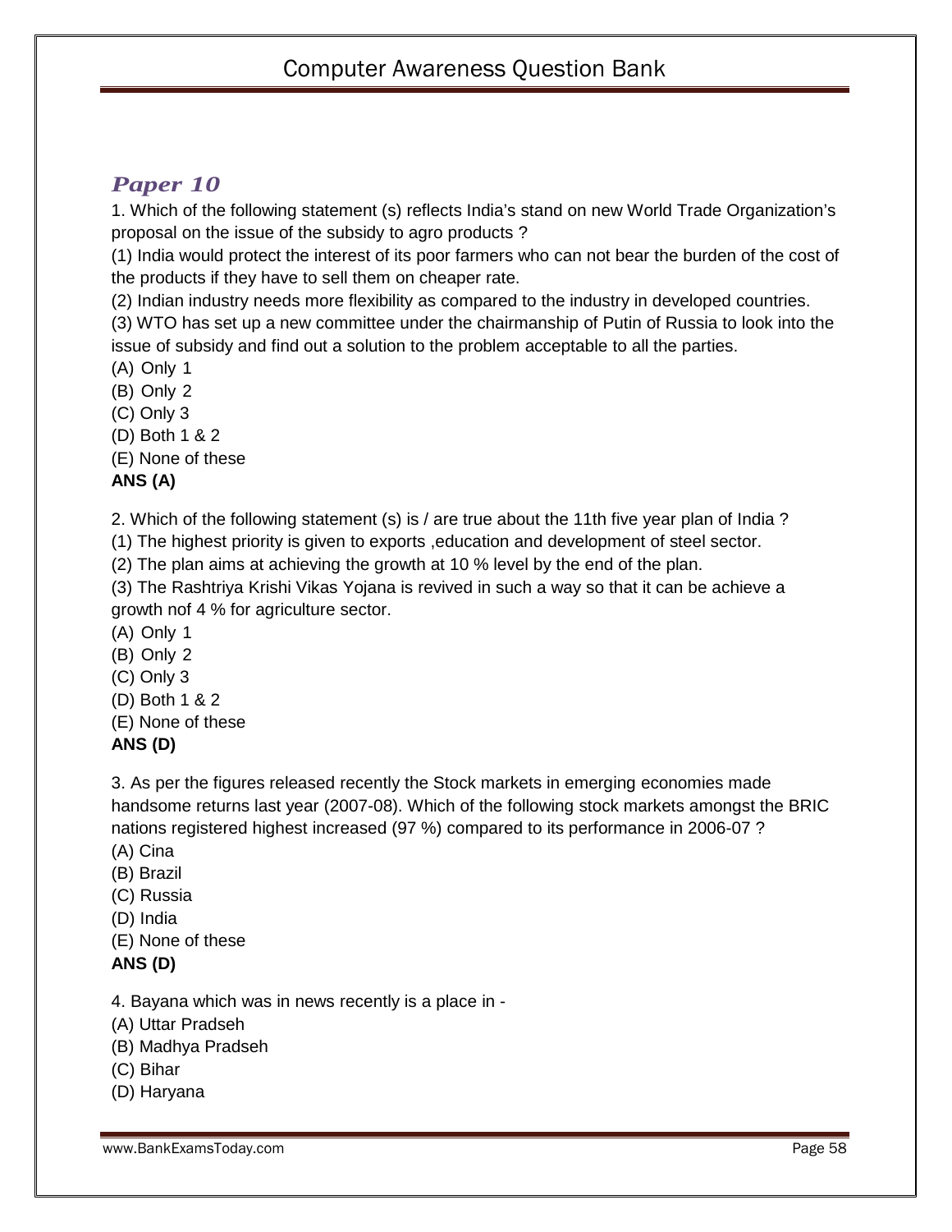## *Paper 10*

1. Which of the following statement (s) reflects India's stand on new World Trade Organization's proposal on the issue of the subsidy to agro products ?

(1) India would protect the interest of its poor farmers who can not bear the burden of the cost of the products if they have to sell them on cheaper rate.

(2) Indian industry needs more flexibility as compared to the industry in developed countries.

(3) WTO has set up a new committee under the chairmanship of Putin of Russia to look into the issue of subsidy and find out a solution to the problem acceptable to all the parties.

(A) Only 1
(B) Only 2
(C) Only 3
(D) Both 1 & 2
(E) None of these

**ANS (A)**

2. Which of the following statement (s) is / are true about the 11th five year plan of India ?

(1) The highest priority is given to exports ,education and development of steel sector.

(2) The plan aims at achieving the growth at 10 % level by the end of the plan.

(3) The Rashtriya Krishi Vikas Yojana is revived in such a way so that it can be achieve a growth nof 4 % for agriculture sector.

(A) Only 1
(B) Only 2
(C) Only 3
(D) Both 1 & 2
(E) None of these

**ANS (D)**

3. As per the figures released recently the Stock markets in emerging economies made handsome returns last year (2007-08). Which of the following stock markets amongst the BRIC nations registered highest increased (97 %) compared to its performance in 2006-07 ?

(A) Cina
(B) Brazil
(C) Russia
(D) India
(E) None of these

**ANS (D)**

4. Bayana which was in news recently is a place in -

(A) Uttar Pradseh
(B) Madhya Pradseh
(C) Bihar
(D) Haryana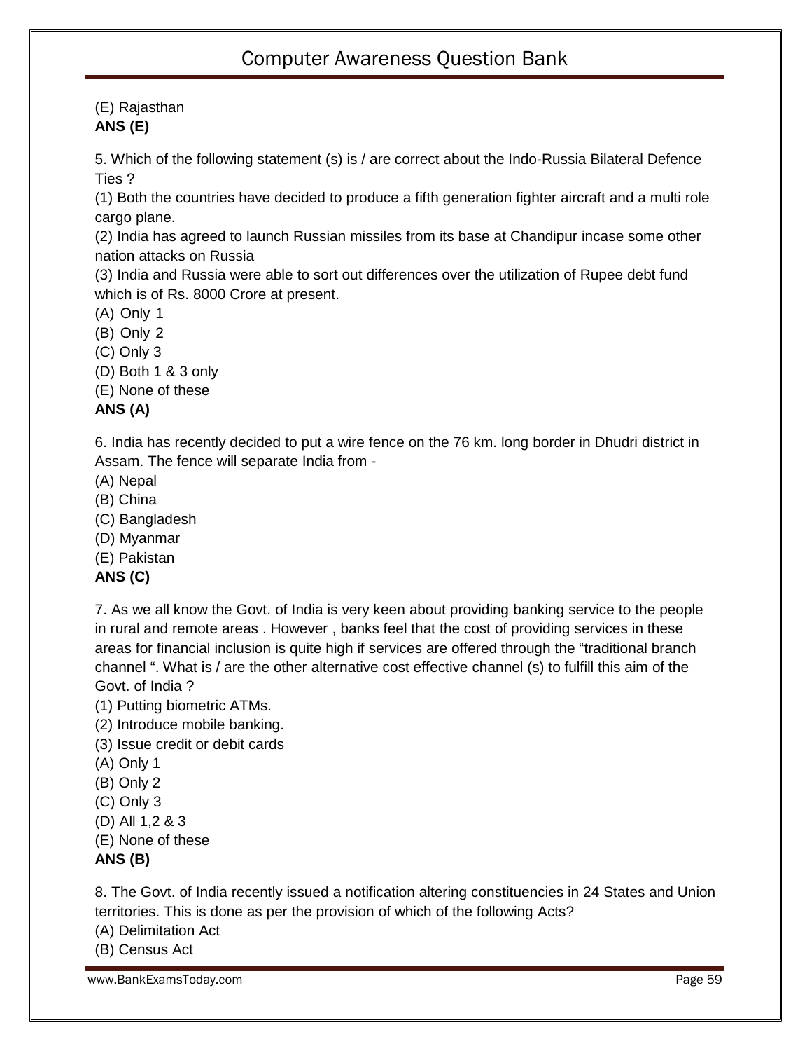(E) Rajasthan
**ANS (E)**

5. Which of the following statement (s) is / are correct about the Indo-Russia Bilateral Defence Ties ?
(1) Both the countries have decided to produce a fifth generation fighter aircraft and a multi role cargo plane.
(2) India has agreed to launch Russian missiles from its base at Chandipur incase some other nation attacks on Russia
(3) India and Russia were able to sort out differences over the utilization of Rupee debt fund which is of Rs. 8000 Crore at present.
(A) Only 1
(B) Only 2
(C) Only 3
(D) Both 1 & 3 only
(E) None of these
**ANS (A)**

6. India has recently decided to put a wire fence on the 76 km. long border in Dhudri district in Assam. The fence will separate India from -
(A) Nepal
(B) China
(C) Bangladesh
(D) Myanmar
(E) Pakistan
**ANS (C)**

7. As we all know the Govt. of India is very keen about providing banking service to the people in rural and remote areas . However , banks feel that the cost of providing services in these areas for financial inclusion is quite high if services are offered through the "traditional branch channel ". What is / are the other alternative cost effective channel (s) to fulfill this aim of the Govt. of India ?
(1) Putting biometric ATMs.
(2) Introduce mobile banking.
(3) Issue credit or debit cards
(A) Only 1
(B) Only 2
(C) Only 3
(D) All 1,2 & 3
(E) None of these
**ANS (B)**

8. The Govt. of India recently issued a notification altering constituencies in 24 States and Union territories. This is done as per the provision of which of the following Acts?
(A) Delimitation Act
(B) Census Act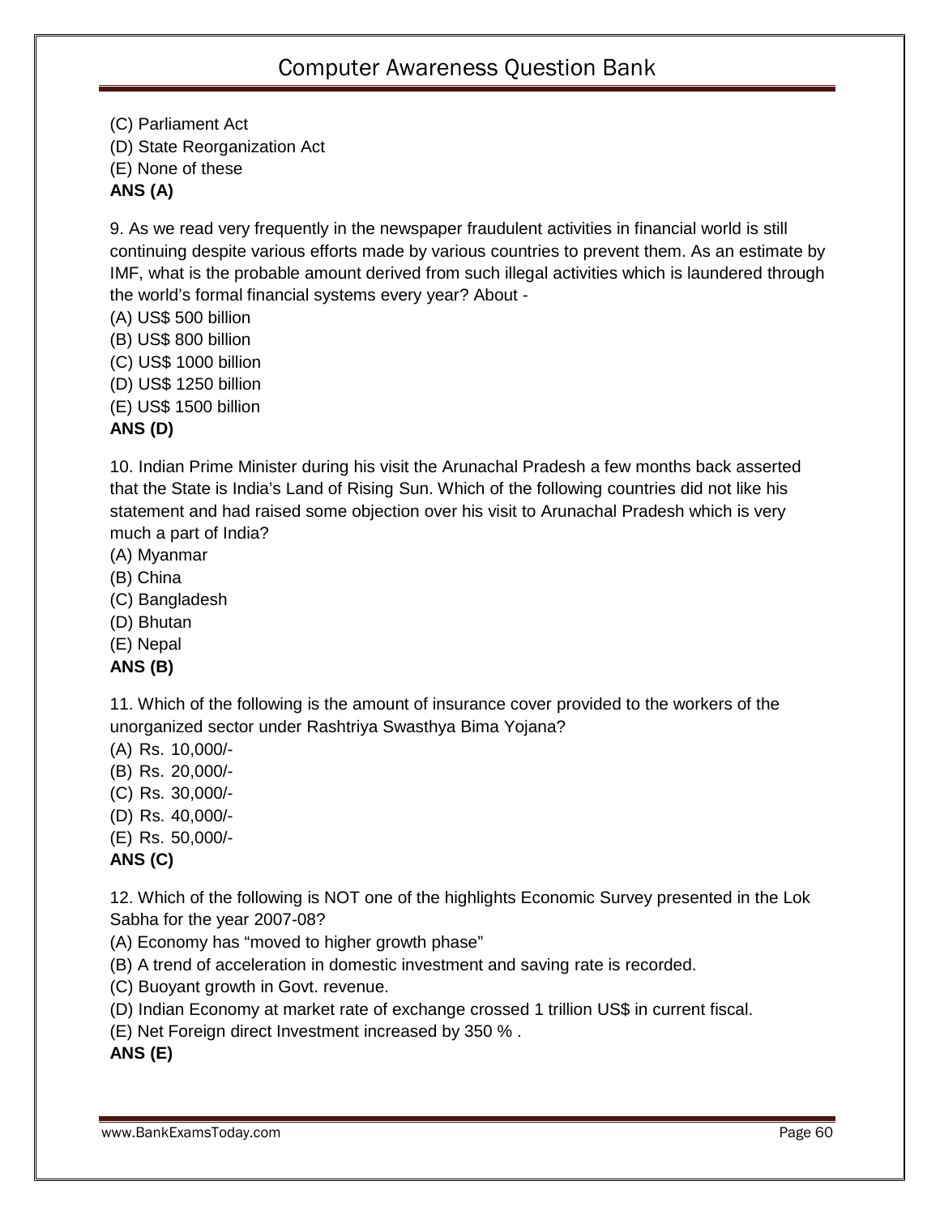(C) Parliament Act
(D) State Reorganization Act
(E) None of these
**ANS (A)**

9. As we read very frequently in the newspaper fraudulent activities in financial world is still continuing despite various efforts made by various countries to prevent them. As an estimate by IMF, what is the probable amount derived from such illegal activities which is laundered through the world's formal financial systems every year? About -
(A) US$ 500 billion
(B) US$ 800 billion
(C) US$ 1000 billion
(D) US$ 1250 billion
(E) US$ 1500 billion
**ANS (D)**

10. Indian Prime Minister during his visit the Arunachal Pradesh a few months back asserted that the State is India's Land of Rising Sun. Which of the following countries did not like his statement and had raised some objection over his visit to Arunachal Pradesh which is very much a part of India?
(A) Myanmar
(B) China
(C) Bangladesh
(D) Bhutan
(E) Nepal
**ANS (B)**

11. Which of the following is the amount of insurance cover provided to the workers of the unorganized sector under Rashtriya Swasthya Bima Yojana?
(A) Rs. 10,000/-
(B) Rs. 20,000/-
(C) Rs. 30,000/-
(D) Rs. 40,000/-
(E) Rs. 50,000/-
**ANS (C)**

12. Which of the following is NOT one of the highlights Economic Survey presented in the Lok Sabha for the year 2007-08?
(A) Economy has "moved to higher growth phase"
(B) A trend of acceleration in domestic investment and saving rate is recorded.
(C) Buoyant growth in Govt. revenue.
(D) Indian Economy at market rate of exchange crossed 1 trillion US$ in current fiscal.
(E) Net Foreign direct Investment increased by 350 % .
**ANS (E)**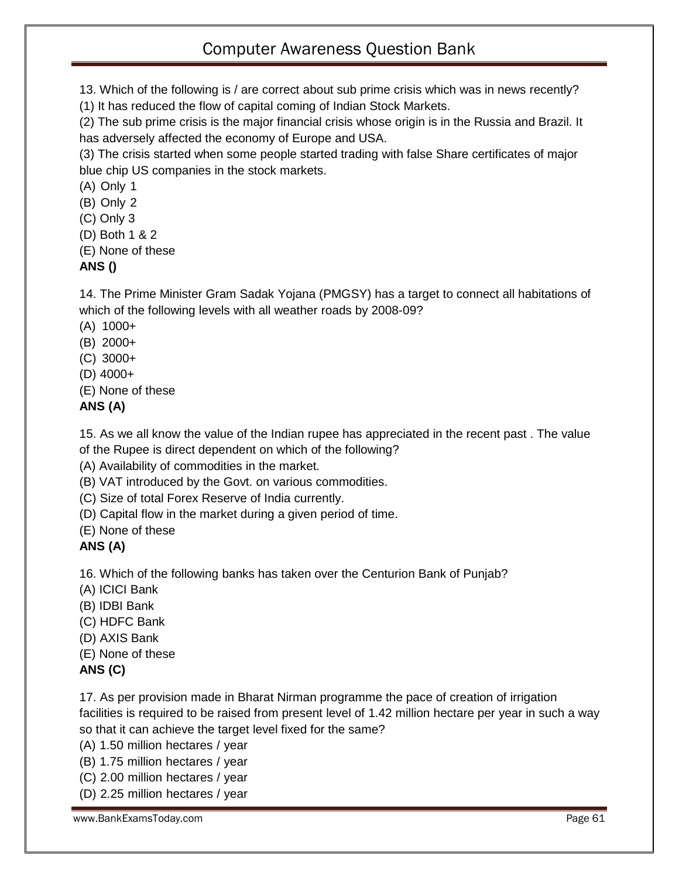13. Which of the following is / are correct about sub prime crisis which was in news recently?
(1) It has reduced the flow of capital coming of Indian Stock Markets.
(2) The sub prime crisis is the major financial crisis whose origin is in the Russia and Brazil. It has adversely affected the economy of Europe and USA.
(3) The crisis started when some people started trading with false Share certificates of major blue chip US companies in the stock markets.
(A) Only 1
(B) Only 2
(C) Only 3
(D) Both 1 & 2
(E) None of these
**ANS ()**

14. The Prime Minister Gram Sadak Yojana (PMGSY) has a target to connect all habitations of which of the following levels with all weather roads by 2008-09?
(A) 1000+
(B) 2000+
(C) 3000+
(D) 4000+
(E) None of these
**ANS (A)**

15. As we all know the value of the Indian rupee has appreciated in the recent past . The value of the Rupee is direct dependent on which of the following?
(A) Availability of commodities in the market.
(B) VAT introduced by the Govt. on various commodities.
(C) Size of total Forex Reserve of India currently.
(D) Capital flow in the market during a given period of time.
(E) None of these
**ANS (A)**

16. Which of the following banks has taken over the Centurion Bank of Punjab?
(A) ICICI Bank
(B) IDBI Bank
(C) HDFC Bank
(D) AXIS Bank
(E) None of these
**ANS (C)**

17. As per provision made in Bharat Nirman programme the pace of creation of irrigation facilities is required to be raised from present level of 1.42 million hectare per year in such a way so that it can achieve the target level fixed for the same?
(A) 1.50 million hectares / year
(B) 1.75 million hectares / year
(C) 2.00 million hectares / year
(D) 2.25 million hectares / year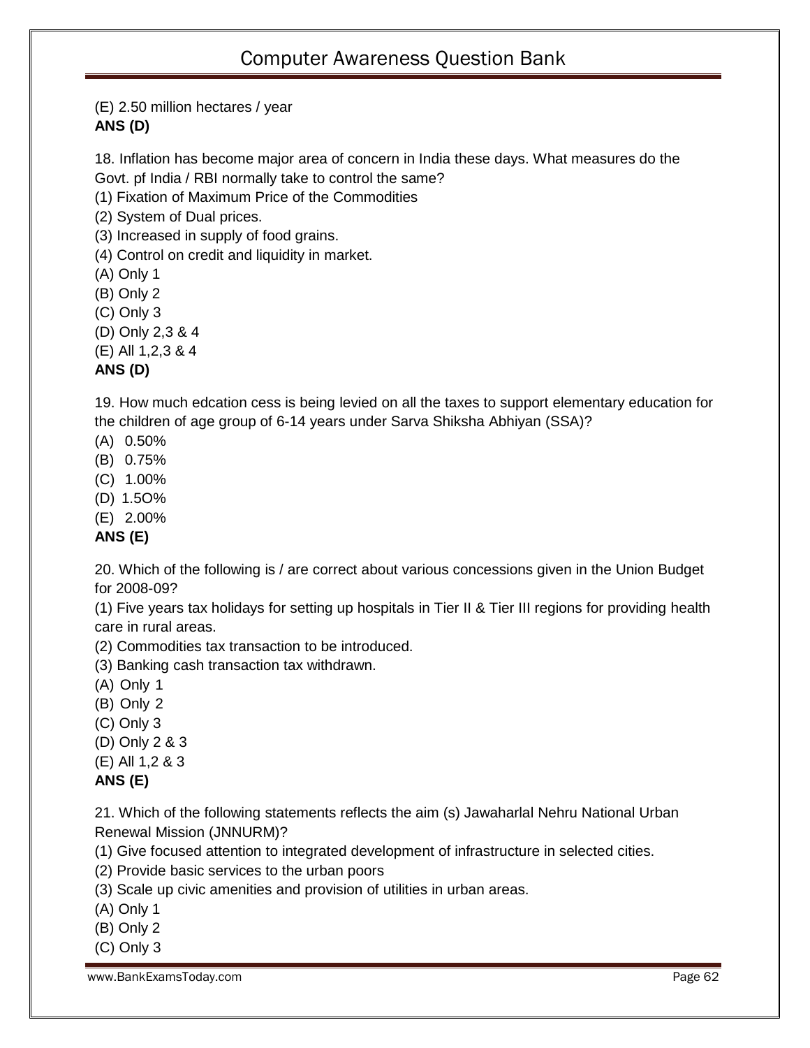(E) 2.50 million hectares / year

**ANS (D)**

18. Inflation has become major area of concern in India these days. What measures do the Govt. pf India / RBI normally take to control the same?

(1) Fixation of Maximum Price of the Commodities
(2) System of Dual prices.
(3) Increased in supply of food grains.
(4) Control on credit and liquidity in market.

(A) Only 1
(B) Only 2
(C) Only 3
(D) Only 2,3 & 4
(E) All 1,2,3 & 4

**ANS (D)**

19. How much edcation cess is being levied on all the taxes to support elementary education for the children of age group of 6-14 years under Sarva Shiksha Abhiyan (SSA)?

(A) 0.50%
(B) 0.75%
(C) 1.00%
(D) 1.5O%
(E) 2.00%

**ANS (E)**

20. Which of the following is / are correct about various concessions given in the Union Budget for 2008-09?

(1) Five years tax holidays for setting up hospitals in Tier II & Tier III regions for providing health care in rural areas.
(2) Commodities tax transaction to be introduced.
(3) Banking cash transaction tax withdrawn.

(A) Only 1
(B) Only 2
(C) Only 3
(D) Only 2 & 3
(E) All 1,2 & 3

**ANS (E)**

21. Which of the following statements reflects the aim (s) Jawaharlal Nehru National Urban Renewal Mission (JNNURM)?

(1) Give focused attention to integrated development of infrastructure in selected cities.
(2) Provide basic services to the urban poors
(3) Scale up civic amenities and provision of utilities in urban areas.

(A) Only 1
(B) Only 2
(C) Only 3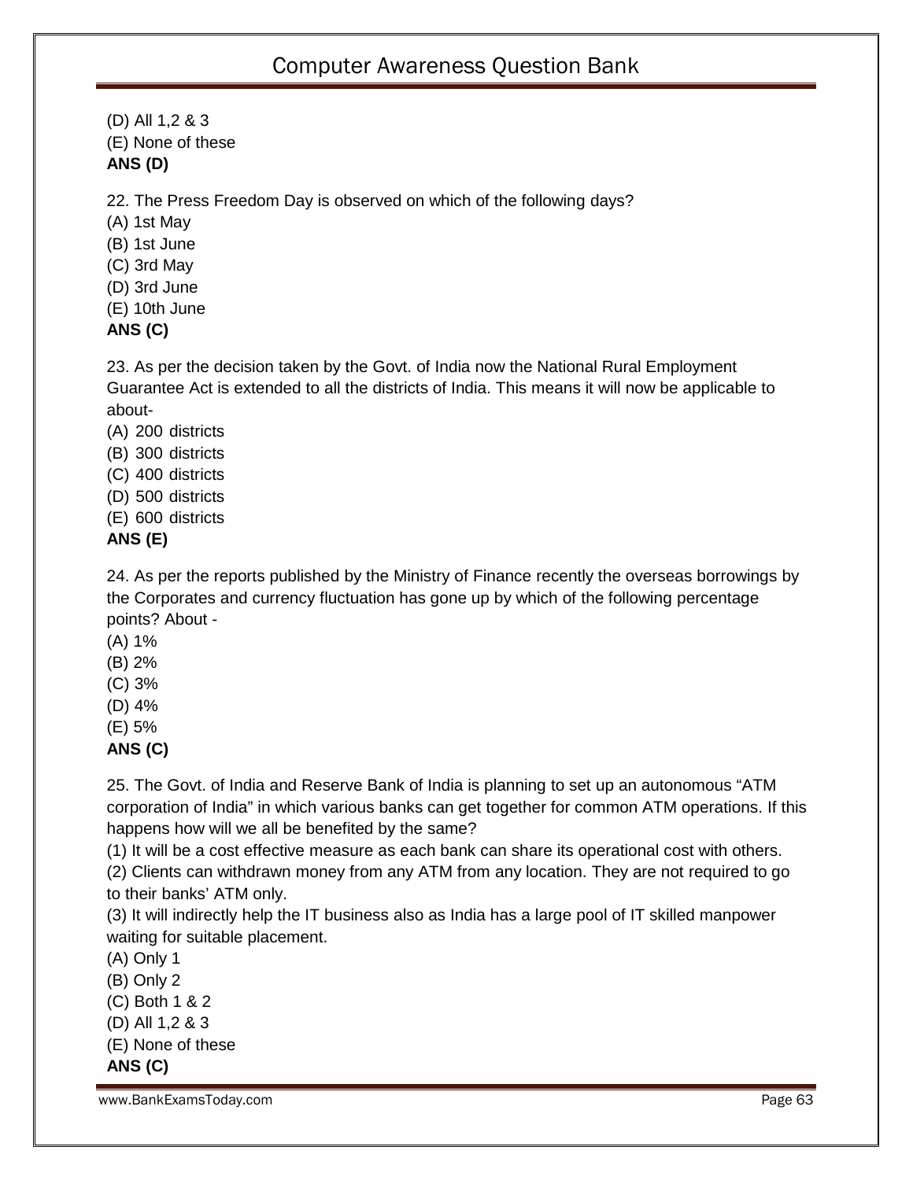(D) All 1,2 & 3
(E) None of these
**ANS (D)**

22. The Press Freedom Day is observed on which of the following days?
(A) 1st May
(B) 1st June
(C) 3rd May
(D) 3rd June
(E) 10th June
**ANS (C)**

23. As per the decision taken by the Govt. of India now the National Rural Employment Guarantee Act is extended to all the districts of India. This means it will now be applicable to about-
(A) 200 districts
(B) 300 districts
(C) 400 districts
(D) 500 districts
(E) 600 districts
**ANS (E)**

24. As per the reports published by the Ministry of Finance recently the overseas borrowings by the Corporates and currency fluctuation has gone up by which of the following percentage points? About -
(A) 1%
(B) 2%
(C) 3%
(D) 4%
(E) 5%
**ANS (C)**

25. The Govt. of India and Reserve Bank of India is planning to set up an autonomous "ATM corporation of India" in which various banks can get together for common ATM operations. If this happens how will we all be benefited by the same?
(1) It will be a cost effective measure as each bank can share its operational cost with others.
(2) Clients can withdrawn money from any ATM from any location. They are not required to go to their banks' ATM only.
(3) It will indirectly help the IT business also as India has a large pool of IT skilled manpower waiting for suitable placement.
(A) Only 1
(B) Only 2
(C) Both 1 & 2
(D) All 1,2 & 3
(E) None of these
**ANS (C)**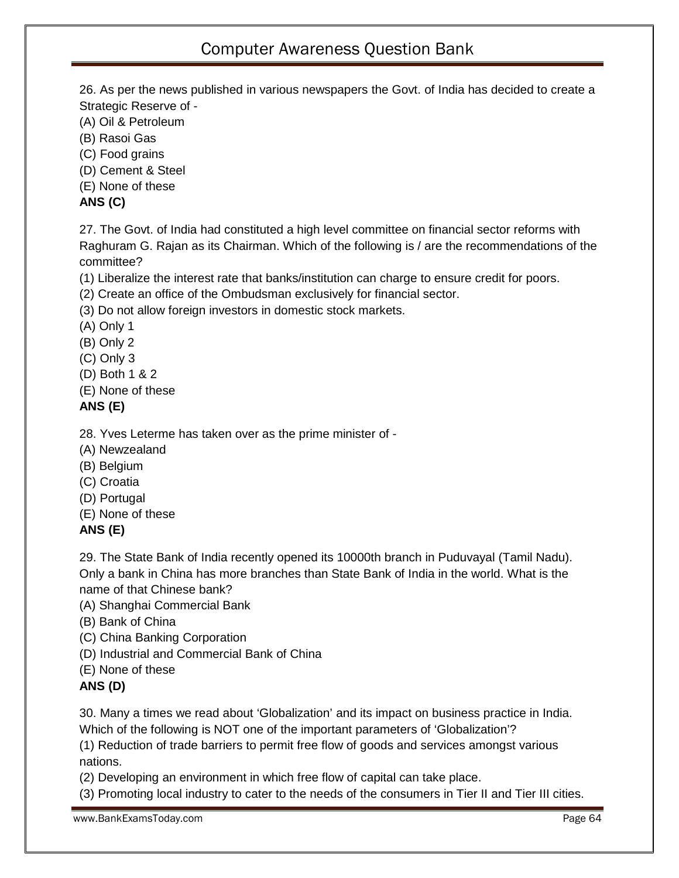26. As per the news published in various newspapers the Govt. of India has decided to create a Strategic Reserve of -

(A) Oil & Petroleum
(B) Rasoi Gas
(C) Food grains
(D) Cement & Steel
(E) None of these

**ANS (C)**

27. The Govt. of India had constituted a high level committee on financial sector reforms with Raghuram G. Rajan as its Chairman. Which of the following is / are the recommendations of the committee?

(1) Liberalize the interest rate that banks/institution can charge to ensure credit for poors.
(2) Create an office of the Ombudsman exclusively for financial sector.
(3) Do not allow foreign investors in domestic stock markets.

(A) Only 1
(B) Only 2
(C) Only 3
(D) Both 1 & 2
(E) None of these

**ANS (E)**

28. Yves Leterme has taken over as the prime minister of -

(A) Newzealand
(B) Belgium
(C) Croatia
(D) Portugal
(E) None of these

**ANS (E)**

29. The State Bank of India recently opened its 10000th branch in Puduvayal (Tamil Nadu). Only a bank in China has more branches than State Bank of India in the world. What is the name of that Chinese bank?

(A) Shanghai Commercial Bank
(B) Bank of China
(C) China Banking Corporation
(D) Industrial and Commercial Bank of China
(E) None of these

**ANS (D)**

30. Many a times we read about 'Globalization' and its impact on business practice in India. Which of the following is NOT one of the important parameters of 'Globalization'?

(1) Reduction of trade barriers to permit free flow of goods and services amongst various nations.
(2) Developing an environment in which free flow of capital can take place.
(3) Promoting local industry to cater to the needs of the consumers in Tier II and Tier III cities.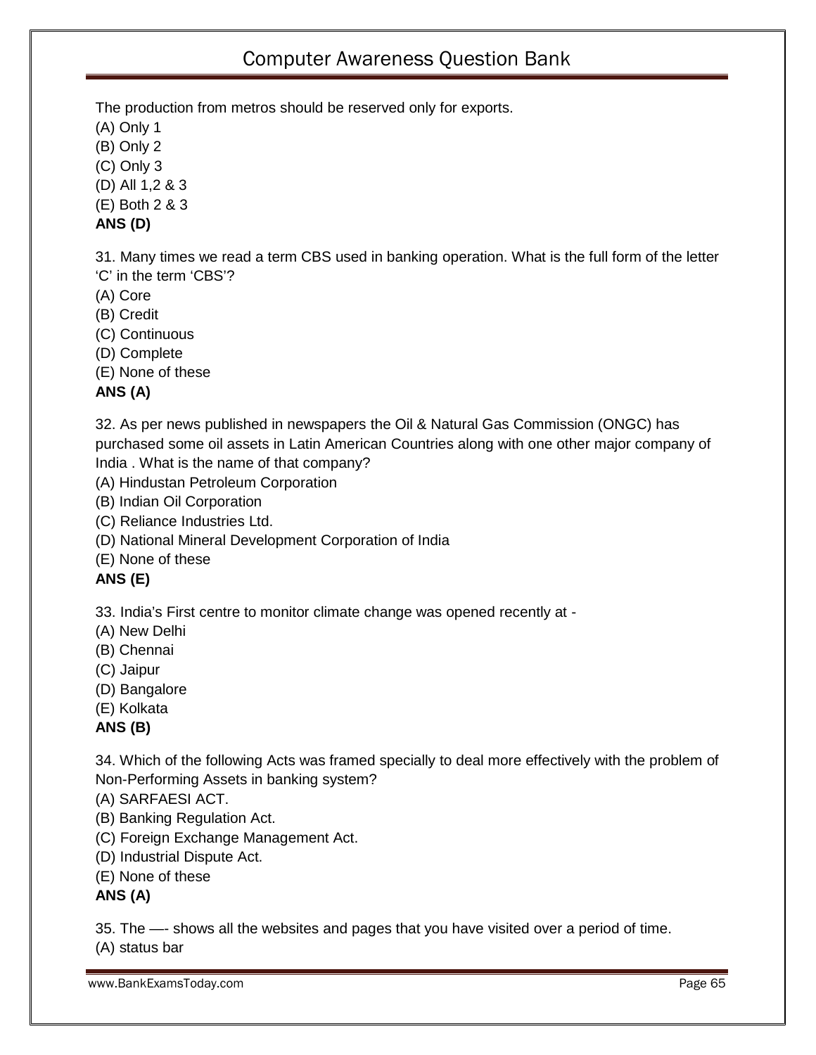The production from metros should be reserved only for exports.

(A) Only 1
(B) Only 2
(C) Only 3
(D) All 1,2 & 3
(E) Both 2 & 3

**ANS (D)**

31. Many times we read a term CBS used in banking operation. What is the full form of the letter 'C' in the term 'CBS'?

(A) Core
(B) Credit
(C) Continuous
(D) Complete
(E) None of these

**ANS (A)**

32. As per news published in newspapers the Oil & Natural Gas Commission (ONGC) has purchased some oil assets in Latin American Countries along with one other major company of India . What is the name of that company?

(A) Hindustan Petroleum Corporation
(B) Indian Oil Corporation
(C) Reliance Industries Ltd.
(D) National Mineral Development Corporation of India
(E) None of these

**ANS (E)**

33. India's First centre to monitor climate change was opened recently at -

(A) New Delhi
(B) Chennai
(C) Jaipur
(D) Bangalore
(E) Kolkata

**ANS (B)**

34. Which of the following Acts was framed specially to deal more effectively with the problem of Non-Performing Assets in banking system?

(A) SARFAESI ACT.
(B) Banking Regulation Act.
(C) Foreign Exchange Management Act.
(D) Industrial Dispute Act.
(E) None of these

**ANS (A)**

35. The —- shows all the websites and pages that you have visited over a period of time.

(A) status bar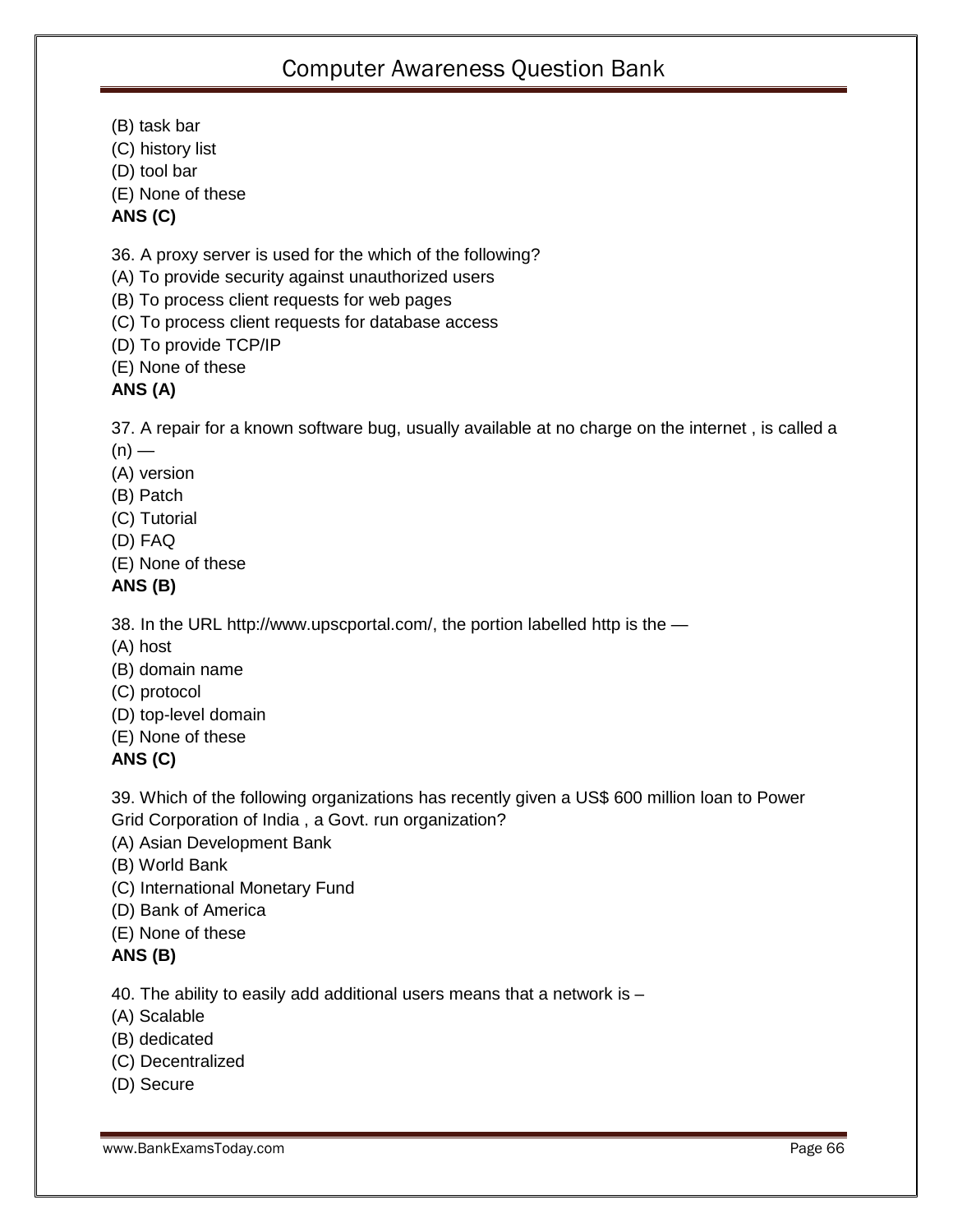(B) task bar
(C) history list
(D) tool bar
(E) None of these
**ANS (C)**

36. A proxy server is used for the which of the following?
(A) To provide security against unauthorized users
(B) To process client requests for web pages
(C) To process client requests for database access
(D) To provide TCP/IP
(E) None of these
**ANS (A)**

37. A repair for a known software bug, usually available at no charge on the internet , is called a (n) —
(A) version
(B) Patch
(C) Tutorial
(D) FAQ
(E) None of these
**ANS (B)**

38. In the URL http://www.upscportal.com/, the portion labelled http is the —
(A) host
(B) domain name
(C) protocol
(D) top-level domain
(E) None of these
**ANS (C)**

39. Which of the following organizations has recently given a US$ 600 million loan to Power Grid Corporation of India , a Govt. run organization?
(A) Asian Development Bank
(B) World Bank
(C) International Monetary Fund
(D) Bank of America
(E) None of these
**ANS (B)**

40. The ability to easily add additional users means that a network is –
(A) Scalable
(B) dedicated
(C) Decentralized
(D) Secure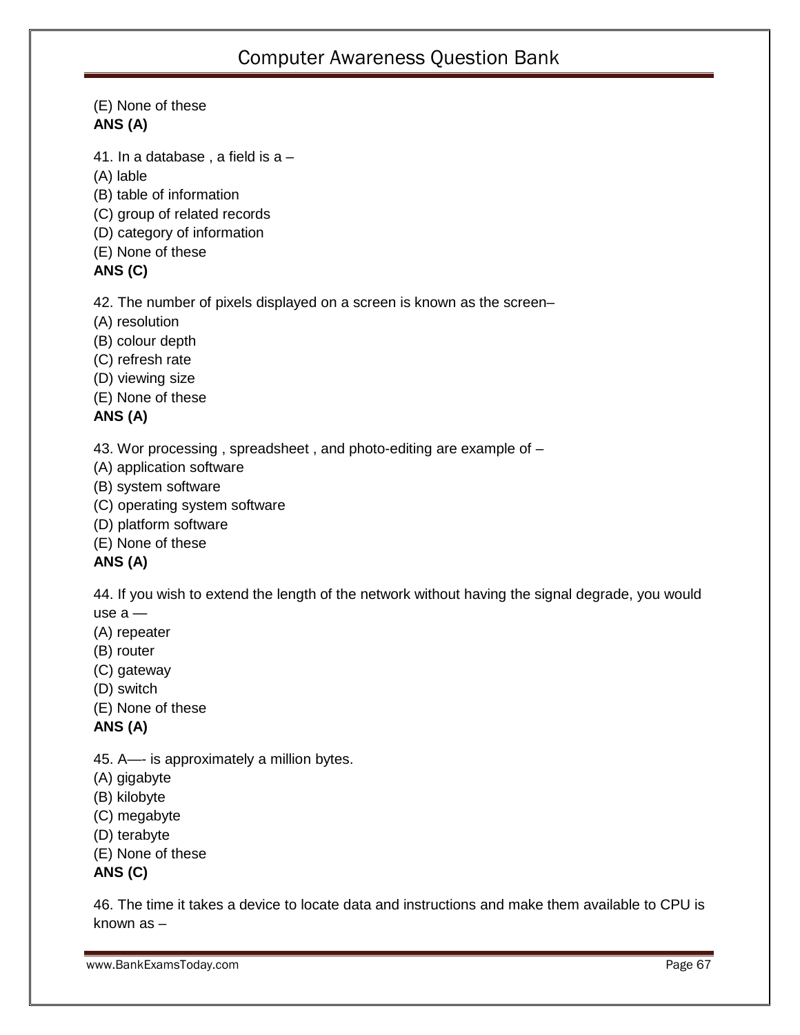(E) None of these
**ANS (A)**

41. In a database , a field is a –
(A) lable
(B) table of information
(C) group of related records
(D) category of information
(E) None of these
**ANS (C)**

42. The number of pixels displayed on a screen is known as the screen–
(A) resolution
(B) colour depth
(C) refresh rate
(D) viewing size
(E) None of these
**ANS (A)**

43. Wor processing , spreadsheet , and photo-editing are example of –
(A) application software
(B) system software
(C) operating system software
(D) platform software
(E) None of these
**ANS (A)**

44. If you wish to extend the length of the network without having the signal degrade, you would use a —
(A) repeater
(B) router
(C) gateway
(D) switch
(E) None of these
**ANS (A)**

45. A—- is approximately a million bytes.
(A) gigabyte
(B) kilobyte
(C) megabyte
(D) terabyte
(E) None of these
**ANS (C)**

46. The time it takes a device to locate data and instructions and make them available to CPU is known as –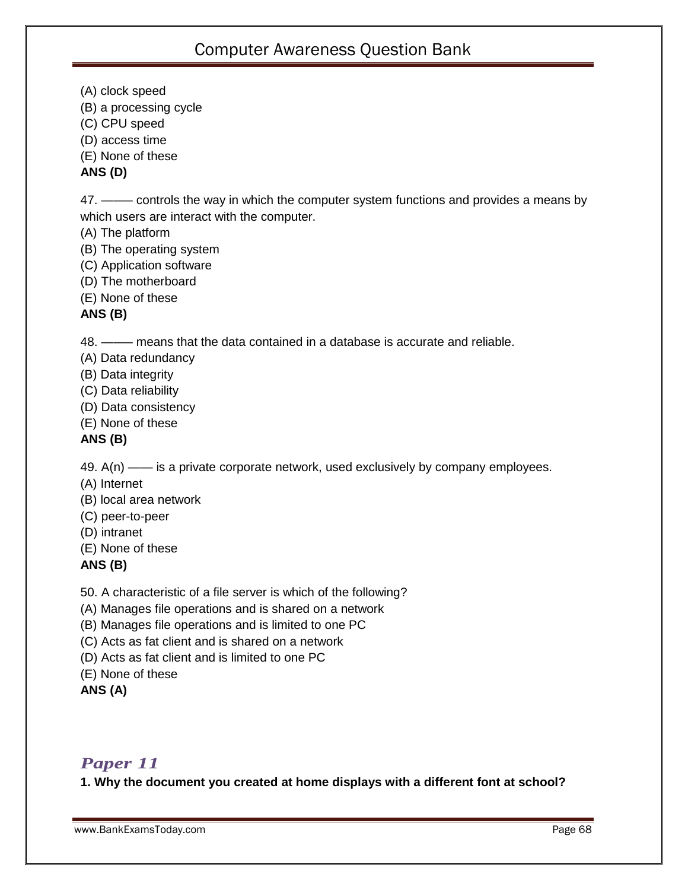(A) clock speed
(B) a processing cycle
(C) CPU speed
(D) access time
(E) None of these
**ANS (D)**

47. ——— controls the way in which the computer system functions and provides a means by which users are interact with the computer.
(A) The platform
(B) The operating system
(C) Application software
(D) The motherboard
(E) None of these
**ANS (B)**

48. ——— means that the data contained in a database is accurate and reliable.
(A) Data redundancy
(B) Data integrity
(C) Data reliability
(D) Data consistency
(E) None of these
**ANS (B)**

49. A(n) —— is a private corporate network, used exclusively by company employees.
(A) Internet
(B) local area network
(C) peer-to-peer
(D) intranet
(E) None of these
**ANS (B)**

50. A characteristic of a file server is which of the following?
(A) Manages file operations and is shared on a network
(B) Manages file operations and is limited to one PC
(C) Acts as fat client and is shared on a network
(D) Acts as fat client and is limited to one PC
(E) None of these
**ANS (A)**

## *Paper 11*

**1. Why the document you created at home displays with a different font at school?**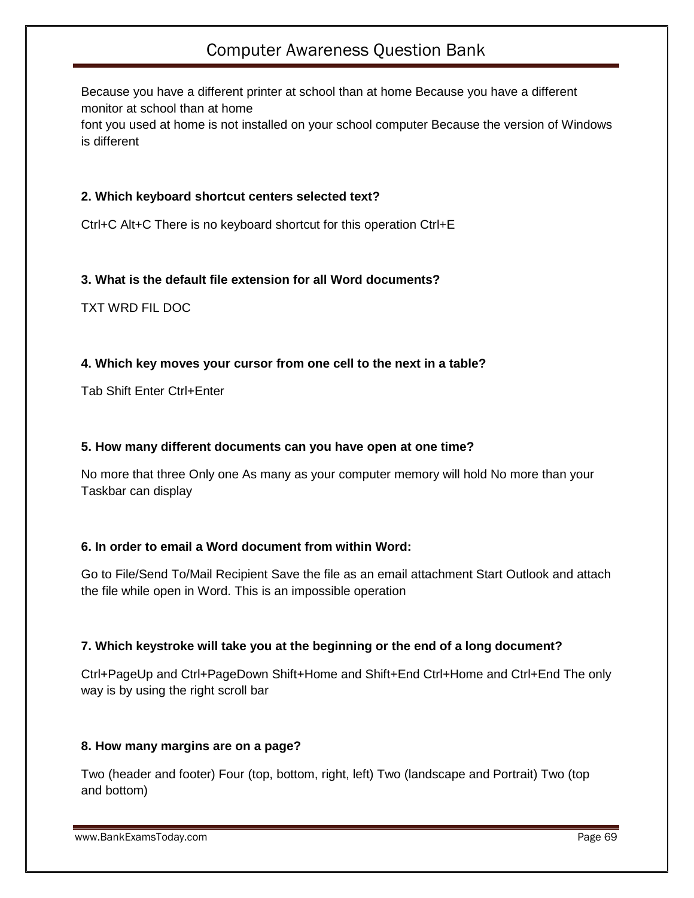Because you have a different printer at school than at home Because you have a different monitor at school than at home
font you used at home is not installed on your school computer Because the version of Windows is different

**2. Which keyboard shortcut centers selected text?**

Ctrl+C Alt+C There is no keyboard shortcut for this operation Ctrl+E

**3. What is the default file extension for all Word documents?**

TXT WRD FIL DOC

**4. Which key moves your cursor from one cell to the next in a table?**

Tab Shift Enter Ctrl+Enter

**5. How many different documents can you have open at one time?**

No more that three Only one As many as your computer memory will hold No more than your Taskbar can display

**6. In order to email a Word document from within Word:**

Go to File/Send To/Mail Recipient Save the file as an email attachment Start Outlook and attach the file while open in Word. This is an impossible operation

**7. Which keystroke will take you at the beginning or the end of a long document?**

Ctrl+PageUp and Ctrl+PageDown Shift+Home and Shift+End Ctrl+Home and Ctrl+End The only way is by using the right scroll bar

**8. How many margins are on a page?**

Two (header and footer) Four (top, bottom, right, left) Two (landscape and Portrait) Two (top and bottom)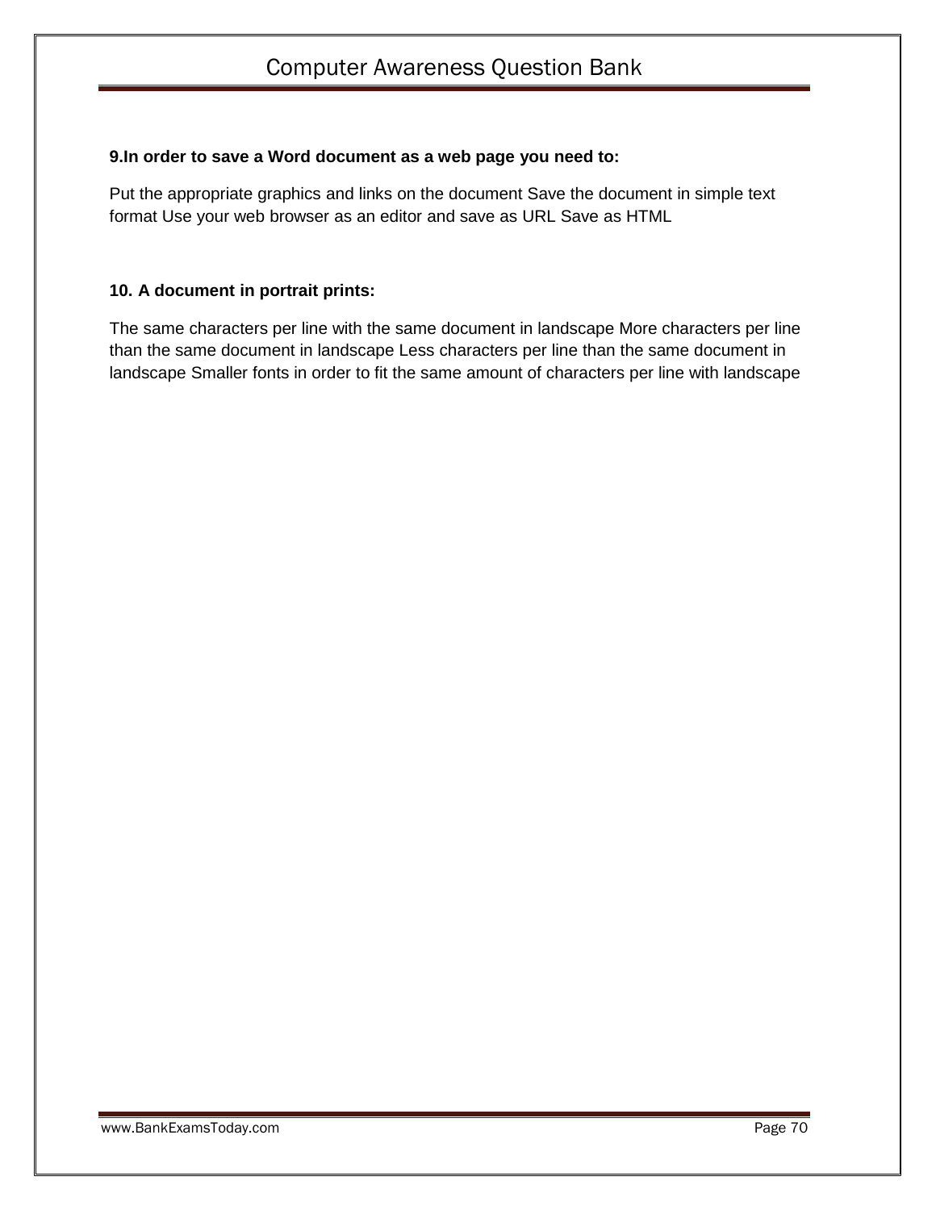**9.In order to save a Word document as a web page you need to:**

Put the appropriate graphics and links on the document Save the document in simple text format Use your web browser as an editor and save as URL Save as HTML

**10. A document in portrait prints:**

The same characters per line with the same document in landscape More characters per line than the same document in landscape Less characters per line than the same document in landscape Smaller fonts in order to fit the same amount of characters per line with landscape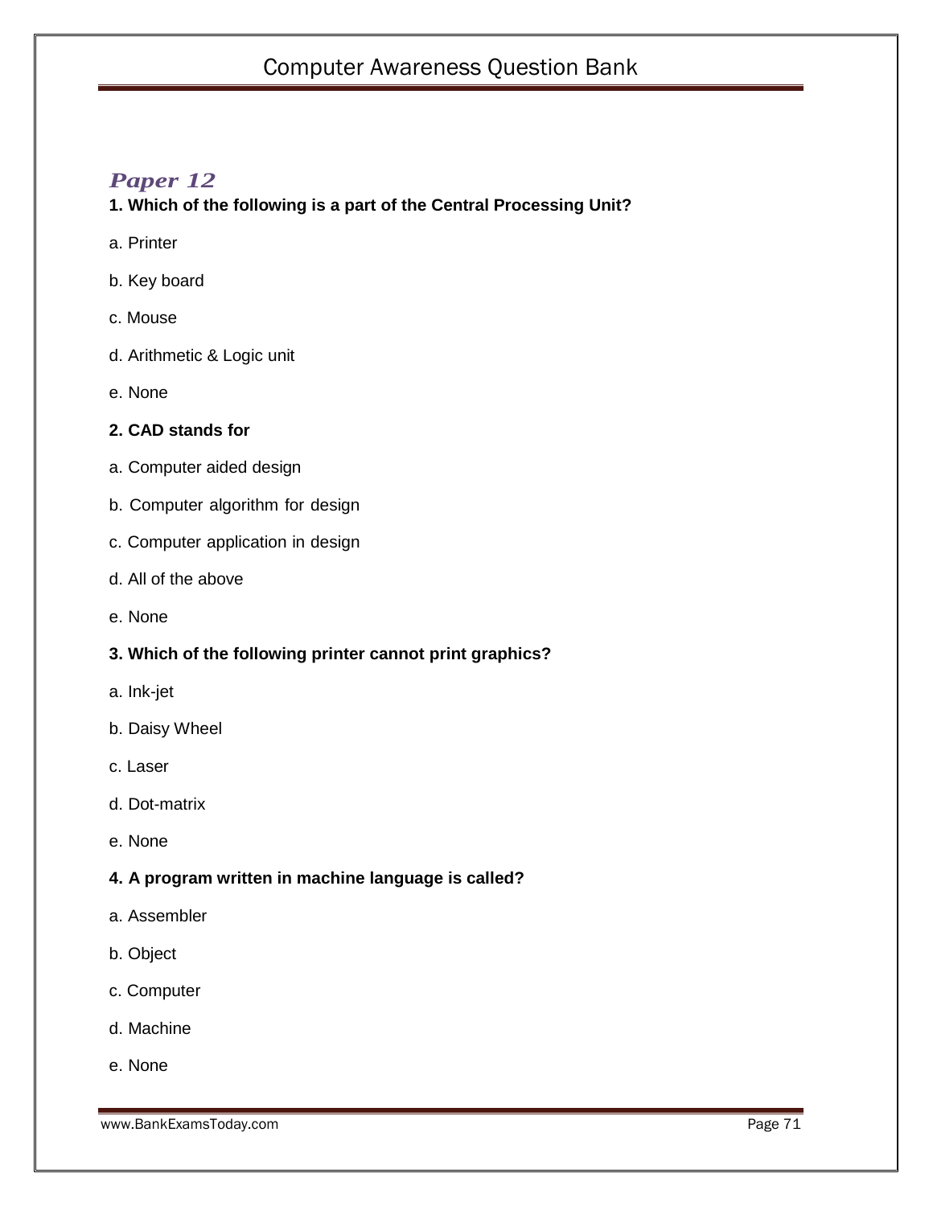## *Paper 12*

**1. Which of the following is a part of the Central Processing Unit?**

a. Printer

b. Key board

c. Mouse

d. Arithmetic & Logic unit

e. None

**2. CAD stands for**

a. Computer aided design

b. Computer algorithm for design

c. Computer application in design

d. All of the above

e. None

**3. Which of the following printer cannot print graphics?**

a. Ink-jet

b. Daisy Wheel

c. Laser

d. Dot-matrix

e. None

**4. A program written in machine language is called?**

a. Assembler

b. Object

c. Computer

d. Machine

e. None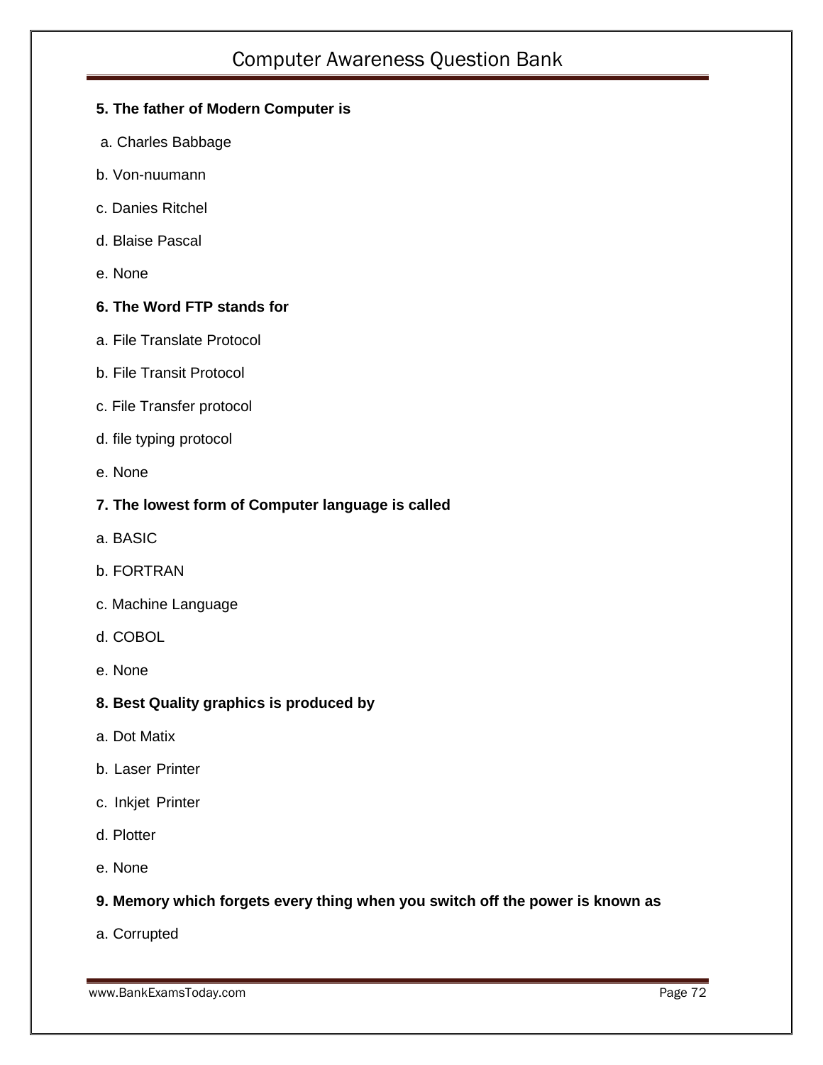**5. The father of Modern Computer is**

a. Charles Babbage

b. Von-nuumann

c. Danies Ritchel

d. Blaise Pascal

e. None

**6. The Word FTP stands for**

a. File Translate Protocol

b. File Transit Protocol

c. File Transfer protocol

d. file typing protocol

e. None

**7. The lowest form of Computer language is called**

a. BASIC

b. FORTRAN

c. Machine Language

d. COBOL

e. None

**8. Best Quality graphics is produced by**

a. Dot Matix

b. Laser Printer

c. Inkjet Printer

d. Plotter

e. None

**9. Memory which forgets every thing when you switch off the power is known as**

a. Corrupted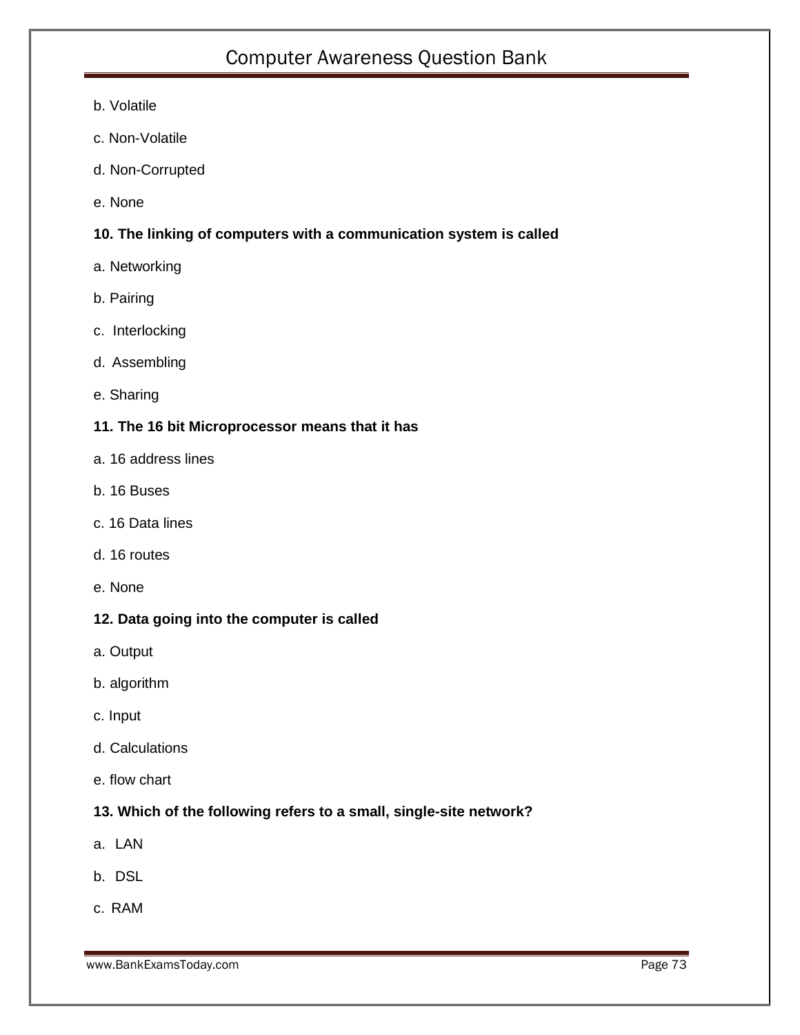b. Volatile

c. Non-Volatile

d. Non-Corrupted

e. None

**10. The linking of computers with a communication system is called**

a. Networking

b. Pairing

c. Interlocking

d. Assembling

e. Sharing

**11. The 16 bit Microprocessor means that it has**

a. 16 address lines

b. 16 Buses

c. 16 Data lines

d. 16 routes

e. None

**12. Data going into the computer is called**

a. Output

b. algorithm

c. Input

d. Calculations

e. flow chart

**13. Which of the following refers to a small, single-site network?**

a. LAN

b. DSL

c. RAM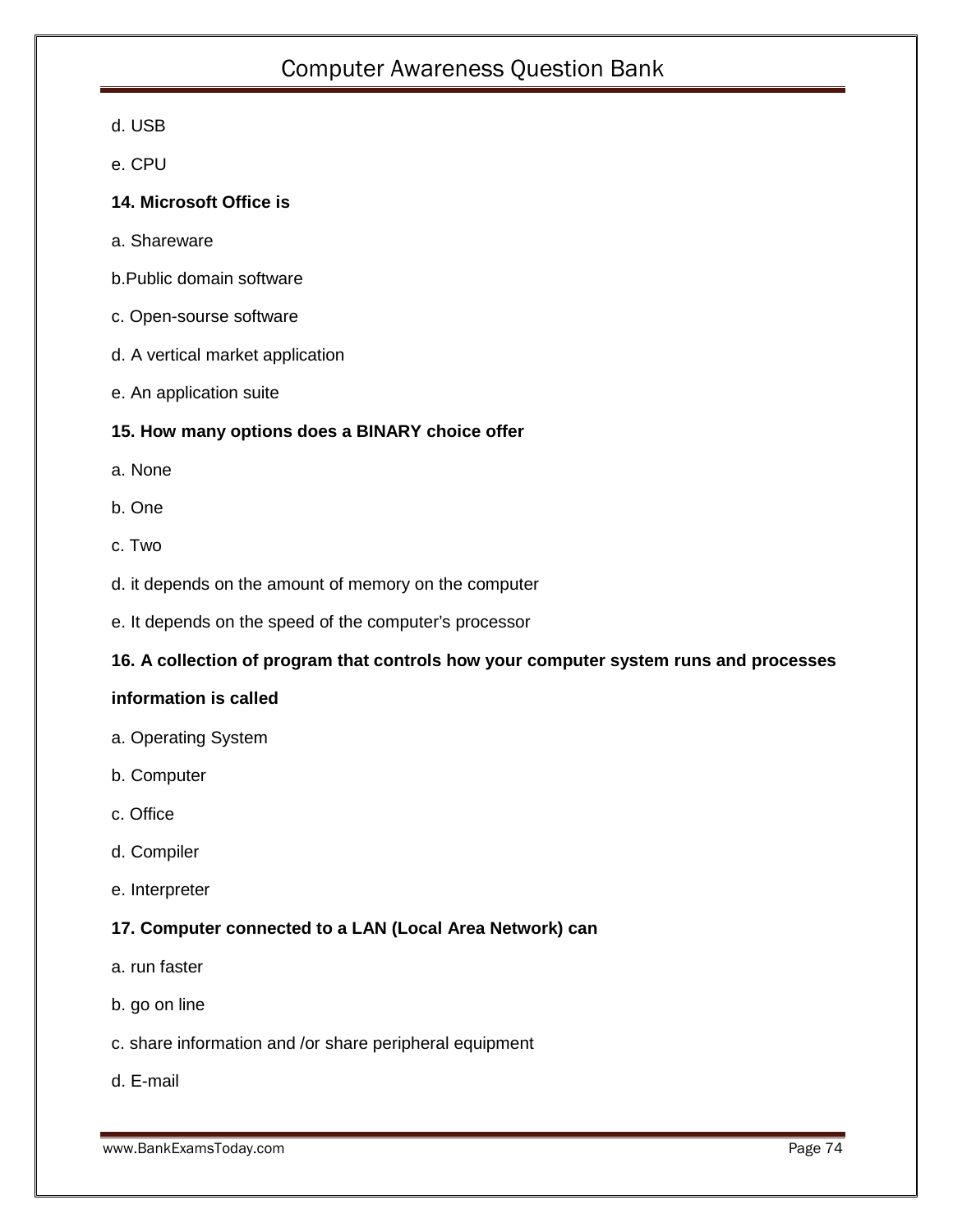d. USB

e. CPU

**14. Microsoft Office is**

a. Shareware

b.Public domain software

c. Open-sourse software

d. A vertical market application

e. An application suite

**15. How many options does a BINARY choice offer**

a. None

b. One

c. Two

d. it depends on the amount of memory on the computer

e. It depends on the speed of the computer's processor

**16. A collection of program that controls how your computer system runs and processes information is called**

a. Operating System

b. Computer

c. Office

d. Compiler

e. Interpreter

**17. Computer connected to a LAN (Local Area Network) can**

a. run faster

b. go on line

c. share information and /or share peripheral equipment

d. E-mail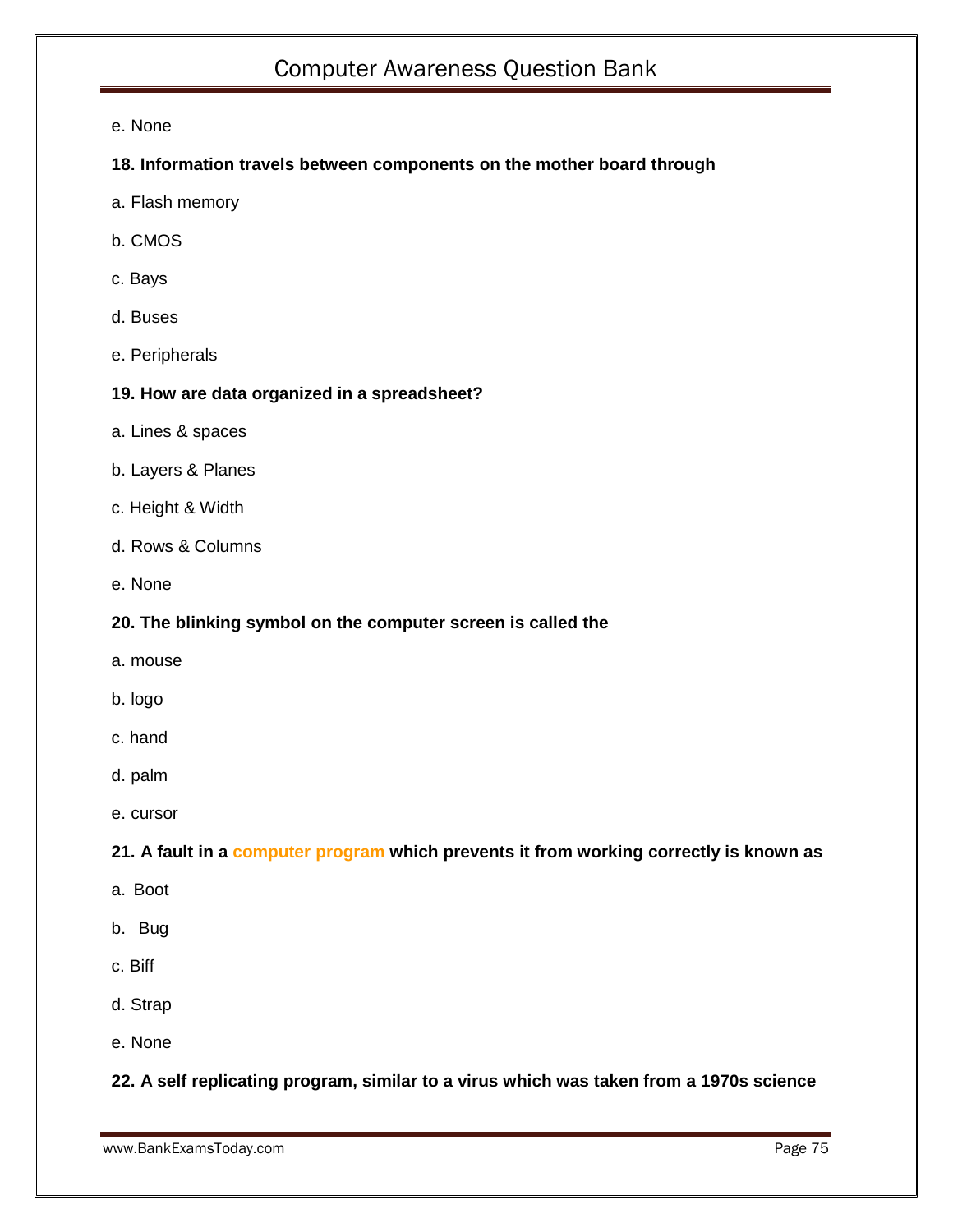e. None

**18. Information travels between components on the mother board through**

a. Flash memory

b. CMOS

c. Bays

d. Buses

e. Peripherals

**19. How are data organized in a spreadsheet?**

a. Lines & spaces

b. Layers & Planes

c. Height & Width

d. Rows & Columns

e. None

**20. The blinking symbol on the computer screen is called the**

a. mouse

b. logo

c. hand

d. palm

e. cursor

**21. A fault in a computer program which prevents it from working correctly is known as**

a. Boot

b. Bug

c. Biff

d. Strap

e. None

**22. A self replicating program, similar to a virus which was taken from a 1970s science**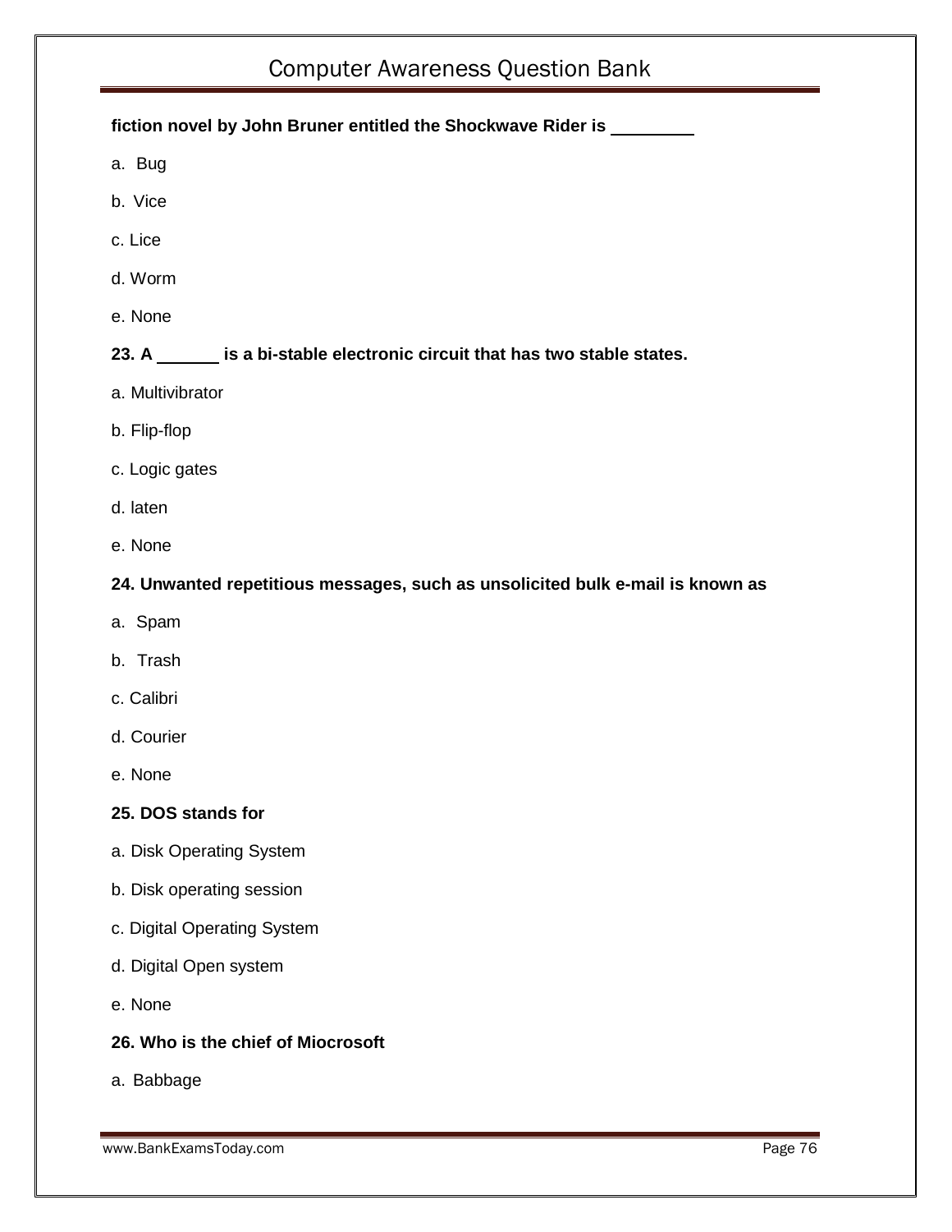**fiction novel by John Bruner entitled the Shockwave Rider is ________**

a. Bug

b. Vice

c. Lice

d. Worm

e. None

**23. A ______ is a bi-stable electronic circuit that has two stable states.**

a. Multivibrator

b. Flip-flop

c. Logic gates

d. laten

e. None

**24. Unwanted repetitious messages, such as unsolicited bulk e-mail is known as**

a. Spam

b. Trash

c. Calibri

d. Courier

e. None

**25. DOS stands for**

a. Disk Operating System

b. Disk operating session

c. Digital Operating System

d. Digital Open system

e. None

**26. Who is the chief of Miocrosoft**

a. Babbage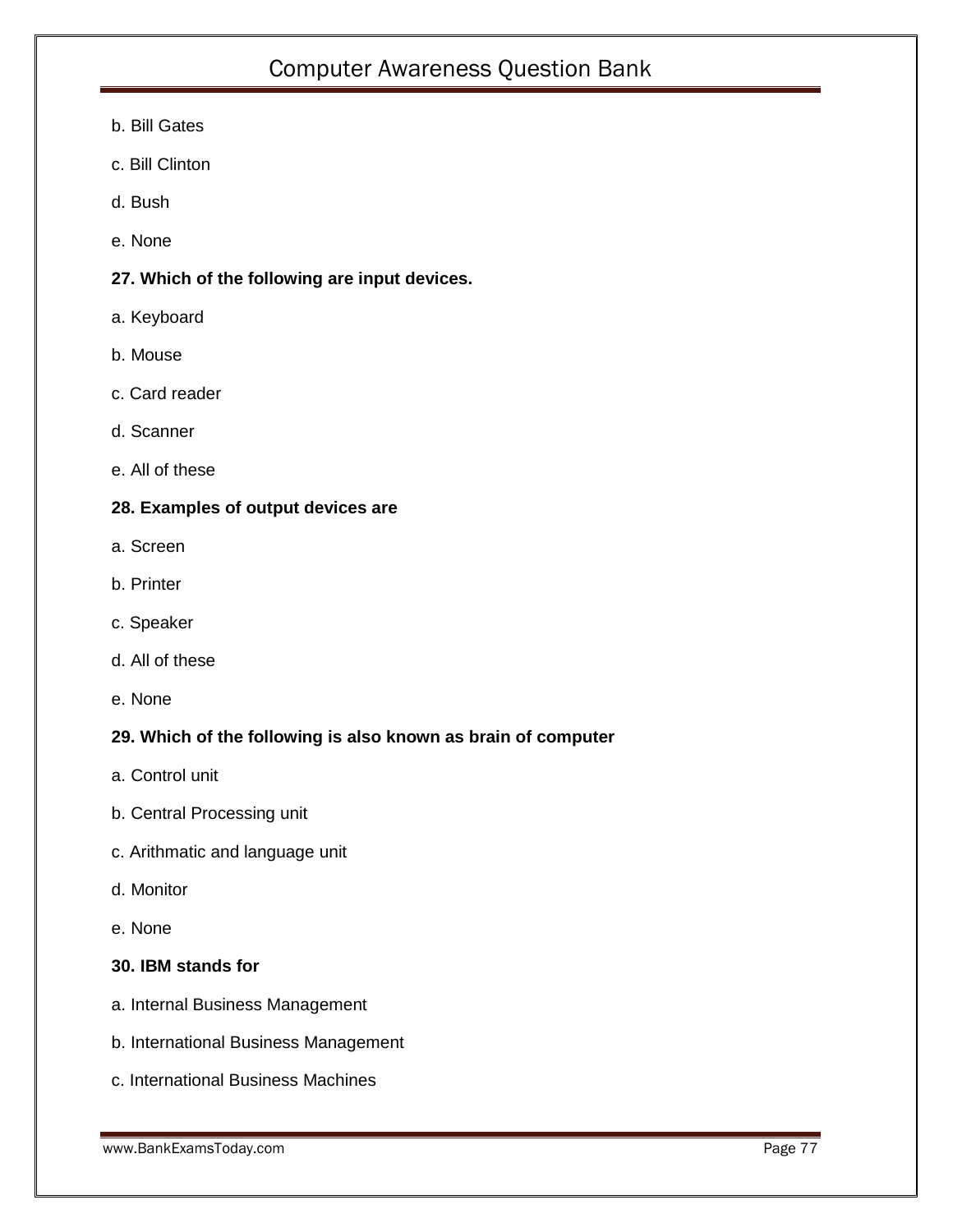b. Bill Gates

c. Bill Clinton

d. Bush

e. None

**27. Which of the following are input devices.**

a. Keyboard

b. Mouse

c. Card reader

d. Scanner

e. All of these

**28. Examples of output devices are**

a. Screen

b. Printer

c. Speaker

d. All of these

e. None

**29. Which of the following is also known as brain of computer**

a. Control unit

b. Central Processing unit

c. Arithmatic and language unit

d. Monitor

e. None

**30. IBM stands for**

a. Internal Business Management

b. International Business Management

c. International Business Machines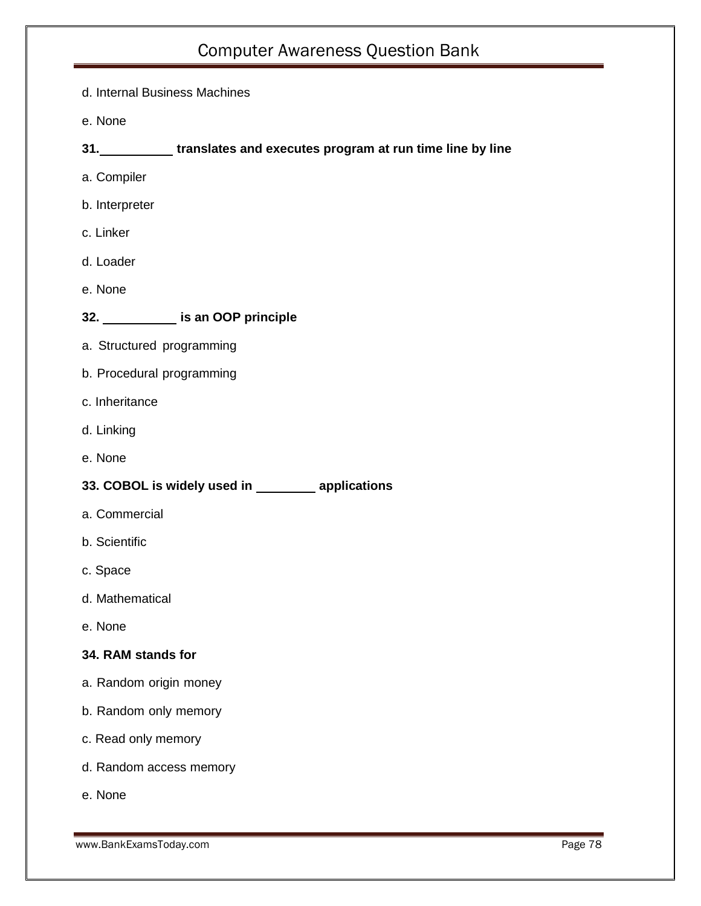d. Internal Business Machines

e. None

**31.__________ translates and executes program at run time line by line**

a. Compiler

b. Interpreter

c. Linker

d. Loader

e. None

**32. __________ is an OOP principle**

a. Structured programming

b. Procedural programming

c. Inheritance

d. Linking

e. None

**33. COBOL is widely used in ________ applications**

a. Commercial

b. Scientific

c. Space

d. Mathematical

e. None

**34. RAM stands for**

a. Random origin money

b. Random only memory

c. Read only memory

d. Random access memory

e. None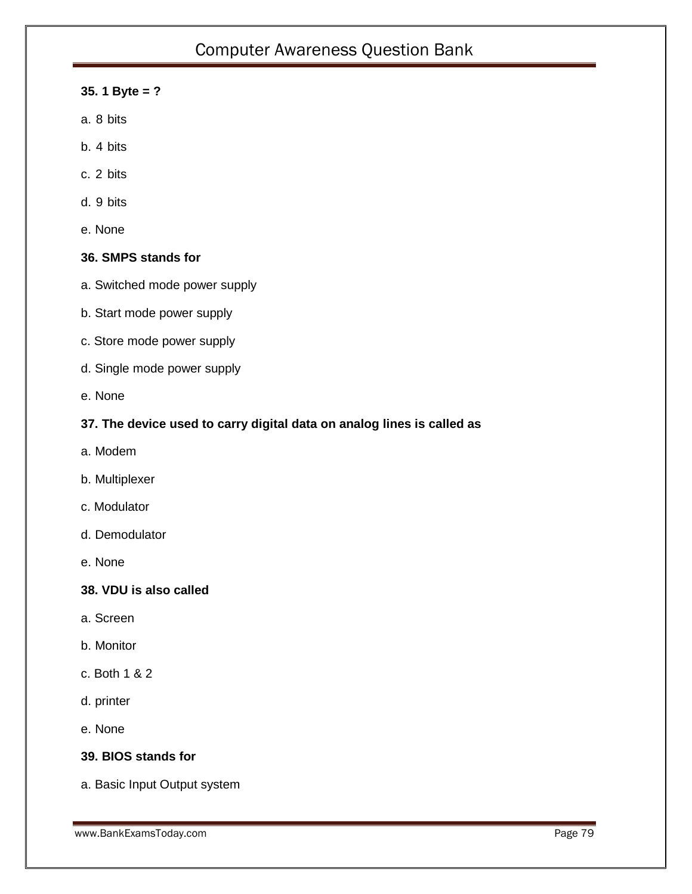**35. 1 Byte = ?**

a. 8 bits

b. 4 bits

c. 2 bits

d. 9 bits

e. None

**36. SMPS stands for**

a. Switched mode power supply

b. Start mode power supply

c. Store mode power supply

d. Single mode power supply

e. None

**37. The device used to carry digital data on analog lines is called as**

a. Modem

b. Multiplexer

c. Modulator

d. Demodulator

e. None

**38. VDU is also called**

a. Screen

b. Monitor

c. Both 1 & 2

d. printer

e. None

**39. BIOS stands for**

a. Basic Input Output system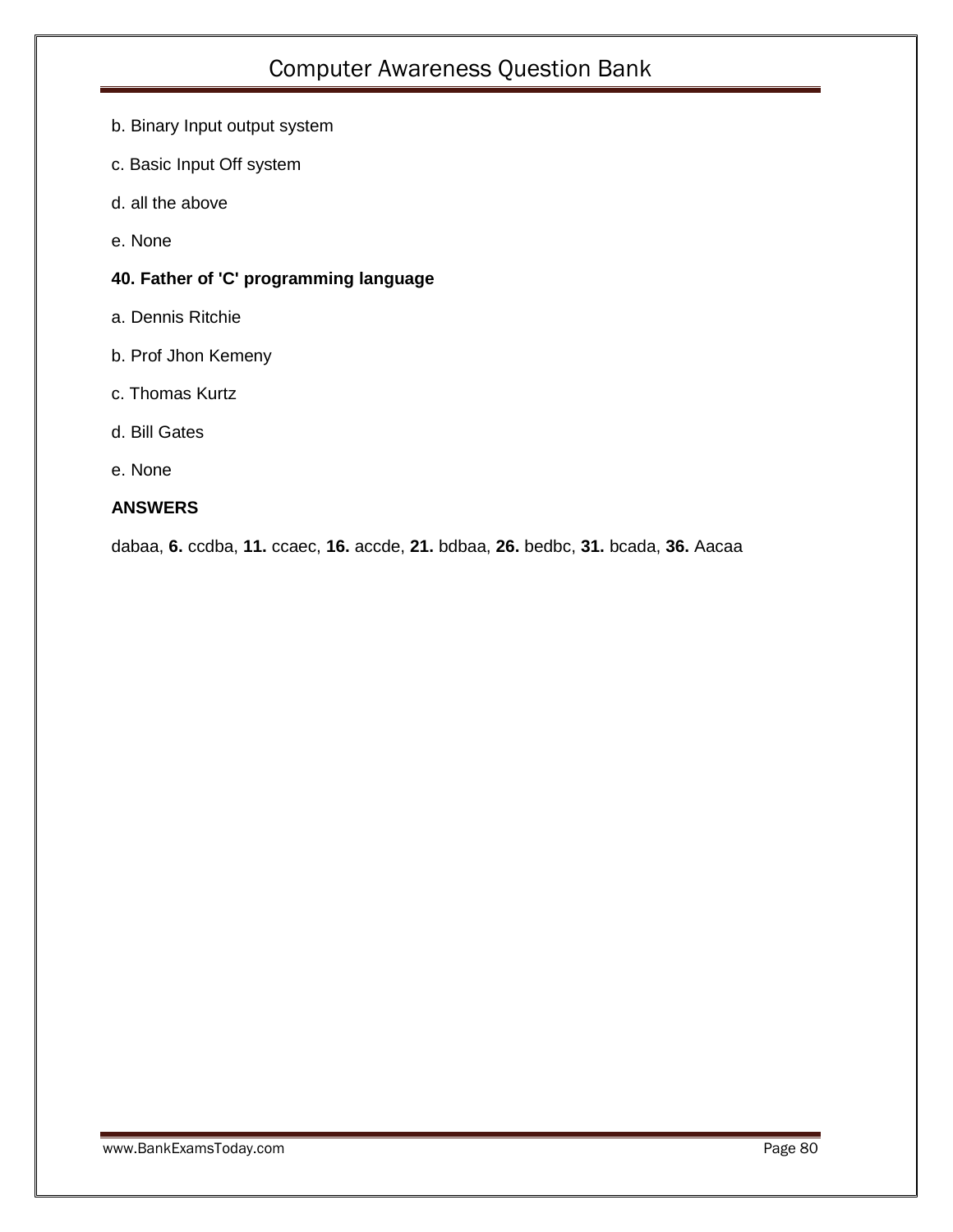b. Binary Input output system

c. Basic Input Off system

d. all the above

e. None

**40. Father of 'C' programming language**

a. Dennis Ritchie

b. Prof Jhon Kemeny

c. Thomas Kurtz

d. Bill Gates

e. None

**ANSWERS**

dabaa, **6.** ccdba, **11.** ccaec, **16.** accde, **21.** bdbaa, **26.** bedbc, **31.** bcada, **36.** Aacaa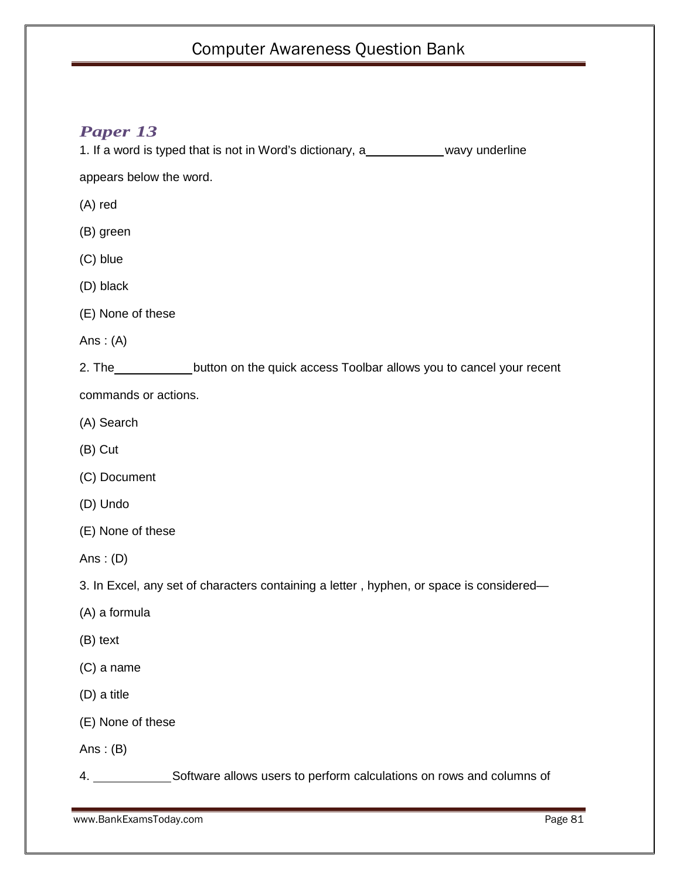## *Paper 13*

1. If a word is typed that is not in Word's dictionary, a\_\_\_\_\_\_\_\_\_\_\_ wavy underline appears below the word.

(A) red

(B) green

(C) blue

(D) black

(E) None of these

Ans : (A)

2. The\_\_\_\_\_\_\_\_\_\_\_ button on the quick access Toolbar allows you to cancel your recent commands or actions.

(A) Search

(B) Cut

(C) Document

(D) Undo

(E) None of these

Ans : (D)

3. In Excel, any set of characters containing a letter , hyphen, or space is considered—

(A) a formula

(B) text

(C) a name

(D) a title

(E) None of these

Ans : (B)

4. \_\_\_\_\_\_\_\_\_\_\_ Software allows users to perform calculations on rows and columns of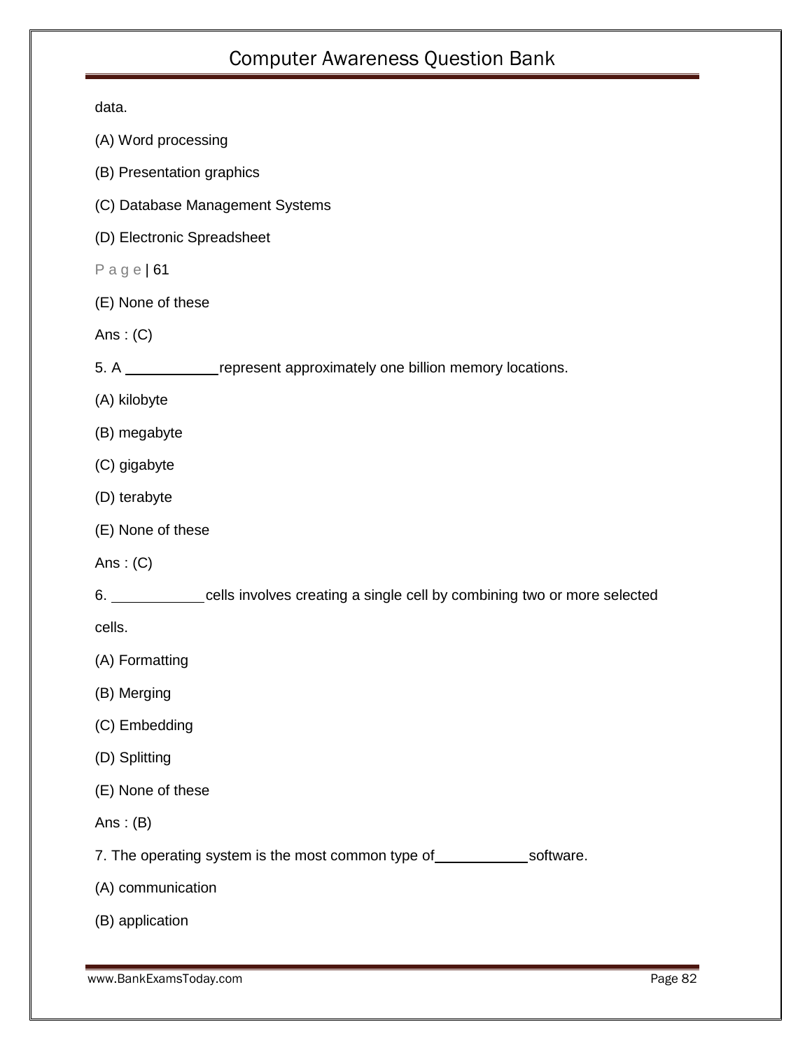data.

(A) Word processing

(B) Presentation graphics

(C) Database Management Systems

(D) Electronic Spreadsheet

P a g e | 61

(E) None of these

Ans : (C)

5. A ___________ represent approximately one billion memory locations.

(A) kilobyte

(B) megabyte

(C) gigabyte

(D) terabyte

(E) None of these

Ans : (C)

6. ___________ cells involves creating a single cell by combining two or more selected cells.

(A) Formatting

(B) Merging

(C) Embedding

(D) Splitting

(E) None of these

Ans : (B)

7. The operating system is the most common type of ___________ software.

(A) communication

(B) application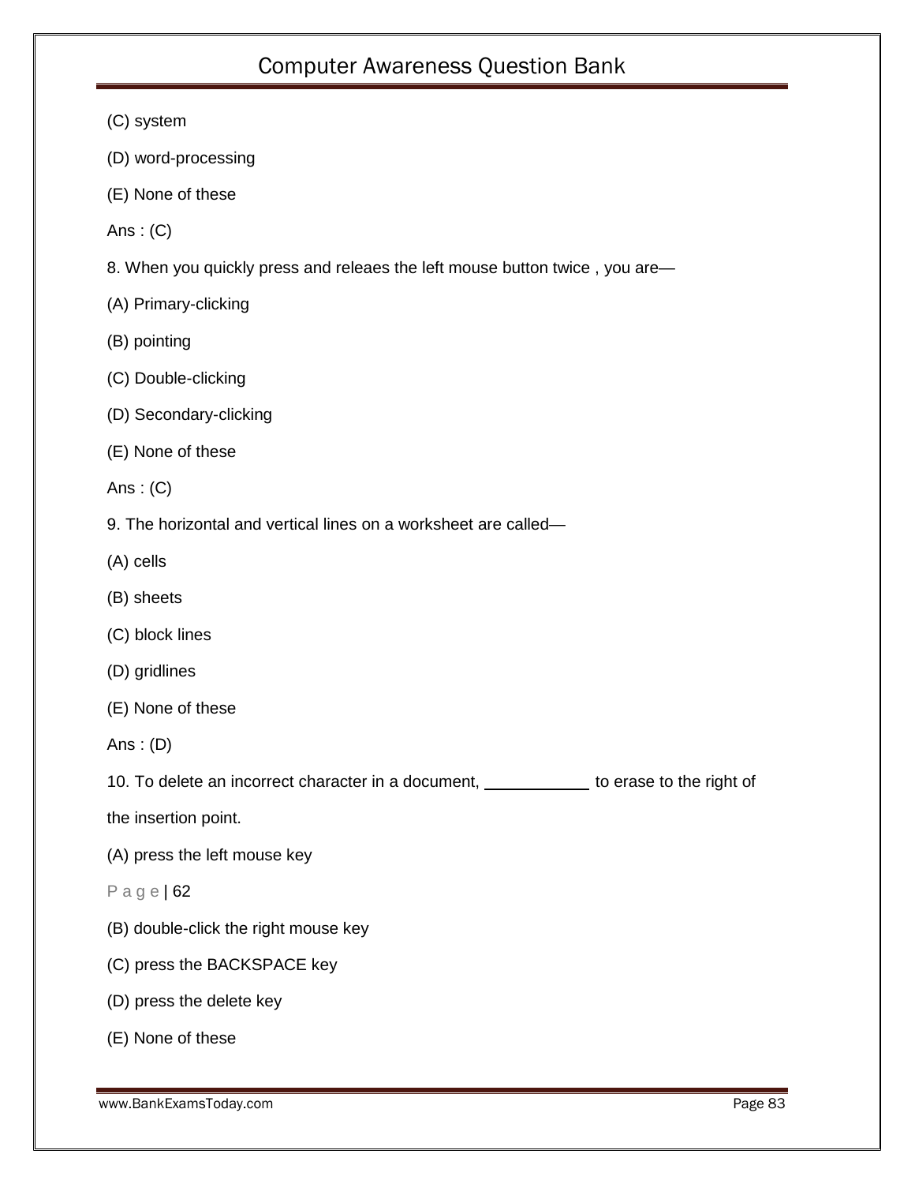(C) system

(D) word-processing

(E) None of these

Ans : (C)

8. When you quickly press and releaes the left mouse button twice , you are—

(A) Primary-clicking

(B) pointing

(C) Double-clicking

(D) Secondary-clicking

(E) None of these

Ans : (C)

9. The horizontal and vertical lines on a worksheet are called—

(A) cells

(B) sheets

(C) block lines

(D) gridlines

(E) None of these

Ans : (D)

10. To delete an incorrect character in a document, ____________ to erase to the right of the insertion point.

(A) press the left mouse key

(B) double-click the right mouse key

(C) press the BACKSPACE key

(D) press the delete key

(E) None of these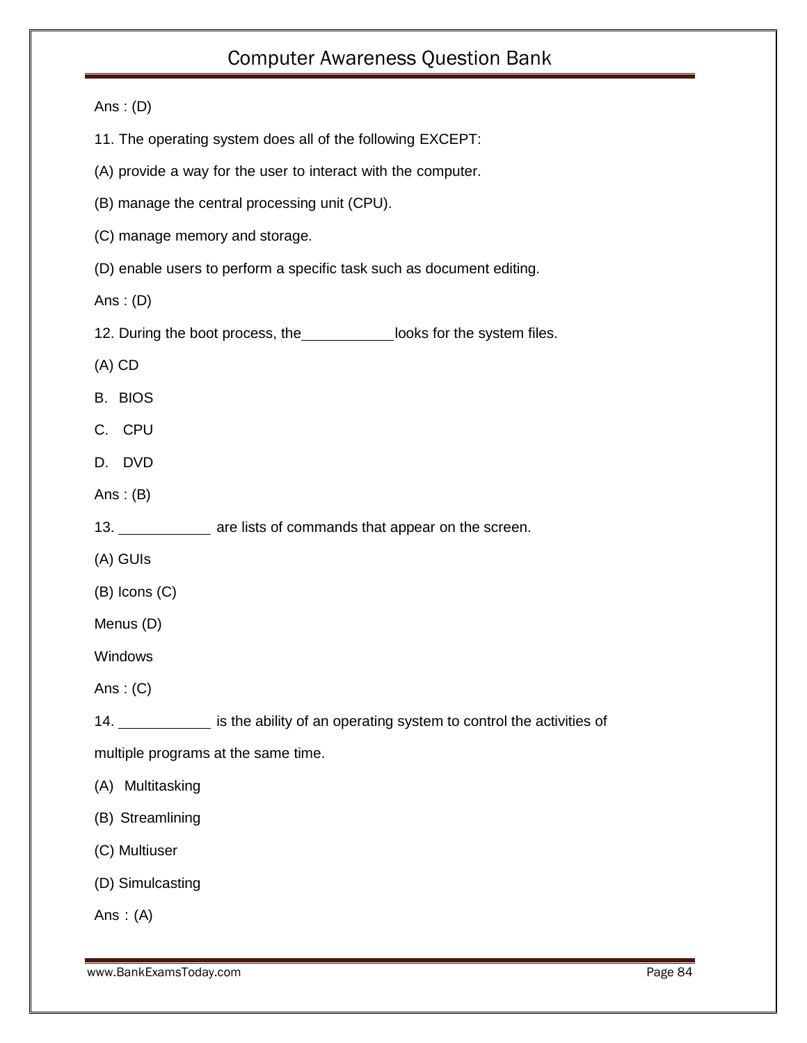Ans : (D)

11. The operating system does all of the following EXCEPT:

(A) provide a way for the user to interact with the computer.

(B) manage the central processing unit (CPU).

(C) manage memory and storage.

(D) enable users to perform a specific task such as document editing.

Ans : (D)

12. During the boot process, the___________looks for the system files.

(A) CD

B. BIOS

C. CPU

D. DVD

Ans : (B)

13. ___________ are lists of commands that appear on the screen.

(A) GUIs

(B) Icons (C)

Menus (D)

Windows

Ans : (C)

14. ___________ is the ability of an operating system to control the activities of multiple programs at the same time.

(A) Multitasking

(B) Streamlining

(C) Multiuser

(D) Simulcasting

Ans : (A)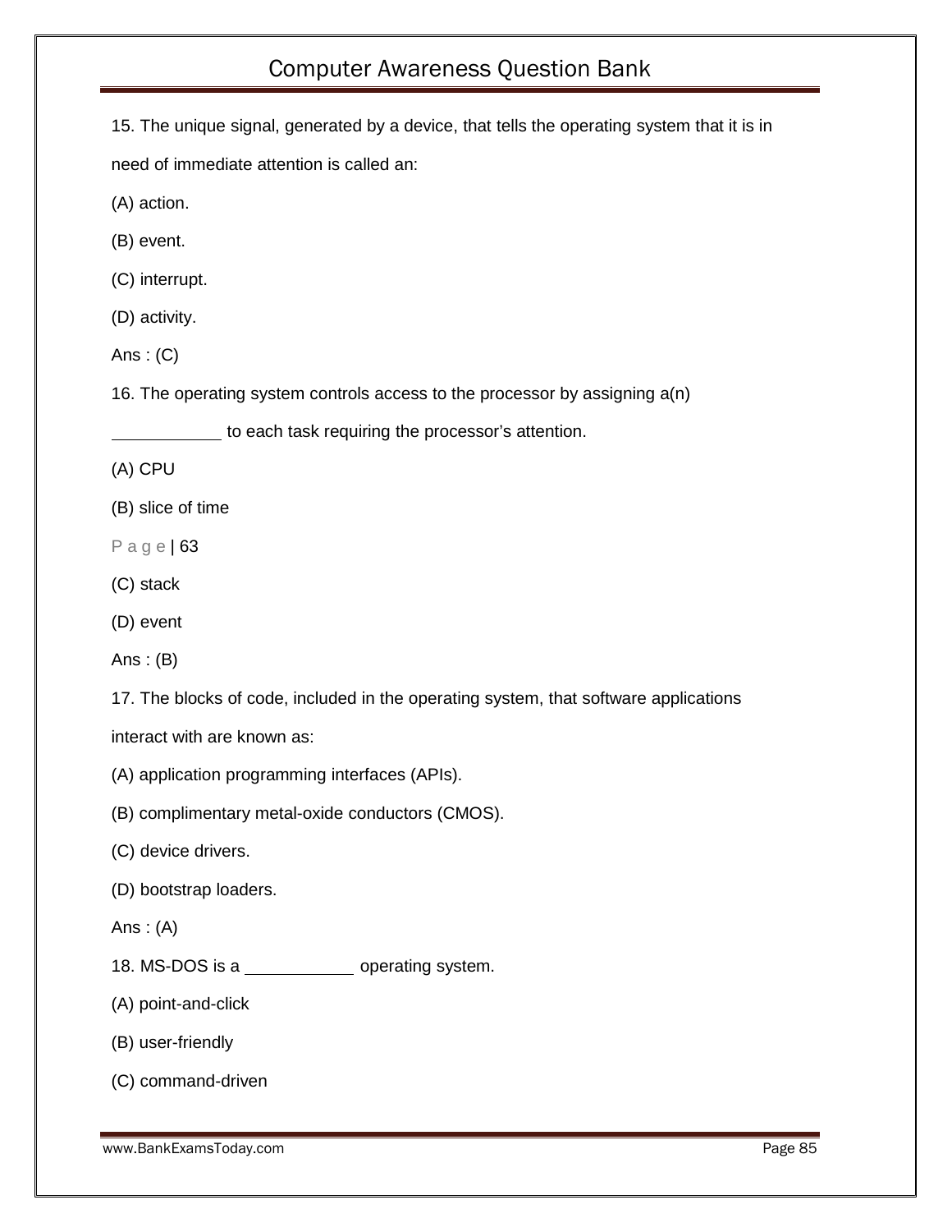15. The unique signal, generated by a device, that tells the operating system that it is in need of immediate attention is called an:

(A) action.

(B) event.

(C) interrupt.

(D) activity.

Ans : (C)

16. The operating system controls access to the processor by assigning a(n) ___________ to each task requiring the processor's attention.

(A) CPU

(B) slice of time

P a g e | 63

(C) stack

(D) event

Ans : (B)

17. The blocks of code, included in the operating system, that software applications interact with are known as:

(A) application programming interfaces (APIs).

(B) complimentary metal-oxide conductors (CMOS).

(C) device drivers.

(D) bootstrap loaders.

Ans : (A)

18. MS-DOS is a ___________ operating system.

(A) point-and-click

(B) user-friendly

(C) command-driven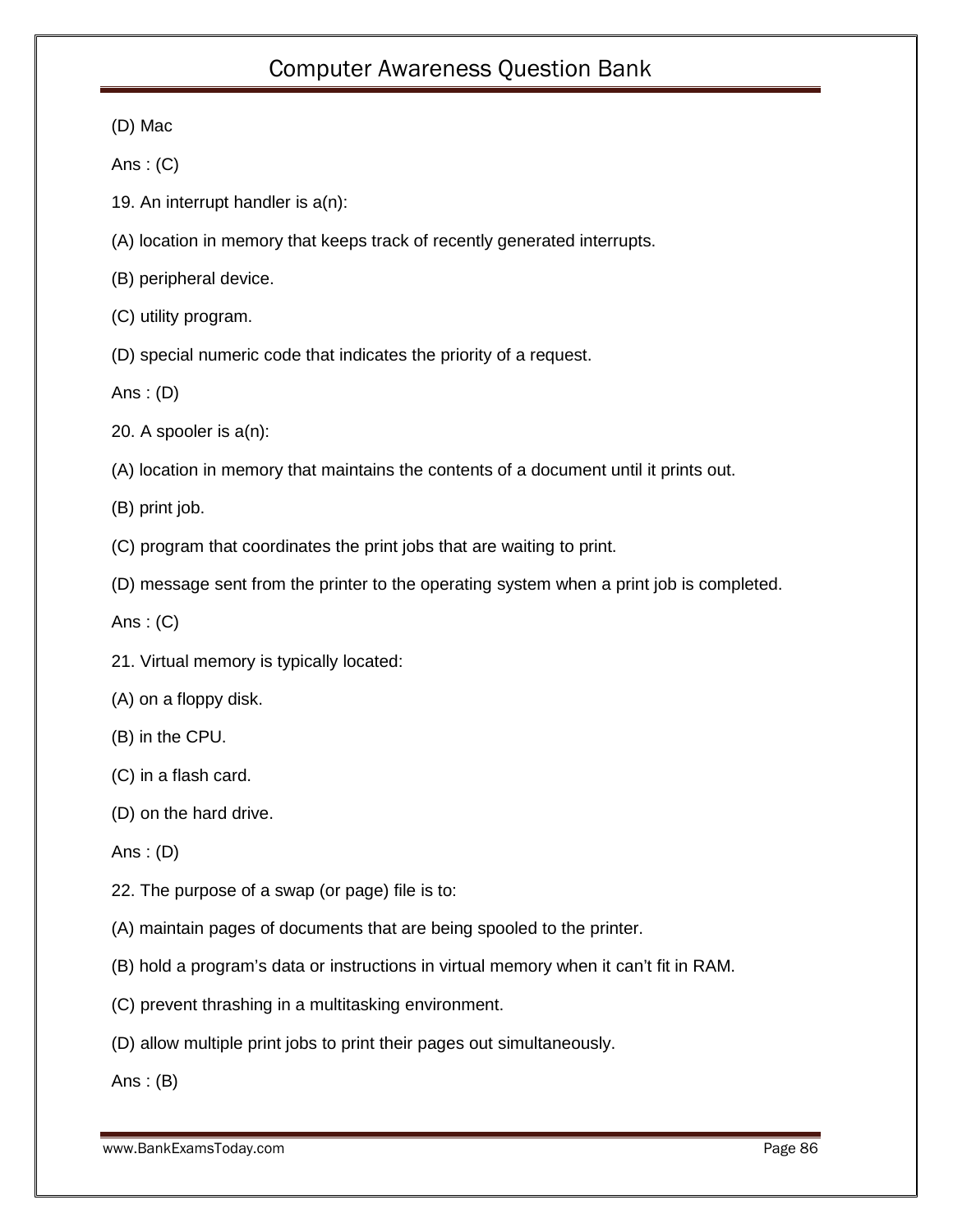(D) Mac

Ans : (C)

19. An interrupt handler is a(n):

(A) location in memory that keeps track of recently generated interrupts.

(B) peripheral device.

(C) utility program.

(D) special numeric code that indicates the priority of a request.

Ans : (D)

20. A spooler is a(n):

(A) location in memory that maintains the contents of a document until it prints out.

(B) print job.

(C) program that coordinates the print jobs that are waiting to print.

(D) message sent from the printer to the operating system when a print job is completed.

Ans : (C)

21. Virtual memory is typically located:

(A) on a floppy disk.

(B) in the CPU.

(C) in a flash card.

(D) on the hard drive.

Ans : (D)

22. The purpose of a swap (or page) file is to:

(A) maintain pages of documents that are being spooled to the printer.

(B) hold a program's data or instructions in virtual memory when it can't fit in RAM.

(C) prevent thrashing in a multitasking environment.

(D) allow multiple print jobs to print their pages out simultaneously.

Ans : (B)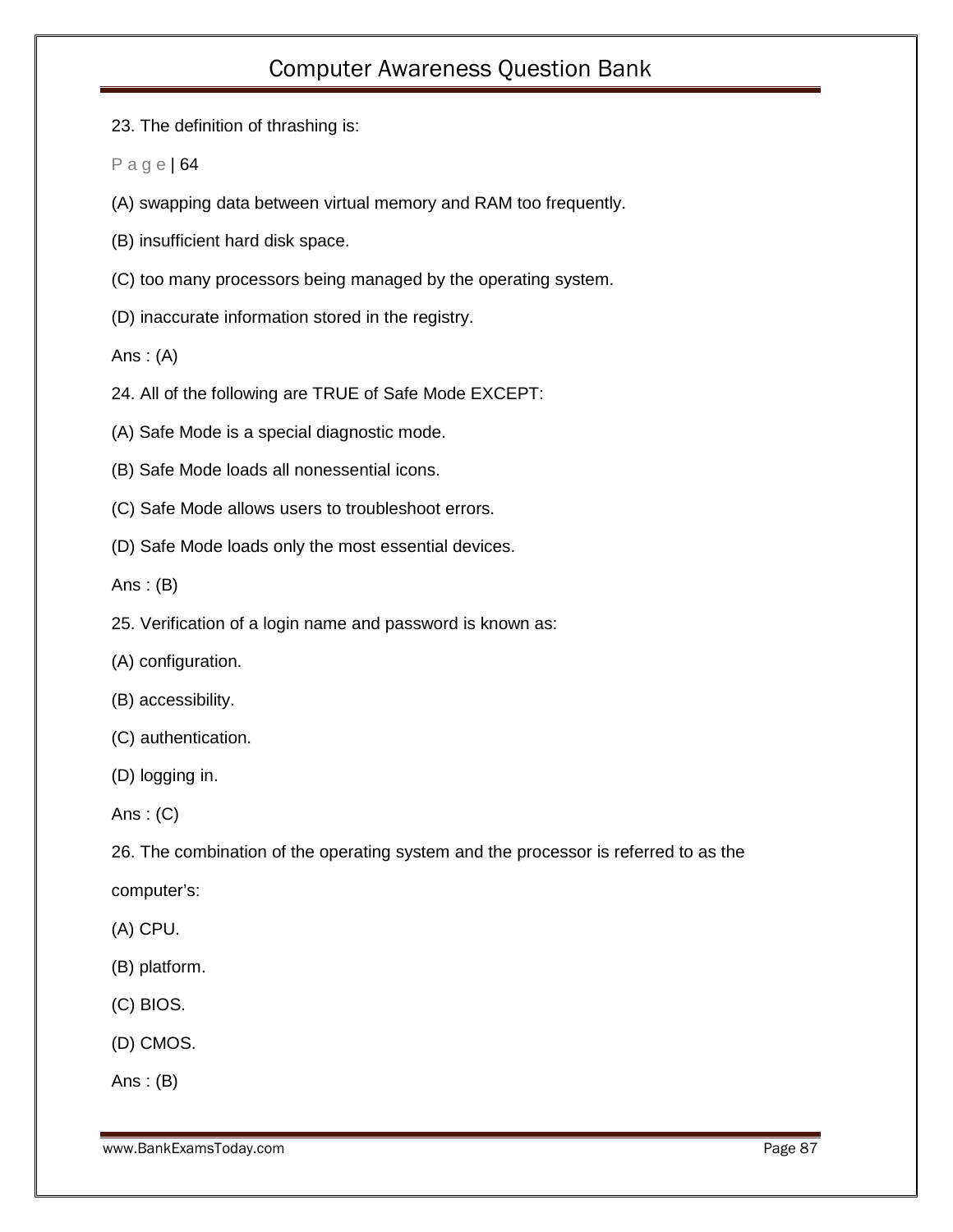23. The definition of thrashing is:

P a g e | 64

(A) swapping data between virtual memory and RAM too frequently.

(B) insufficient hard disk space.

(C) too many processors being managed by the operating system.

(D) inaccurate information stored in the registry.

Ans : (A)

24. All of the following are TRUE of Safe Mode EXCEPT:

(A) Safe Mode is a special diagnostic mode.

(B) Safe Mode loads all nonessential icons.

(C) Safe Mode allows users to troubleshoot errors.

(D) Safe Mode loads only the most essential devices.

Ans : (B)

25. Verification of a login name and password is known as:

(A) configuration.

(B) accessibility.

(C) authentication.

(D) logging in.

Ans : (C)

26. The combination of the operating system and the processor is referred to as the computer's:

(A) CPU.

(B) platform.

(C) BIOS.

(D) CMOS.

Ans : (B)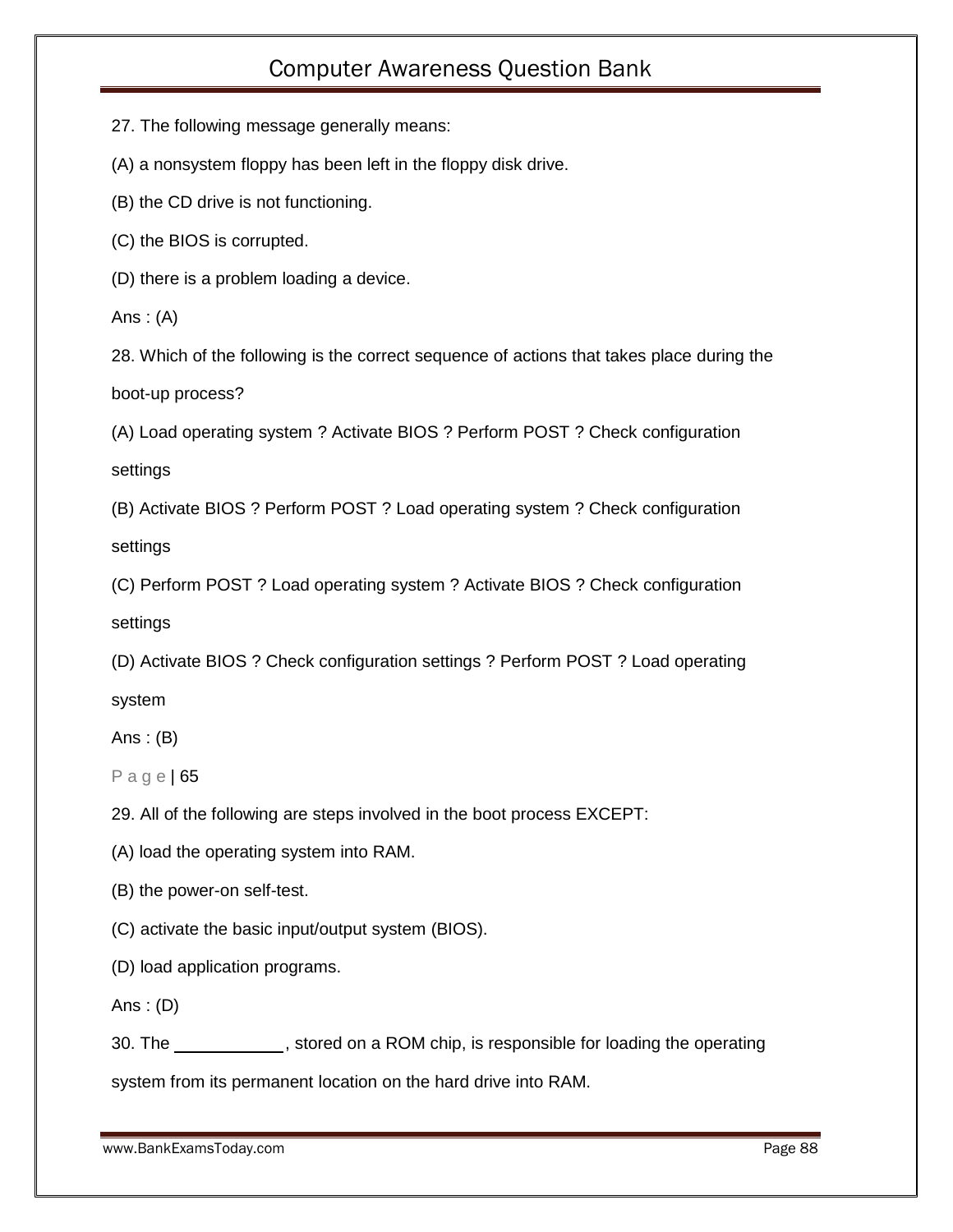27. The following message generally means:

(A) a nonsystem floppy has been left in the floppy disk drive.

(B) the CD drive is not functioning.

(C) the BIOS is corrupted.

(D) there is a problem loading a device.

Ans : (A)

28. Which of the following is the correct sequence of actions that takes place during the boot-up process?

(A) Load operating system ? Activate BIOS ? Perform POST ? Check configuration settings

(B) Activate BIOS ? Perform POST ? Load operating system ? Check configuration settings

(C) Perform POST ? Load operating system ? Activate BIOS ? Check configuration settings

(D) Activate BIOS ? Check configuration settings ? Perform POST ? Load operating system

Ans : (B)

P a g e | 65

29. All of the following are steps involved in the boot process EXCEPT:

(A) load the operating system into RAM.

(B) the power-on self-test.

(C) activate the basic input/output system (BIOS).

(D) load application programs.

Ans : (D)

30. The ____________, stored on a ROM chip, is responsible for loading the operating system from its permanent location on the hard drive into RAM.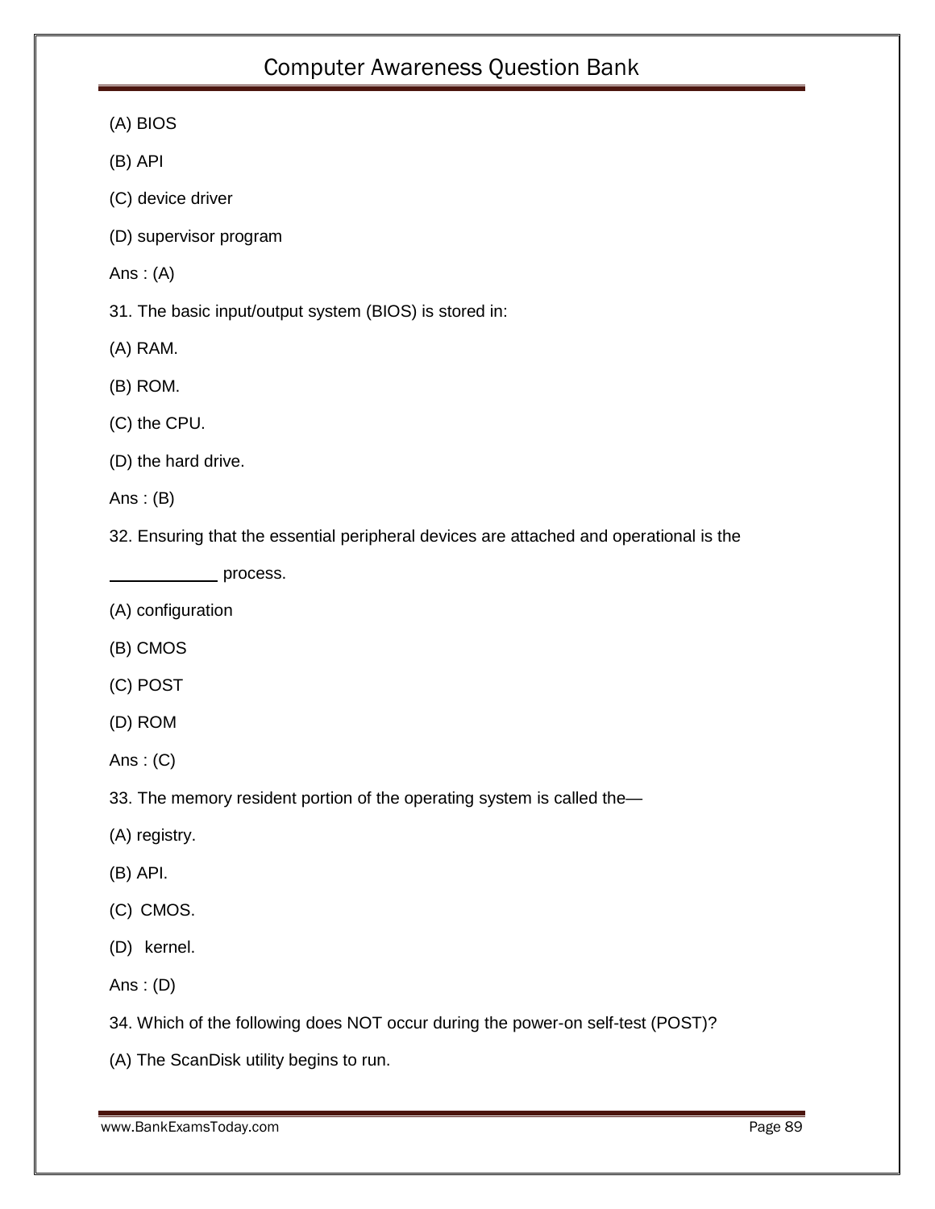(A) BIOS

(B) API

(C) device driver

(D) supervisor program

Ans : (A)

31. The basic input/output system (BIOS) is stored in:

(A) RAM.

(B) ROM.

(C) the CPU.

(D) the hard drive.

Ans : (B)

32. Ensuring that the essential peripheral devices are attached and operational is the ____________ process.

(A) configuration

(B) CMOS

(C) POST

(D) ROM

Ans : (C)

33. The memory resident portion of the operating system is called the—

(A) registry.

(B) API.

(C) CMOS.

(D) kernel.

Ans : (D)

34. Which of the following does NOT occur during the power-on self-test (POST)?

(A) The ScanDisk utility begins to run.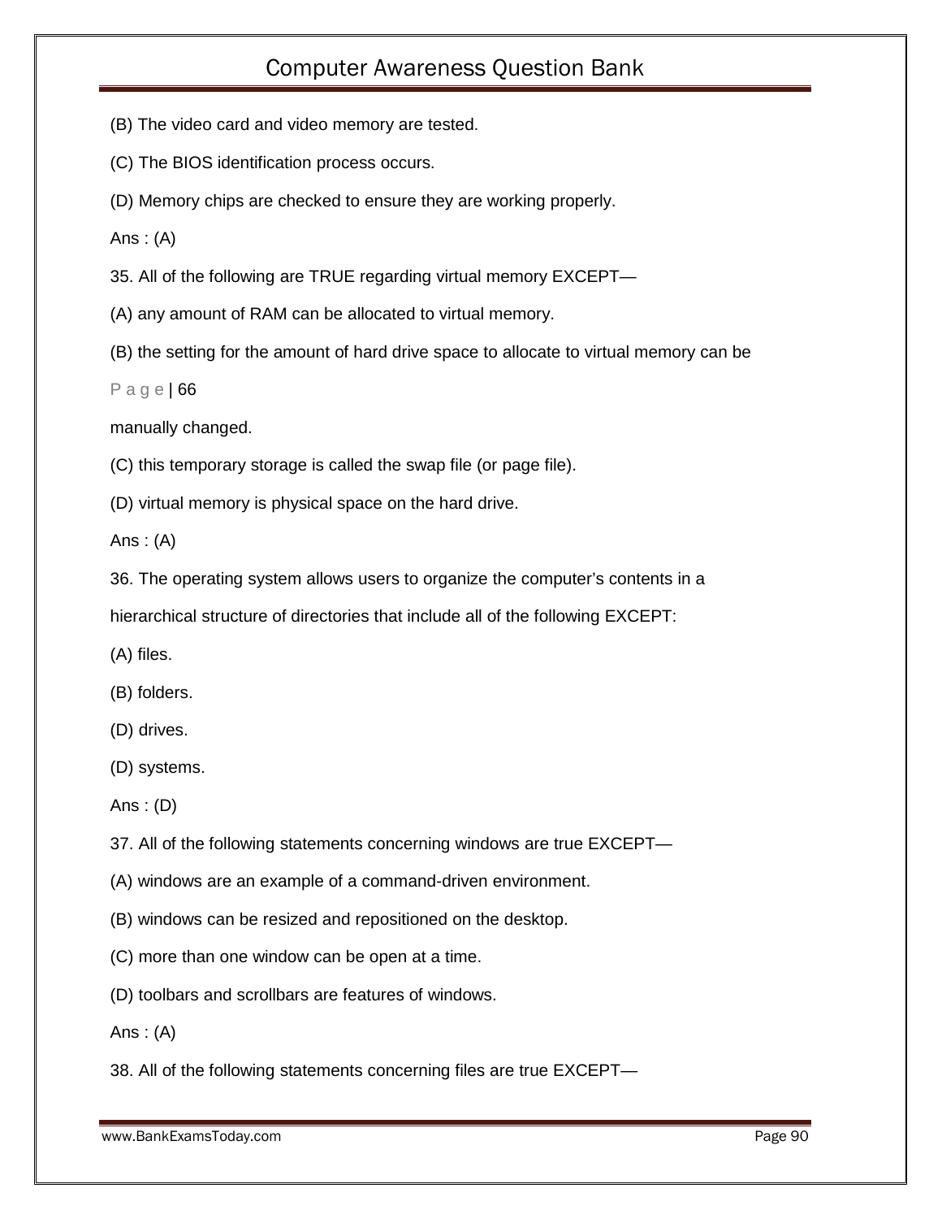(B) The video card and video memory are tested.

(C) The BIOS identification process occurs.

(D) Memory chips are checked to ensure they are working properly.

Ans : (A)

35. All of the following are TRUE regarding virtual memory EXCEPT—

(A) any amount of RAM can be allocated to virtual memory.

(B) the setting for the amount of hard drive space to allocate to virtual memory can be

P a g e | 66

manually changed.

(C) this temporary storage is called the swap file (or page file).

(D) virtual memory is physical space on the hard drive.

Ans : (A)

36. The operating system allows users to organize the computer's contents in a hierarchical structure of directories that include all of the following EXCEPT:

(A) files.

(B) folders.

(D) drives.

(D) systems.

Ans : (D)

37. All of the following statements concerning windows are true EXCEPT—

(A) windows are an example of a command-driven environment.

(B) windows can be resized and repositioned on the desktop.

(C) more than one window can be open at a time.

(D) toolbars and scrollbars are features of windows.

Ans : (A)

38. All of the following statements concerning files are true EXCEPT—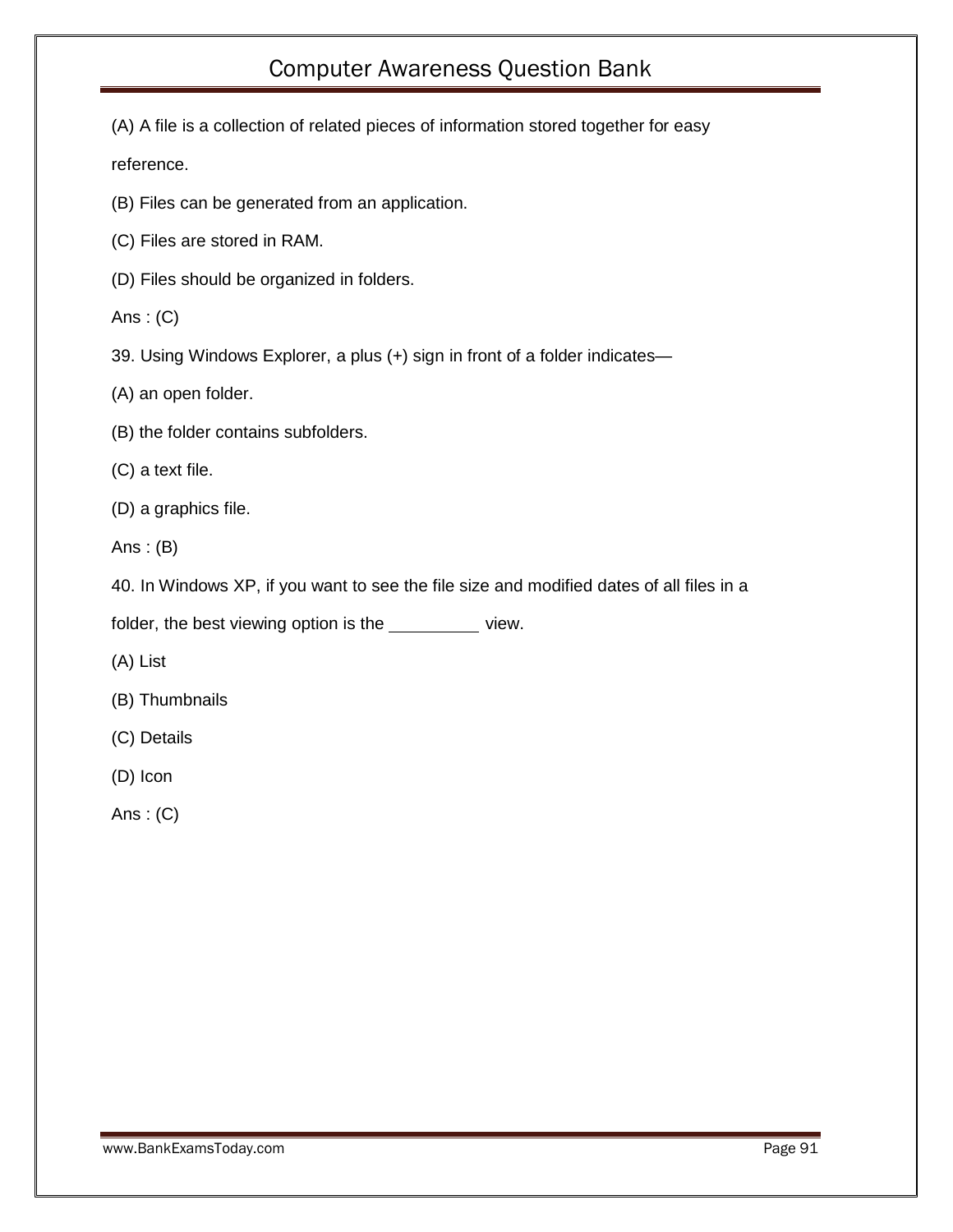(A) A file is a collection of related pieces of information stored together for easy reference.

(B) Files can be generated from an application.

(C) Files are stored in RAM.

(D) Files should be organized in folders.

Ans : (C)

39. Using Windows Explorer, a plus (+) sign in front of a folder indicates—

(A) an open folder.

(B) the folder contains subfolders.

(C) a text file.

(D) a graphics file.

Ans : (B)

40. In Windows XP, if you want to see the file size and modified dates of all files in a folder, the best viewing option is the _________ view.

(A) List

(B) Thumbnails

(C) Details

(D) Icon

Ans : (C)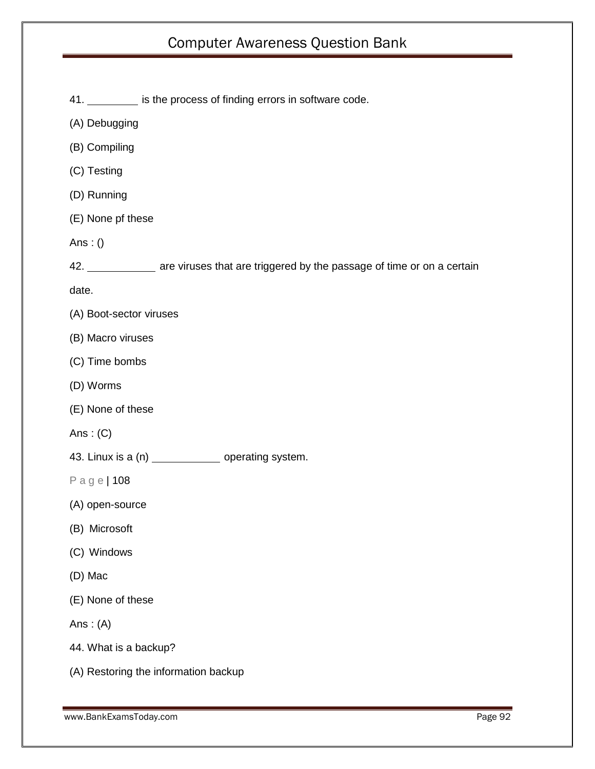41. ________ is the process of finding errors in software code.

(A) Debugging

(B) Compiling

(C) Testing

(D) Running

(E) None pf these

Ans : ()

42. __________ are viruses that are triggered by the passage of time or on a certain date.

(A) Boot-sector viruses

(B) Macro viruses

(C) Time bombs

(D) Worms

(E) None of these

Ans : (C)

43. Linux is a (n) __________ operating system.

P a g e | 108

(A) open-source

(B) Microsoft

(C) Windows

(D) Mac

(E) None of these

Ans : (A)

44. What is a backup?

(A) Restoring the information backup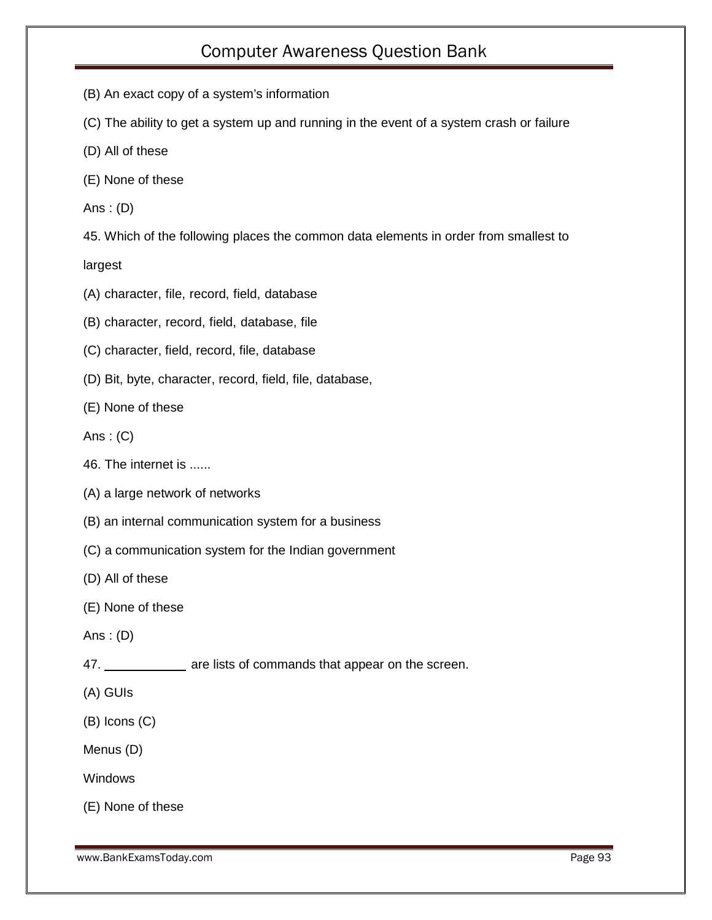(B) An exact copy of a system's information

(C) The ability to get a system up and running in the event of a system crash or failure

(D) All of these

(E) None of these

Ans : (D)

45. Which of the following places the common data elements in order from smallest to largest

(A) character, file, record, field, database

(B) character, record, field, database, file

(C) character, field, record, file, database

(D) Bit, byte, character, record, field, file, database,

(E) None of these

Ans : (C)

46. The internet is ......

(A) a large network of networks

(B) an internal communication system for a business

(C) a communication system for the Indian government

(D) All of these

(E) None of these

Ans : (D)

47. ____________ are lists of commands that appear on the screen.

(A) GUIs

(B) Icons (C)

Menus (D)

Windows

(E) None of these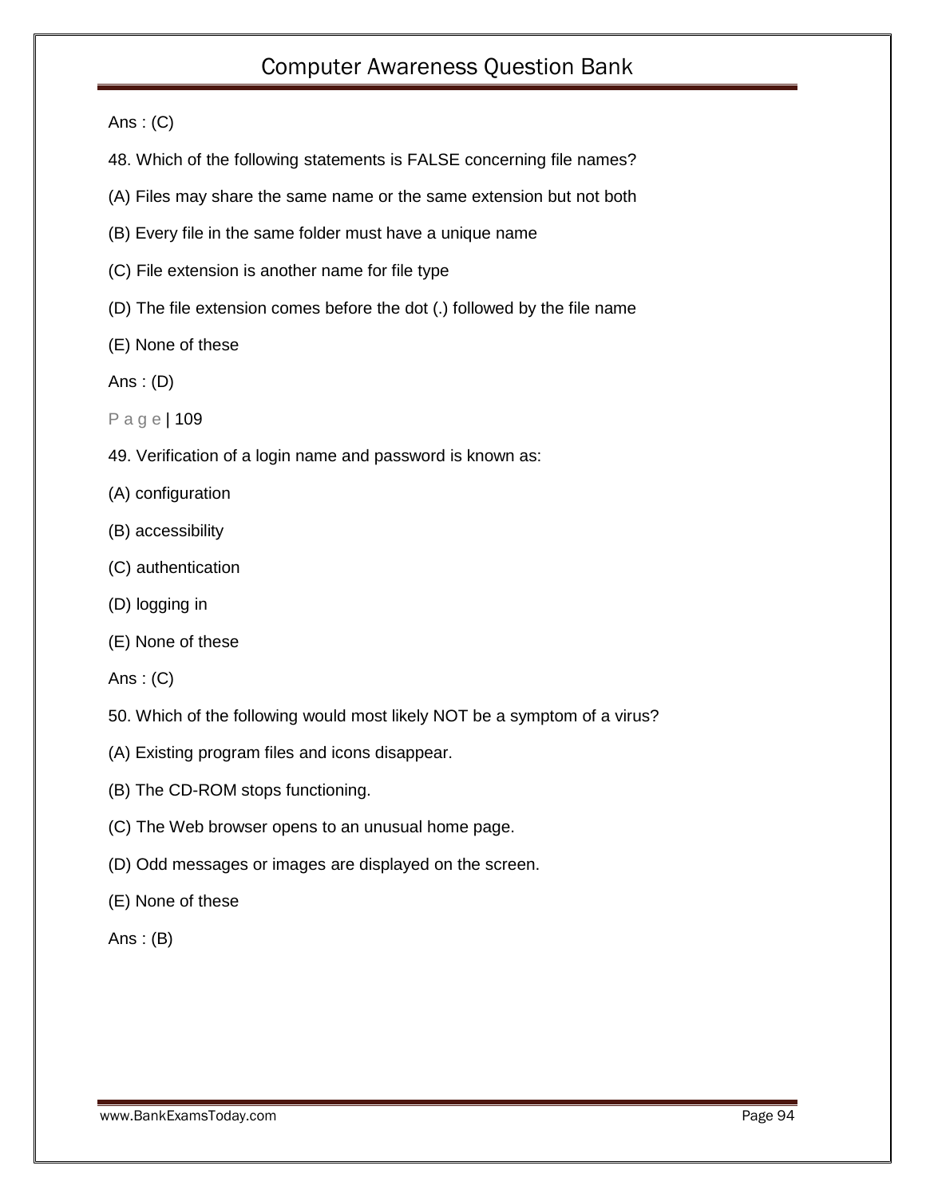Ans : (C)

48. Which of the following statements is FALSE concerning file names?

(A) Files may share the same name or the same extension but not both

(B) Every file in the same folder must have a unique name

(C) File extension is another name for file type

(D) The file extension comes before the dot (.) followed by the file name

(E) None of these

Ans : (D)

P a g e | 109

49. Verification of a login name and password is known as:

(A) configuration

(B) accessibility

(C) authentication

(D) logging in

(E) None of these

Ans : (C)

50. Which of the following would most likely NOT be a symptom of a virus?

(A) Existing program files and icons disappear.

(B) The CD-ROM stops functioning.

(C) The Web browser opens to an unusual home page.

(D) Odd messages or images are displayed on the screen.

(E) None of these

Ans : (B)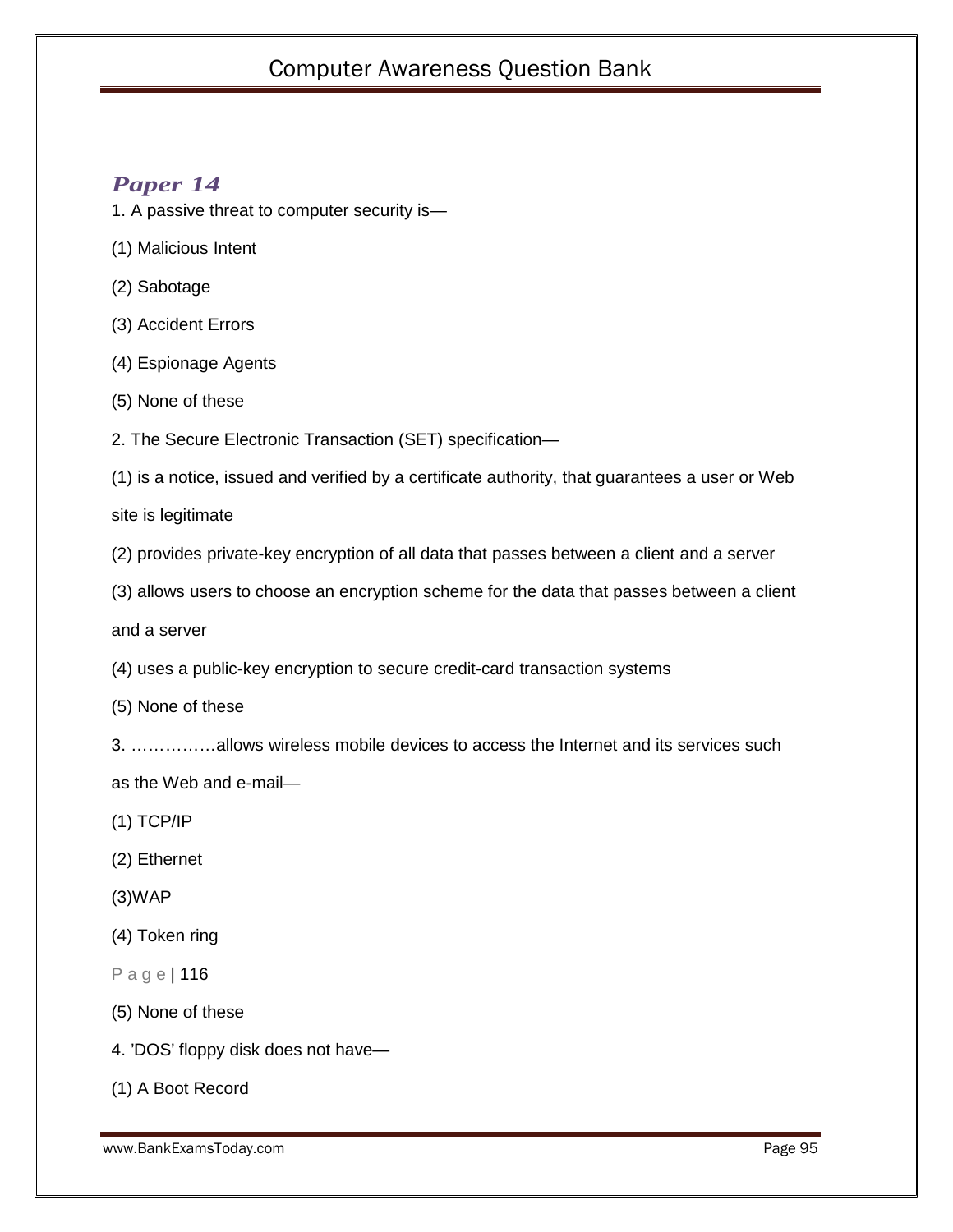## *Paper 14*

1. A passive threat to computer security is—

(1) Malicious Intent

(2) Sabotage

(3) Accident Errors

(4) Espionage Agents

(5) None of these

2. The Secure Electronic Transaction (SET) specification—

(1) is a notice, issued and verified by a certificate authority, that guarantees a user or Web site is legitimate

(2) provides private-key encryption of all data that passes between a client and a server

(3) allows users to choose an encryption scheme for the data that passes between a client and a server

(4) uses a public-key encryption to secure credit-card transaction systems

(5) None of these

3. ……………allows wireless mobile devices to access the Internet and its services such as the Web and e-mail—

(1) TCP/IP

(2) Ethernet

(3)WAP

(4) Token ring

P a g e | 116

(5) None of these

4. 'DOS' floppy disk does not have—

(1) A Boot Record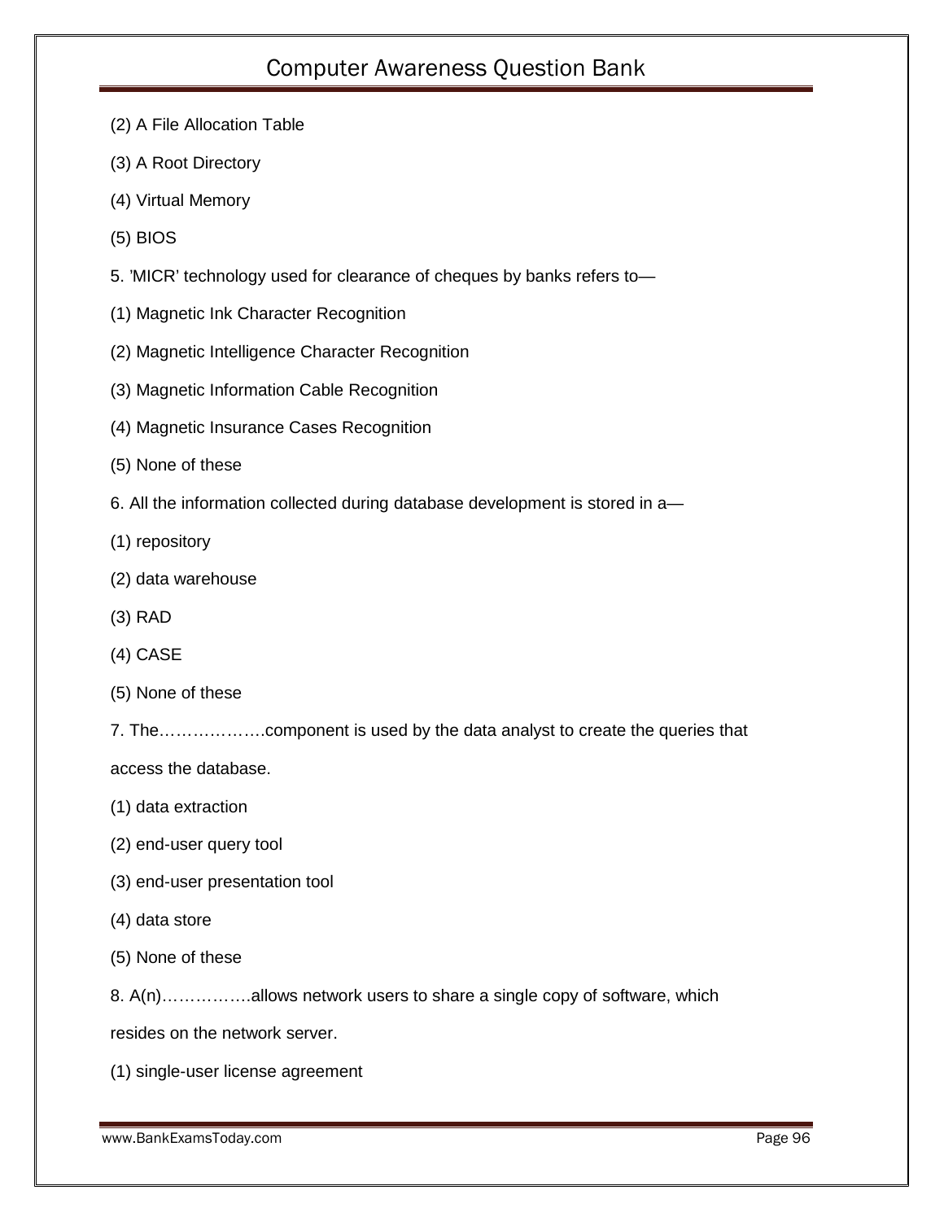(2) A File Allocation Table

(3) A Root Directory

(4) Virtual Memory

(5) BIOS

5. 'MICR' technology used for clearance of cheques by banks refers to—

(1) Magnetic Ink Character Recognition

(2) Magnetic Intelligence Character Recognition

(3) Magnetic Information Cable Recognition

(4) Magnetic Insurance Cases Recognition

(5) None of these

6. All the information collected during database development is stored in a—

(1) repository

(2) data warehouse

(3) RAD

(4) CASE

(5) None of these

7. The……………….component is used by the data analyst to create the queries that access the database.

(1) data extraction

(2) end-user query tool

(3) end-user presentation tool

(4) data store

(5) None of these

8. A(n)…………….allows network users to share a single copy of software, which resides on the network server.

(1) single-user license agreement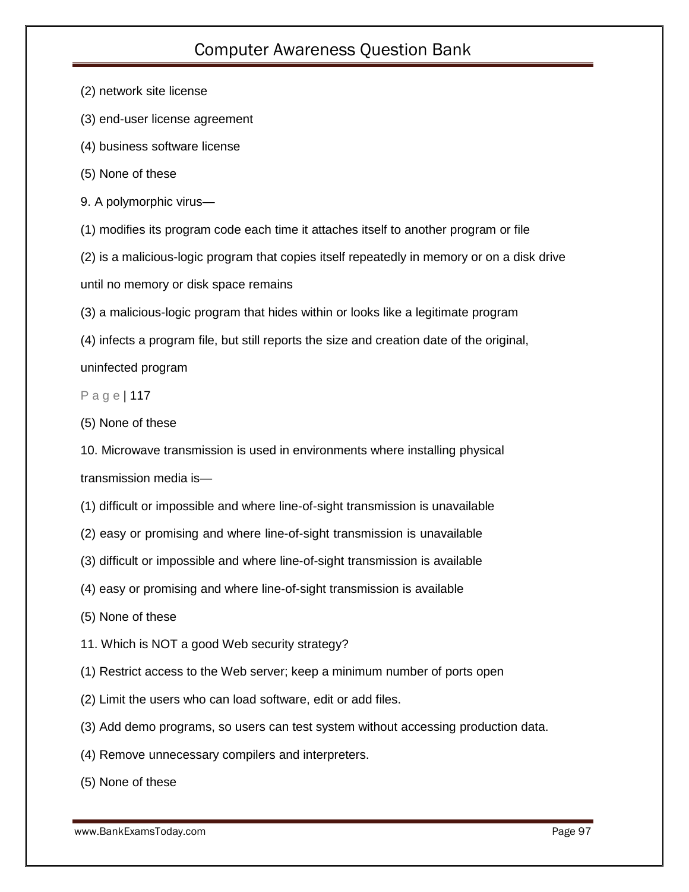(2) network site license

(3) end-user license agreement

(4) business software license

(5) None of these

9. A polymorphic virus—

(1) modifies its program code each time it attaches itself to another program or file

(2) is a malicious-logic program that copies itself repeatedly in memory or on a disk drive until no memory or disk space remains

(3) a malicious-logic program that hides within or looks like a legitimate program

(4) infects a program file, but still reports the size and creation date of the original, uninfected program

P a g e | 117

(5) None of these

10. Microwave transmission is used in environments where installing physical transmission media is—

(1) difficult or impossible and where line-of-sight transmission is unavailable

(2) easy or promising and where line-of-sight transmission is unavailable

(3) difficult or impossible and where line-of-sight transmission is available

(4) easy or promising and where line-of-sight transmission is available

(5) None of these

11. Which is NOT a good Web security strategy?

(1) Restrict access to the Web server; keep a minimum number of ports open

(2) Limit the users who can load software, edit or add files.

(3) Add demo programs, so users can test system without accessing production data.

(4) Remove unnecessary compilers and interpreters.

(5) None of these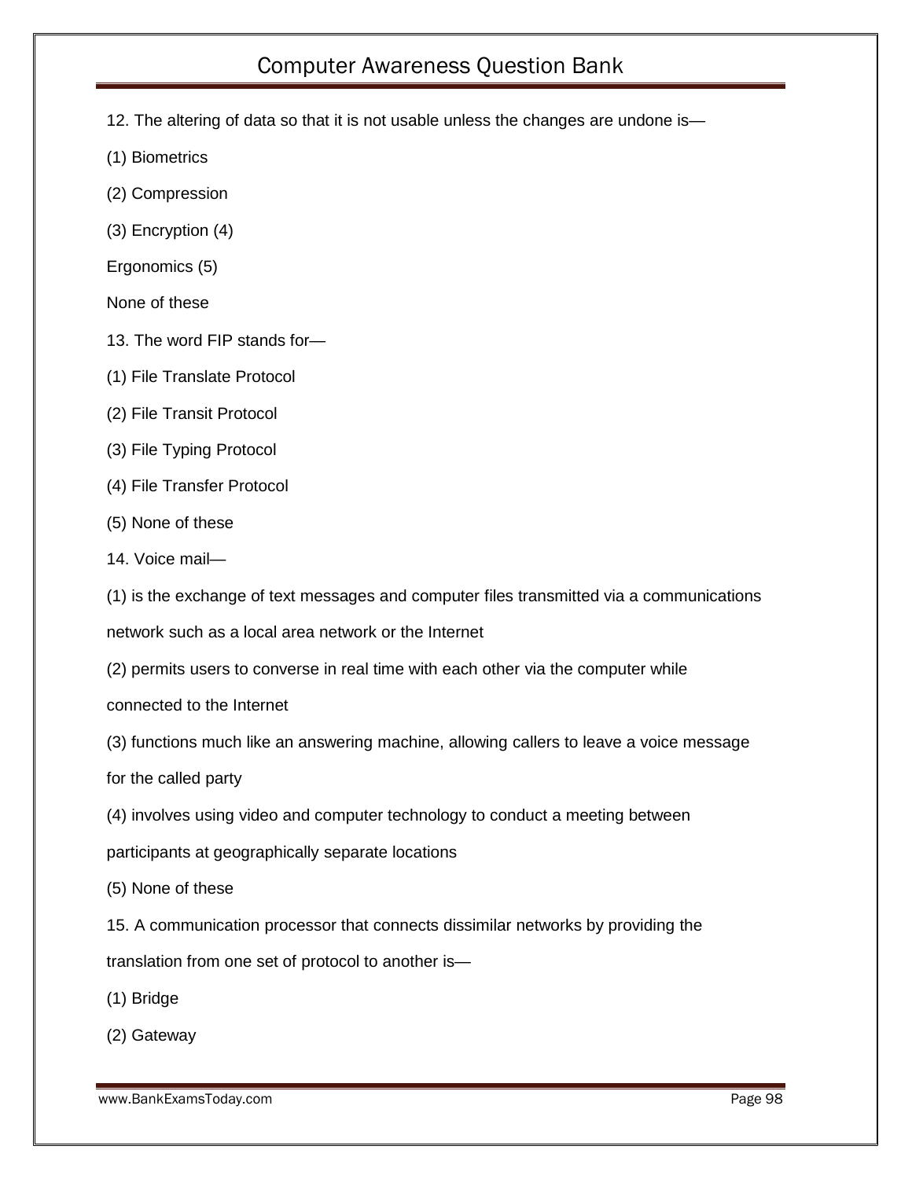12. The altering of data so that it is not usable unless the changes are undone is—

(1) Biometrics

(2) Compression

(3) Encryption (4)

Ergonomics (5)

None of these

13. The word FIP stands for—

(1) File Translate Protocol

(2) File Transit Protocol

(3) File Typing Protocol

(4) File Transfer Protocol

(5) None of these

14. Voice mail—

(1) is the exchange of text messages and computer files transmitted via a communications network such as a local area network or the Internet

(2) permits users to converse in real time with each other via the computer while connected to the Internet

(3) functions much like an answering machine, allowing callers to leave a voice message for the called party

(4) involves using video and computer technology to conduct a meeting between participants at geographically separate locations

(5) None of these

15. A communication processor that connects dissimilar networks by providing the translation from one set of protocol to another is—

(1) Bridge

(2) Gateway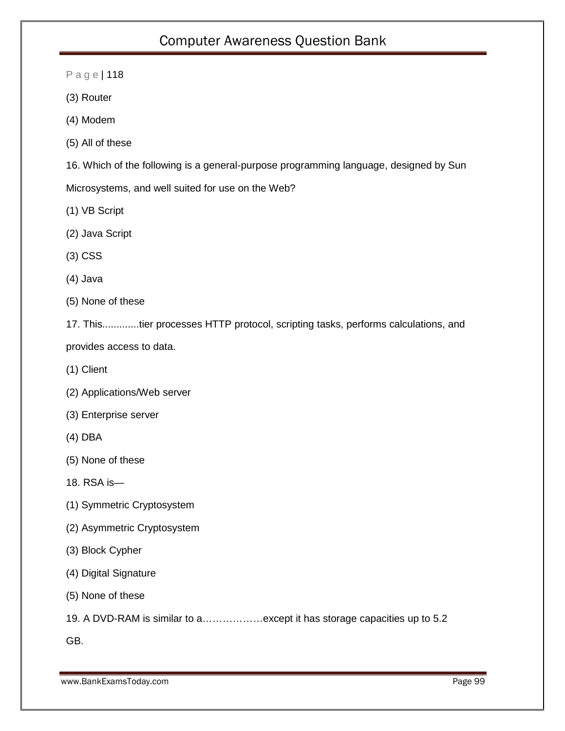(3) Router

(4) Modem

(5) All of these

16. Which of the following is a general-purpose programming language, designed by Sun Microsystems, and well suited for use on the Web?

(1) VB Script

(2) Java Script

(3) CSS

(4) Java

(5) None of these

17. This............tier processes HTTP protocol, scripting tasks, performs calculations, and provides access to data.

(1) Client

(2) Applications/Web server

(3) Enterprise server

(4) DBA

(5) None of these

18. RSA is—

(1) Symmetric Cryptosystem

(2) Asymmetric Cryptosystem

(3) Block Cypher

(4) Digital Signature

(5) None of these

19. A DVD-RAM is similar to a………………except it has storage capacities up to 5.2 GB.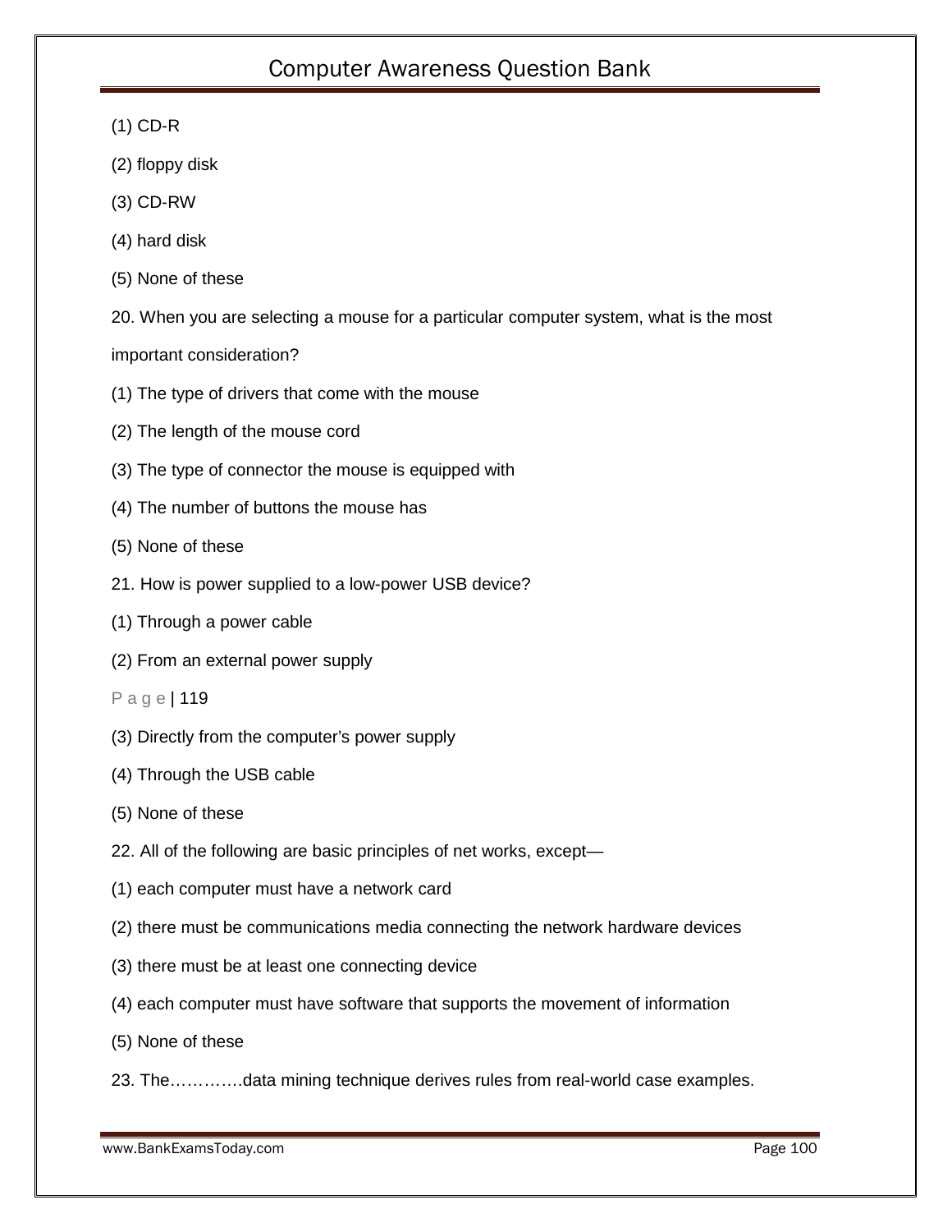(1) CD-R

(2) floppy disk

(3) CD-RW

(4) hard disk

(5) None of these

20. When you are selecting a mouse for a particular computer system, what is the most important consideration?

(1) The type of drivers that come with the mouse

(2) The length of the mouse cord

(3) The type of connector the mouse is equipped with

(4) The number of buttons the mouse has

(5) None of these

21. How is power supplied to a low-power USB device?

(1) Through a power cable

(2) From an external power supply

(3) Directly from the computer's power supply

(4) Through the USB cable

(5) None of these

22. All of the following are basic principles of net works, except—

(1) each computer must have a network card

(2) there must be communications media connecting the network hardware devices

(3) there must be at least one connecting device

(4) each computer must have software that supports the movement of information

(5) None of these

23. The………….data mining technique derives rules from real-world case examples.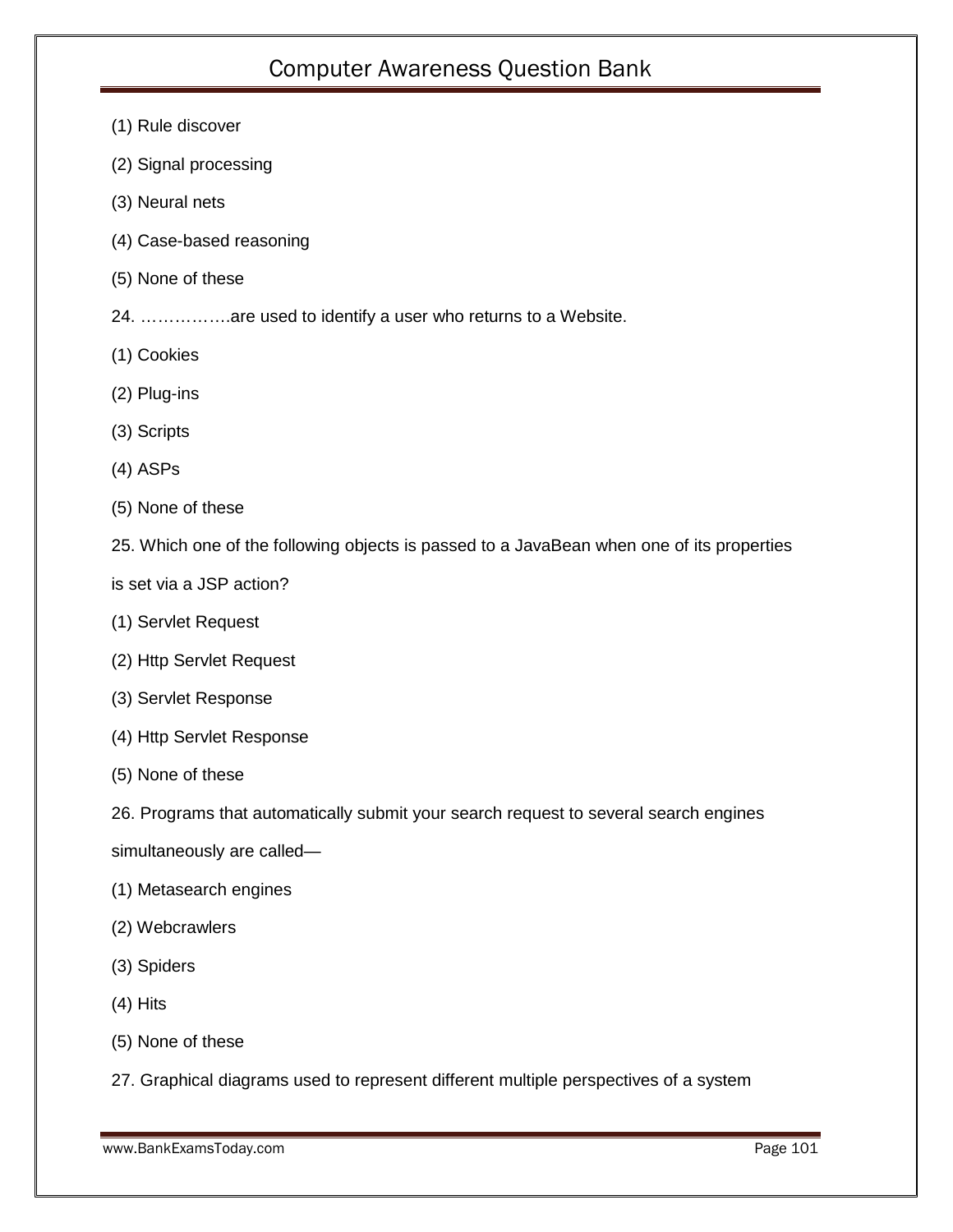(1) Rule discover

(2) Signal processing

(3) Neural nets

(4) Case-based reasoning

(5) None of these

24. …………….are used to identify a user who returns to a Website.

(1) Cookies

(2) Plug-ins

(3) Scripts

(4) ASPs

(5) None of these

25. Which one of the following objects is passed to a JavaBean when one of its properties is set via a JSP action?

(1) Servlet Request

(2) Http Servlet Request

(3) Servlet Response

(4) Http Servlet Response

(5) None of these

26. Programs that automatically submit your search request to several search engines simultaneously are called—

(1) Metasearch engines

(2) Webcrawlers

(3) Spiders

(4) Hits

(5) None of these

27. Graphical diagrams used to represent different multiple perspectives of a system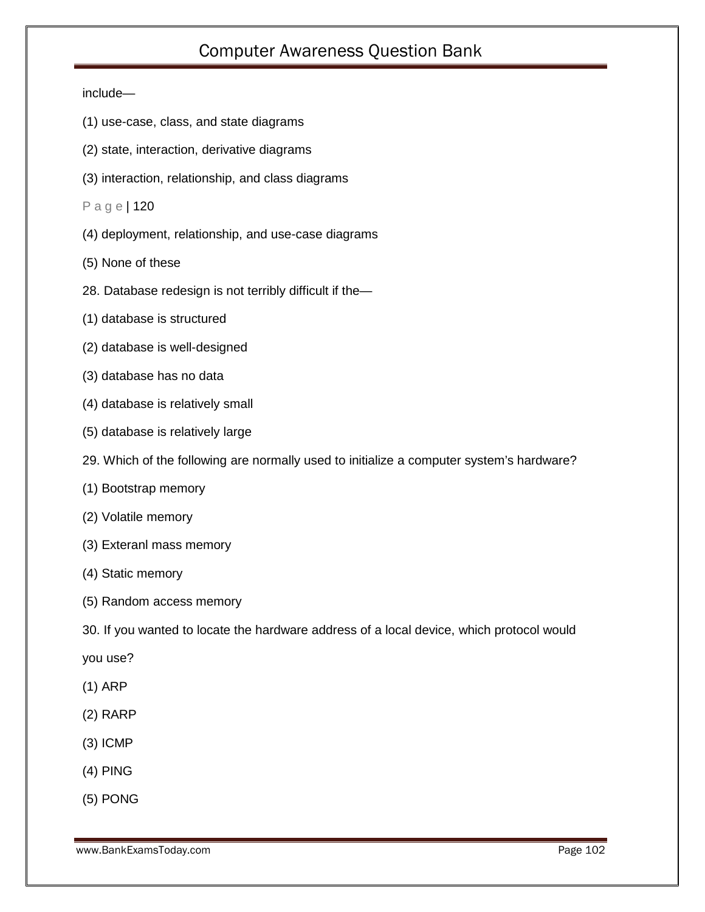include—

(1) use-case, class, and state diagrams

(2) state, interaction, derivative diagrams

(3) interaction, relationship, and class diagrams

P a g e | 120

(4) deployment, relationship, and use-case diagrams

(5) None of these

28. Database redesign is not terribly difficult if the—

(1) database is structured

(2) database is well-designed

(3) database has no data

(4) database is relatively small

(5) database is relatively large

29. Which of the following are normally used to initialize a computer system's hardware?

(1) Bootstrap memory

(2) Volatile memory

(3) Exteranl mass memory

(4) Static memory

(5) Random access memory

30. If you wanted to locate the hardware address of a local device, which protocol would you use?

(1) ARP

(2) RARP

(3) ICMP

(4) PING

(5) PONG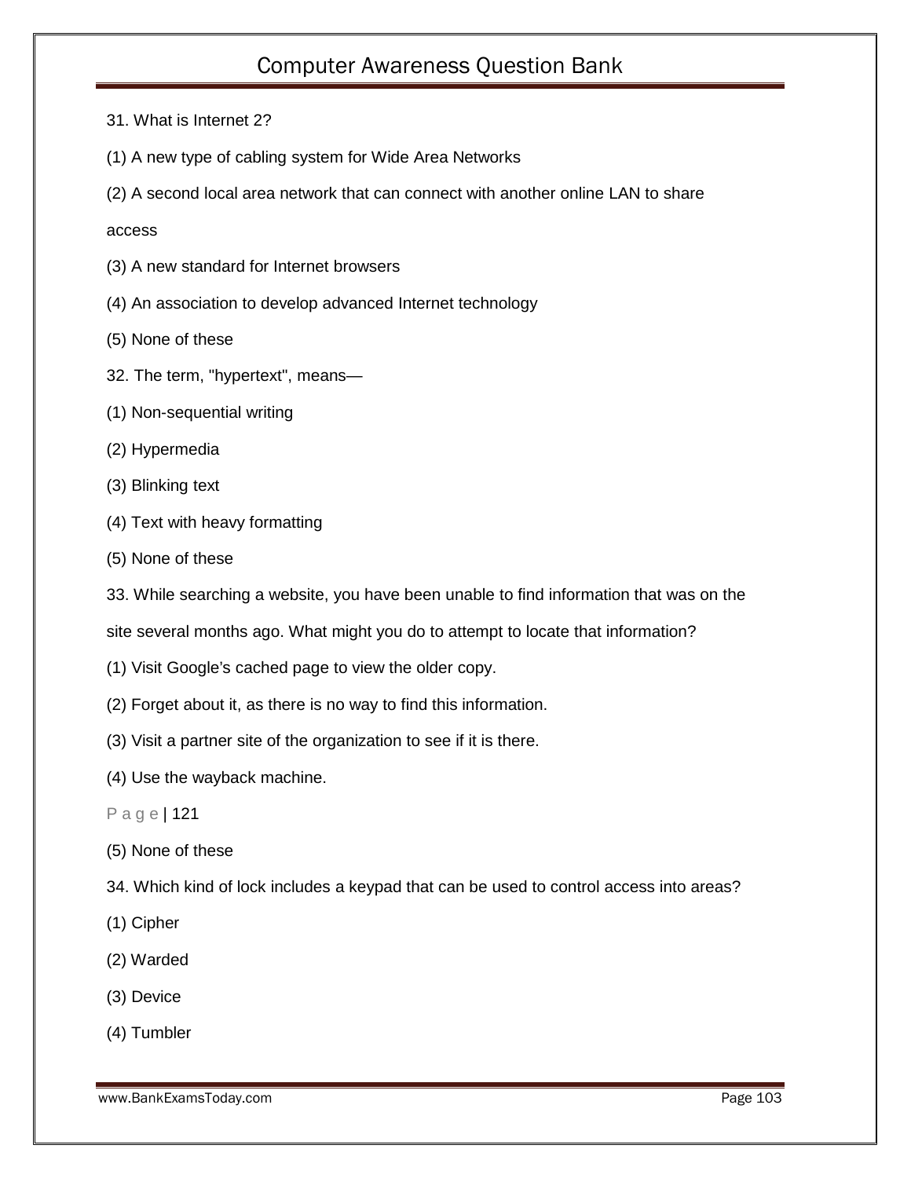31. What is Internet 2?

(1) A new type of cabling system for Wide Area Networks

(2) A second local area network that can connect with another online LAN to share access

(3) A new standard for Internet browsers

(4) An association to develop advanced Internet technology

(5) None of these

32. The term, "hypertext", means—

(1) Non-sequential writing

(2) Hypermedia

(3) Blinking text

(4) Text with heavy formatting

(5) None of these

33. While searching a website, you have been unable to find information that was on the site several months ago. What might you do to attempt to locate that information?

(1) Visit Google's cached page to view the older copy.

(2) Forget about it, as there is no way to find this information.

(3) Visit a partner site of the organization to see if it is there.

(4) Use the wayback machine.

P a g e | 121

(5) None of these

34. Which kind of lock includes a keypad that can be used to control access into areas?

(1) Cipher

(2) Warded

(3) Device

(4) Tumbler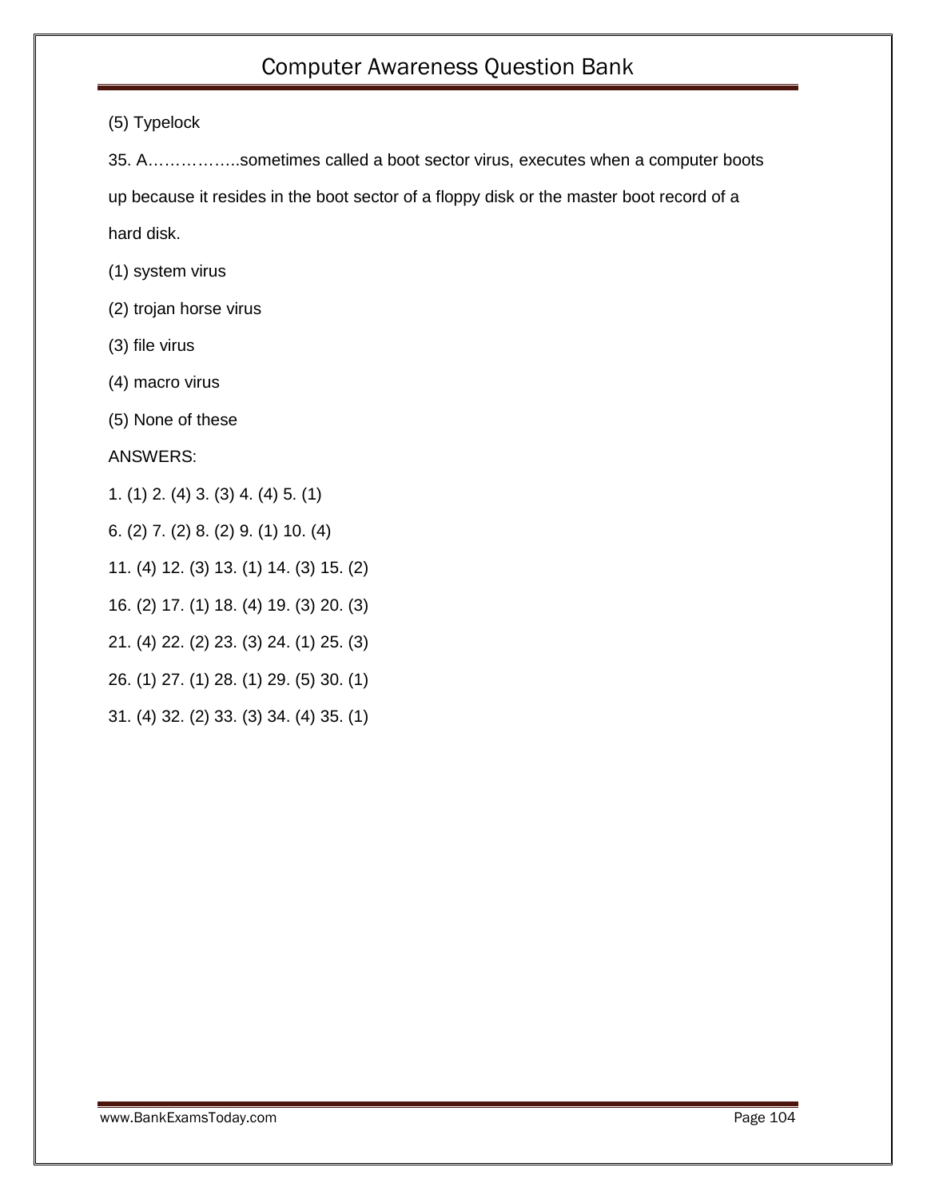(5) Typelock

35. A…………….sometimes called a boot sector virus, executes when a computer boots up because it resides in the boot sector of a floppy disk or the master boot record of a hard disk.

(1) system virus

(2) trojan horse virus

(3) file virus

(4) macro virus

(5) None of these

ANSWERS:

1. (1) 2. (4) 3. (3) 4. (4) 5. (1)

6. (2) 7. (2) 8. (2) 9. (1) 10. (4)

11. (4) 12. (3) 13. (1) 14. (3) 15. (2)

16. (2) 17. (1) 18. (4) 19. (3) 20. (3)

21. (4) 22. (2) 23. (3) 24. (1) 25. (3)

26. (1) 27. (1) 28. (1) 29. (5) 30. (1)

31. (4) 32. (2) 33. (3) 34. (4) 35. (1)